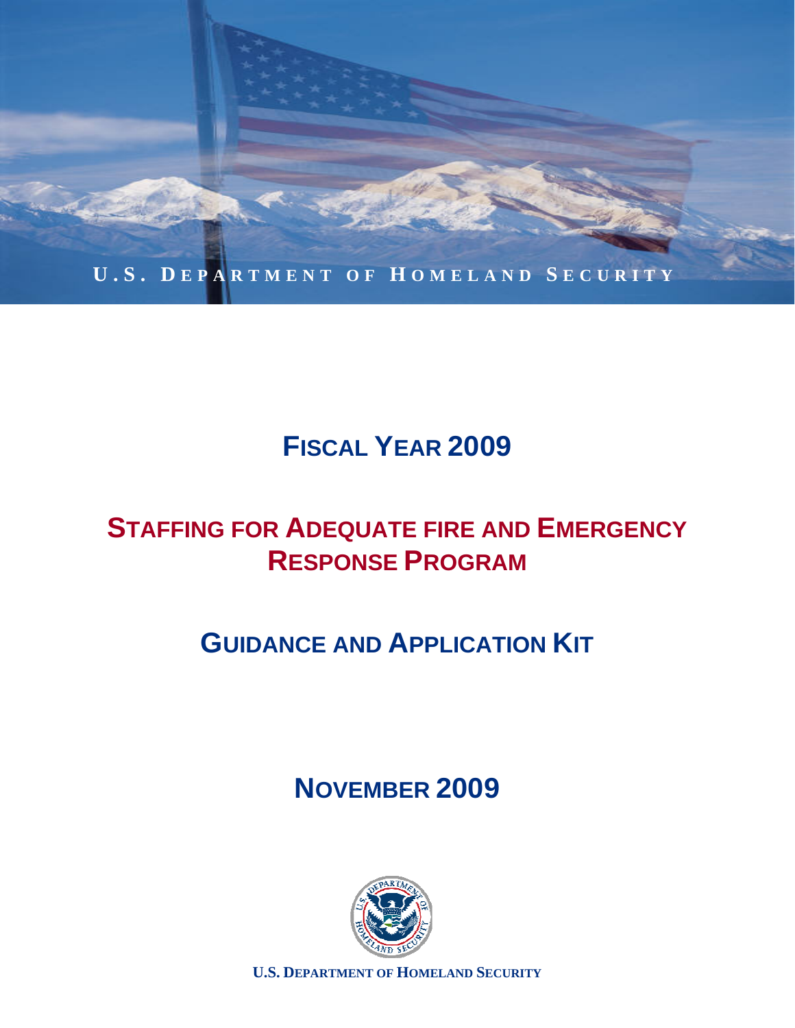U.S. DEPARTMENT OF HOMELAND SECURITY

# FISCAL YEAR 2009

# STAFFING FOR ADEQUATE FIRE AND EMERGENCY RESPONSE PROGRAM

# GUIDANCE AND APPLICATION KIT

## NOVEMBER 2009

**U.S. DEPARTMENT OF HOMELAND SECURITY**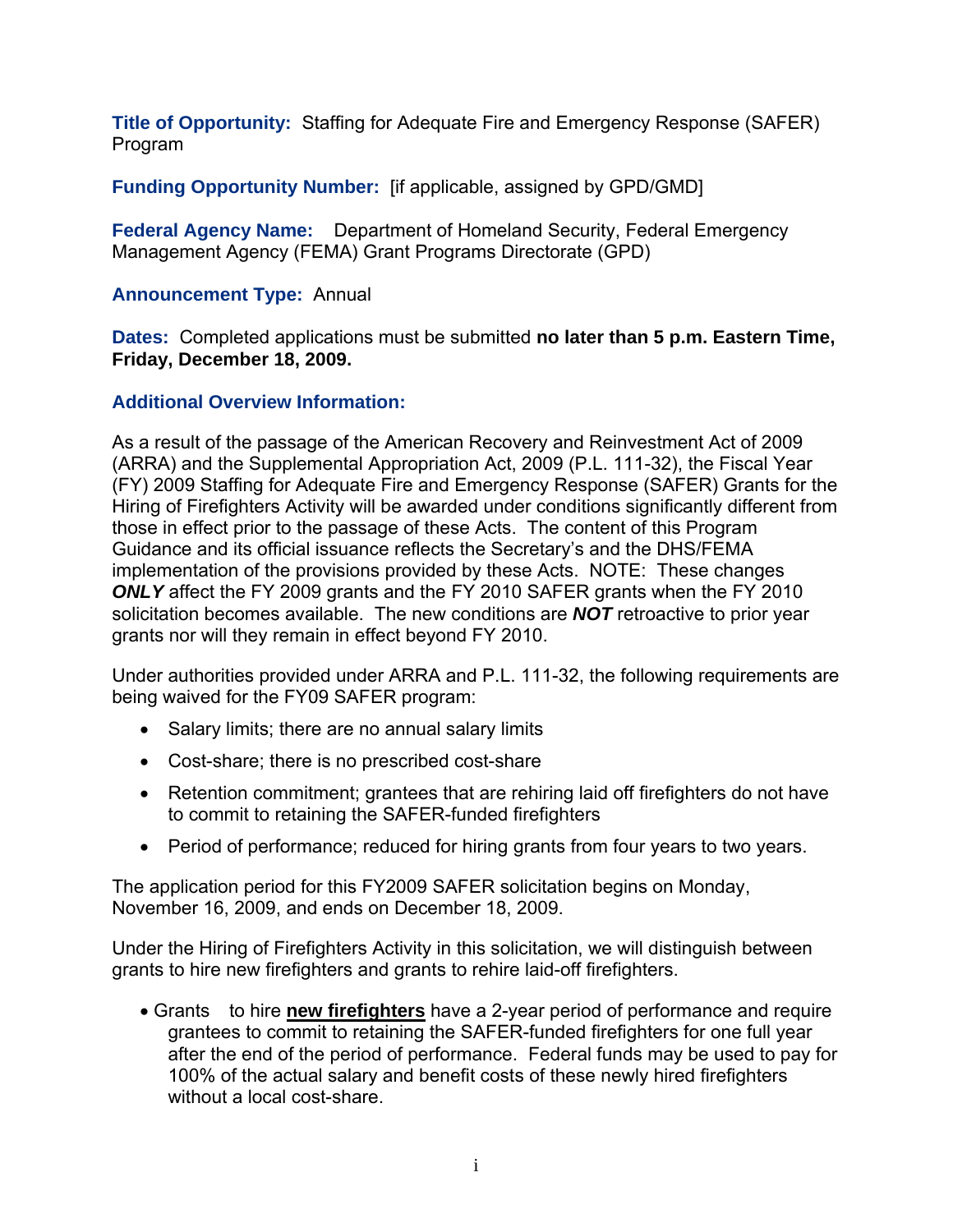**Title of Opportunity:** Staffing for Adequate Fire and Emergency Response (SAFER) Program

**Funding Opportunity Number:** [if applicable, assigned by GPD/GMD]

**Federal Agency Name:** Department of Homeland Security, Federal Emergency Management Agency (FEMA) Grant Programs Directorate (GPD)

**Announcement Type:** Annual

**Dates:** Completed applications must be submitted **no later than 5 p.m. Eastern Time, Friday, December 18, 2009.**

**Additional Overview Information:**

As a result of the passage of the American Recovery and Reinvestment Act of 2009 (ARRA) and the Supplemental Appropriation Act, 2009 (P.L. 111-32), the Fiscal Year (FY) 2009 Staffing for Adequate Fire and Emergency Response (SAFER) Grants for the Hiring of Firefighters Activity will be awarded under conditions significantly different from those in effect prior to the passage of these Acts. The content of this Program Guidance and its official issuance reflects the Secretary's and the DHS/FEMA implementation of the provisions provided by these Acts. NOTE: These changes ***ONLY*** affect the FY 2009 grants and the FY 2010 SAFER grants when the FY 2010 solicitation becomes available. The new conditions are ***NOT*** retroactive to prior year grants nor will they remain in effect beyond FY 2010.

Under authorities provided under ARRA and P.L. 111-32, the following requirements are being waived for the FY09 SAFER program:

- Salary limits; there are no annual salary limits
- Cost-share; there is no prescribed cost-share
- Retention commitment; grantees that are rehiring laid off firefighters do not have to commit to retaining the SAFER-funded firefighters
- Period of performance; reduced for hiring grants from four years to two years.

The application period for this FY2009 SAFER solicitation begins on Monday, November 16, 2009, and ends on December 18, 2009.

Under the Hiring of Firefighters Activity in this solicitation, we will distinguish between grants to hire new firefighters and grants to rehire laid-off firefighters.

- Grants to hire **new firefighters** have a 2-year period of performance and require grantees to commit to retaining the SAFER-funded firefighters for one full year after the end of the period of performance. Federal funds may be used to pay for 100% of the actual salary and benefit costs of these newly hired firefighters without a local cost-share.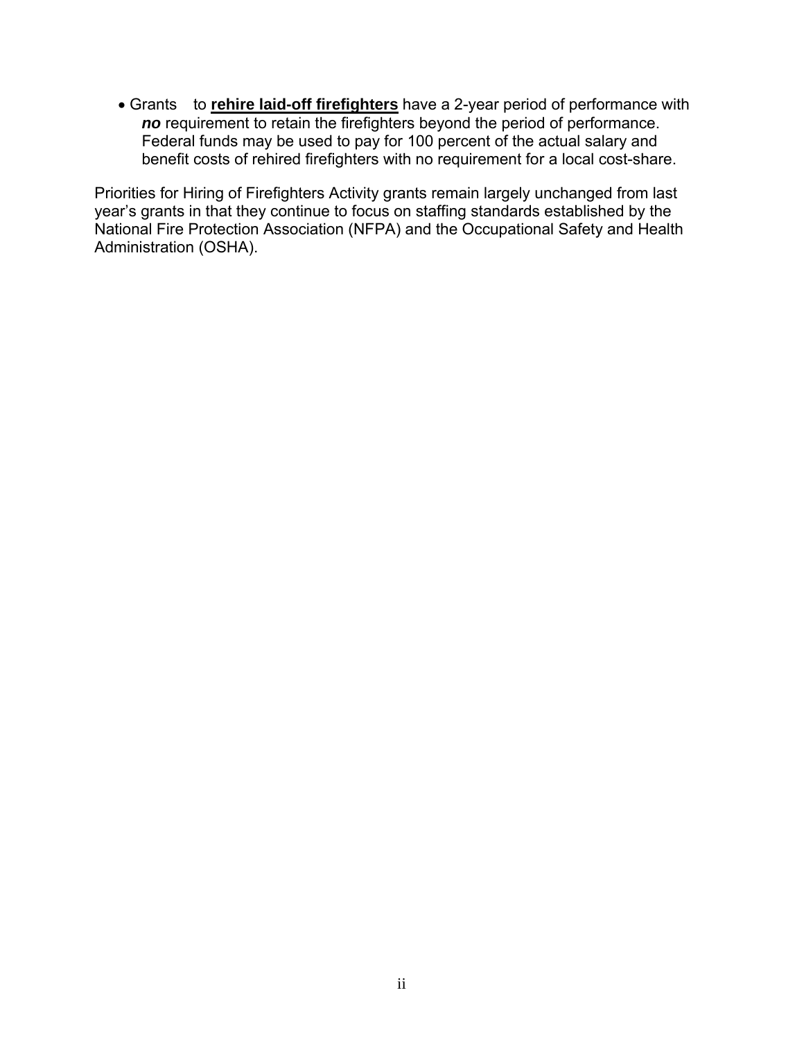- Grants to **rehire laid-off firefighters** have a 2-year period of performance with ***no*** requirement to retain the firefighters beyond the period of performance. Federal funds may be used to pay for 100 percent of the actual salary and benefit costs of rehired firefighters with no requirement for a local cost-share.

Priorities for Hiring of Firefighters Activity grants remain largely unchanged from last year's grants in that they continue to focus on staffing standards established by the National Fire Protection Association (NFPA) and the Occupational Safety and Health Administration (OSHA).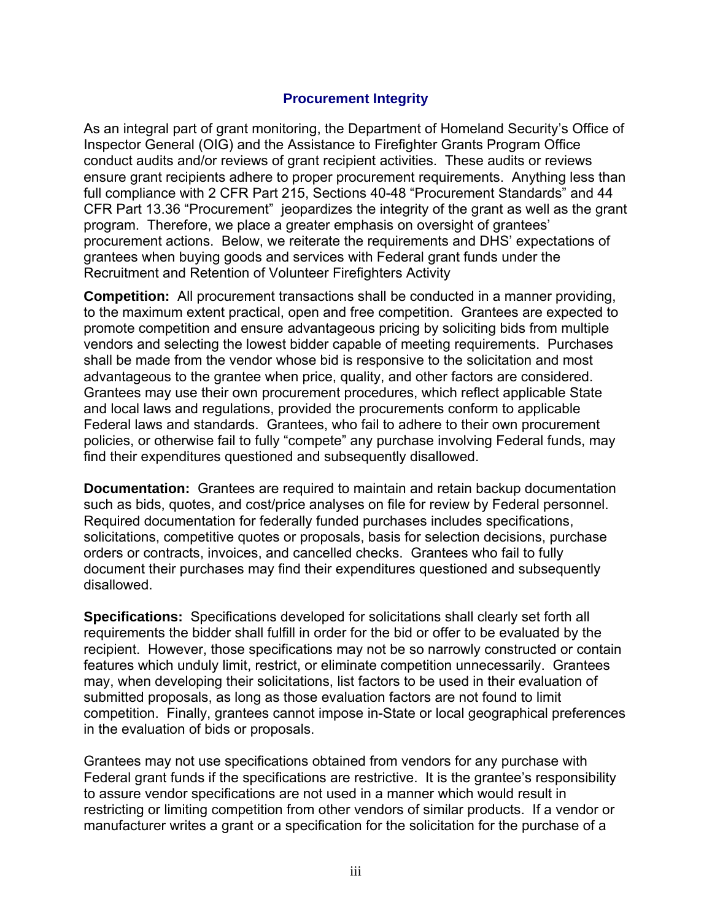## Procurement Integrity

As an integral part of grant monitoring, the Department of Homeland Security's Office of Inspector General (OIG) and the Assistance to Firefighter Grants Program Office conduct audits and/or reviews of grant recipient activities. These audits or reviews ensure grant recipients adhere to proper procurement requirements. Anything less than full compliance with 2 CFR Part 215, Sections 40-48 "Procurement Standards" and 44 CFR Part 13.36 "Procurement" jeopardizes the integrity of the grant as well as the grant program. Therefore, we place a greater emphasis on oversight of grantees' procurement actions. Below, we reiterate the requirements and DHS' expectations of grantees when buying goods and services with Federal grant funds under the Recruitment and Retention of Volunteer Firefighters Activity

**Competition:** All procurement transactions shall be conducted in a manner providing, to the maximum extent practical, open and free competition. Grantees are expected to promote competition and ensure advantageous pricing by soliciting bids from multiple vendors and selecting the lowest bidder capable of meeting requirements. Purchases shall be made from the vendor whose bid is responsive to the solicitation and most advantageous to the grantee when price, quality, and other factors are considered. Grantees may use their own procurement procedures, which reflect applicable State and local laws and regulations, provided the procurements conform to applicable Federal laws and standards. Grantees, who fail to adhere to their own procurement policies, or otherwise fail to fully "compete" any purchase involving Federal funds, may find their expenditures questioned and subsequently disallowed.

**Documentation:** Grantees are required to maintain and retain backup documentation such as bids, quotes, and cost/price analyses on file for review by Federal personnel. Required documentation for federally funded purchases includes specifications, solicitations, competitive quotes or proposals, basis for selection decisions, purchase orders or contracts, invoices, and cancelled checks. Grantees who fail to fully document their purchases may find their expenditures questioned and subsequently disallowed.

**Specifications:** Specifications developed for solicitations shall clearly set forth all requirements the bidder shall fulfill in order for the bid or offer to be evaluated by the recipient. However, those specifications may not be so narrowly constructed or contain features which unduly limit, restrict, or eliminate competition unnecessarily. Grantees may, when developing their solicitations, list factors to be used in their evaluation of submitted proposals, as long as those evaluation factors are not found to limit competition. Finally, grantees cannot impose in-State or local geographical preferences in the evaluation of bids or proposals.

Grantees may not use specifications obtained from vendors for any purchase with Federal grant funds if the specifications are restrictive. It is the grantee's responsibility to assure vendor specifications are not used in a manner which would result in restricting or limiting competition from other vendors of similar products. If a vendor or manufacturer writes a grant or a specification for the solicitation for the purchase of a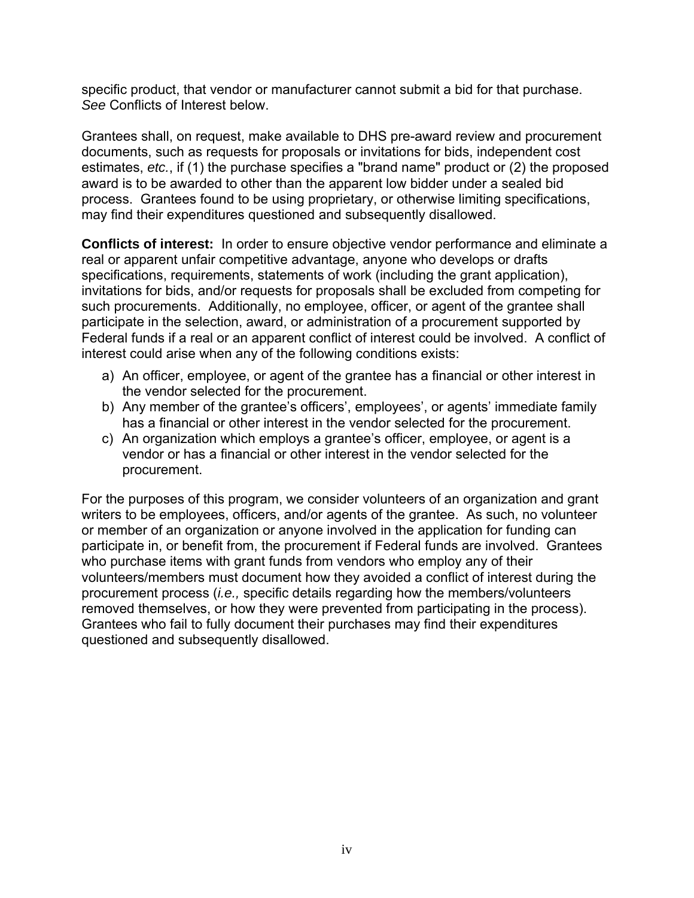specific product, that vendor or manufacturer cannot submit a bid for that purchase. *See* Conflicts of Interest below.

Grantees shall, on request, make available to DHS pre-award review and procurement documents, such as requests for proposals or invitations for bids, independent cost estimates, *etc.*, if (1) the purchase specifies a "brand name" product or (2) the proposed award is to be awarded to other than the apparent low bidder under a sealed bid process. Grantees found to be using proprietary, or otherwise limiting specifications, may find their expenditures questioned and subsequently disallowed.

**Conflicts of interest:** In order to ensure objective vendor performance and eliminate a real or apparent unfair competitive advantage, anyone who develops or drafts specifications, requirements, statements of work (including the grant application), invitations for bids, and/or requests for proposals shall be excluded from competing for such procurements. Additionally, no employee, officer, or agent of the grantee shall participate in the selection, award, or administration of a procurement supported by Federal funds if a real or an apparent conflict of interest could be involved. A conflict of interest could arise when any of the following conditions exists:

a) An officer, employee, or agent of the grantee has a financial or other interest in the vendor selected for the procurement.
b) Any member of the grantee's officers', employees', or agents' immediate family has a financial or other interest in the vendor selected for the procurement.
c) An organization which employs a grantee's officer, employee, or agent is a vendor or has a financial or other interest in the vendor selected for the procurement.

For the purposes of this program, we consider volunteers of an organization and grant writers to be employees, officers, and/or agents of the grantee. As such, no volunteer or member of an organization or anyone involved in the application for funding can participate in, or benefit from, the procurement if Federal funds are involved. Grantees who purchase items with grant funds from vendors who employ any of their volunteers/members must document how they avoided a conflict of interest during the procurement process (*i.e.,* specific details regarding how the members/volunteers removed themselves, or how they were prevented from participating in the process). Grantees who fail to fully document their purchases may find their expenditures questioned and subsequently disallowed.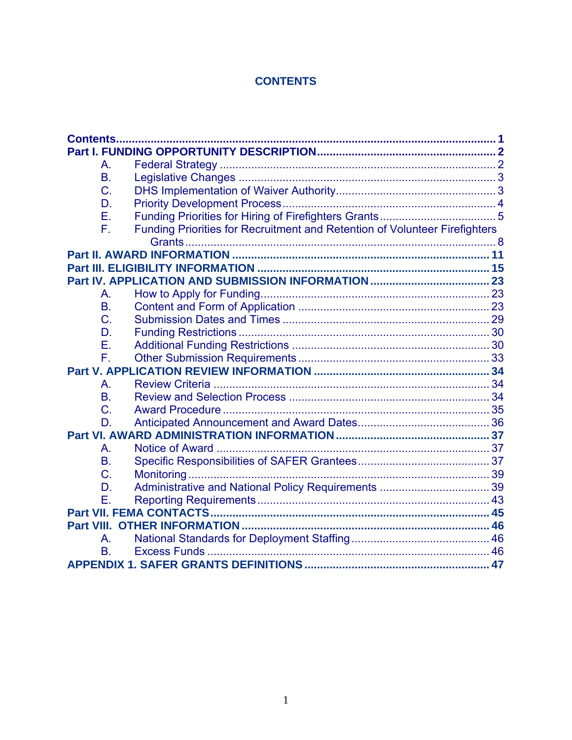# CONTENTS

**Contents** ..... **1**

**Part I. FUNDING OPPORTUNITY DESCRIPTION** ..... **2**

- A. Federal Strategy ..... 2
- B. Legislative Changes ..... 3
- C. DHS Implementation of Waiver Authority ..... 3
- D. Priority Development Process ..... 4
- E. Funding Priorities for Hiring of Firefighters Grants ..... 5
- F. Funding Priorities for Recruitment and Retention of Volunteer Firefighters Grants ..... 8

**Part II. AWARD INFORMATION** ..... **11**

**Part III. ELIGIBILITY INFORMATION** ..... **15**

**Part IV. APPLICATION AND SUBMISSION INFORMATION** ..... **23**

- A. How to Apply for Funding ..... 23
- B. Content and Form of Application ..... 23
- C. Submission Dates and Times ..... 29
- D. Funding Restrictions ..... 30
- E. Additional Funding Restrictions ..... 30
- F. Other Submission Requirements ..... 33

**Part V. APPLICATION REVIEW INFORMATION** ..... **34**

- A. Review Criteria ..... 34
- B. Review and Selection Process ..... 34
- C. Award Procedure ..... 35
- D. Anticipated Announcement and Award Dates ..... 36

**Part VI. AWARD ADMINISTRATION INFORMATION** ..... **37**

- A. Notice of Award ..... 37
- B. Specific Responsibilities of SAFER Grantees ..... 37
- C. Monitoring ..... 39
- D. Administrative and National Policy Requirements ..... 39
- E. Reporting Requirements ..... 43

**Part VII. FEMA CONTACTS** ..... **45**

**Part VIII. OTHER INFORMATION** ..... **46**

- A. National Standards for Deployment Staffing ..... 46
- B. Excess Funds ..... 46

**APPENDIX 1. SAFER GRANTS DEFINITIONS** ..... **47**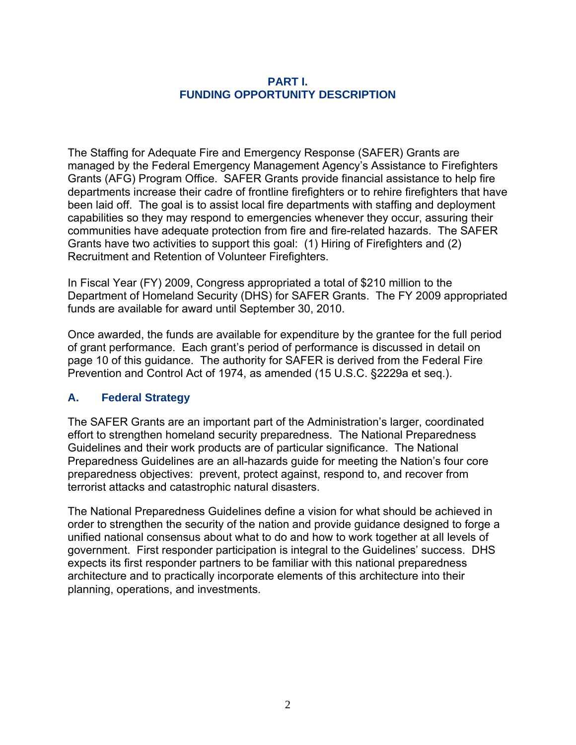# PART I.
# FUNDING OPPORTUNITY DESCRIPTION

The Staffing for Adequate Fire and Emergency Response (SAFER) Grants are managed by the Federal Emergency Management Agency's Assistance to Firefighters Grants (AFG) Program Office. SAFER Grants provide financial assistance to help fire departments increase their cadre of frontline firefighters or to rehire firefighters that have been laid off. The goal is to assist local fire departments with staffing and deployment capabilities so they may respond to emergencies whenever they occur, assuring their communities have adequate protection from fire and fire-related hazards. The SAFER Grants have two activities to support this goal: (1) Hiring of Firefighters and (2) Recruitment and Retention of Volunteer Firefighters.

In Fiscal Year (FY) 2009, Congress appropriated a total of $210 million to the Department of Homeland Security (DHS) for SAFER Grants. The FY 2009 appropriated funds are available for award until September 30, 2010.

Once awarded, the funds are available for expenditure by the grantee for the full period of grant performance. Each grant's period of performance is discussed in detail on page 10 of this guidance. The authority for SAFER is derived from the Federal Fire Prevention and Control Act of 1974, as amended (15 U.S.C. §2229a et seq.).

## A. Federal Strategy

The SAFER Grants are an important part of the Administration's larger, coordinated effort to strengthen homeland security preparedness. The National Preparedness Guidelines and their work products are of particular significance. The National Preparedness Guidelines are an all-hazards guide for meeting the Nation's four core preparedness objectives: prevent, protect against, respond to, and recover from terrorist attacks and catastrophic natural disasters.

The National Preparedness Guidelines define a vision for what should be achieved in order to strengthen the security of the nation and provide guidance designed to forge a unified national consensus about what to do and how to work together at all levels of government. First responder participation is integral to the Guidelines' success. DHS expects its first responder partners to be familiar with this national preparedness architecture and to practically incorporate elements of this architecture into their planning, operations, and investments.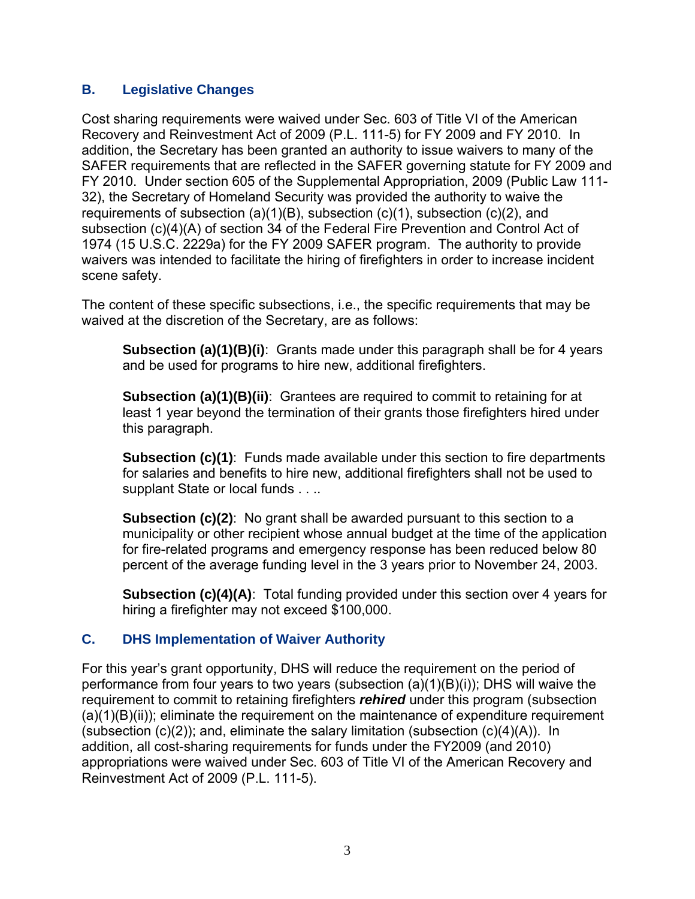## B. Legislative Changes

Cost sharing requirements were waived under Sec. 603 of Title VI of the American Recovery and Reinvestment Act of 2009 (P.L. 111-5) for FY 2009 and FY 2010. In addition, the Secretary has been granted an authority to issue waivers to many of the SAFER requirements that are reflected in the SAFER governing statute for FY 2009 and FY 2010. Under section 605 of the Supplemental Appropriation, 2009 (Public Law 111-32), the Secretary of Homeland Security was provided the authority to waive the requirements of subsection (a)(1)(B), subsection (c)(1), subsection (c)(2), and subsection (c)(4)(A) of section 34 of the Federal Fire Prevention and Control Act of 1974 (15 U.S.C. 2229a) for the FY 2009 SAFER program. The authority to provide waivers was intended to facilitate the hiring of firefighters in order to increase incident scene safety.

The content of these specific subsections, i.e., the specific requirements that may be waived at the discretion of the Secretary, are as follows:

> **Subsection (a)(1)(B)(i)**: Grants made under this paragraph shall be for 4 years and be used for programs to hire new, additional firefighters.
>
> **Subsection (a)(1)(B)(ii)**: Grantees are required to commit to retaining for at least 1 year beyond the termination of their grants those firefighters hired under this paragraph.
>
> **Subsection (c)(1)**: Funds made available under this section to fire departments for salaries and benefits to hire new, additional firefighters shall not be used to supplant State or local funds . . ..
>
> **Subsection (c)(2)**: No grant shall be awarded pursuant to this section to a municipality or other recipient whose annual budget at the time of the application for fire-related programs and emergency response has been reduced below 80 percent of the average funding level in the 3 years prior to November 24, 2003.
>
> **Subsection (c)(4)(A)**: Total funding provided under this section over 4 years for hiring a firefighter may not exceed $100,000.

## C. DHS Implementation of Waiver Authority

For this year's grant opportunity, DHS will reduce the requirement on the period of performance from four years to two years (subsection (a)(1)(B)(i)); DHS will waive the requirement to commit to retaining firefighters ***rehired*** under this program (subsection (a)(1)(B)(ii)); eliminate the requirement on the maintenance of expenditure requirement (subsection (c)(2)); and, eliminate the salary limitation (subsection (c)(4)(A)). In addition, all cost-sharing requirements for funds under the FY2009 (and 2010) appropriations were waived under Sec. 603 of Title VI of the American Recovery and Reinvestment Act of 2009 (P.L. 111-5).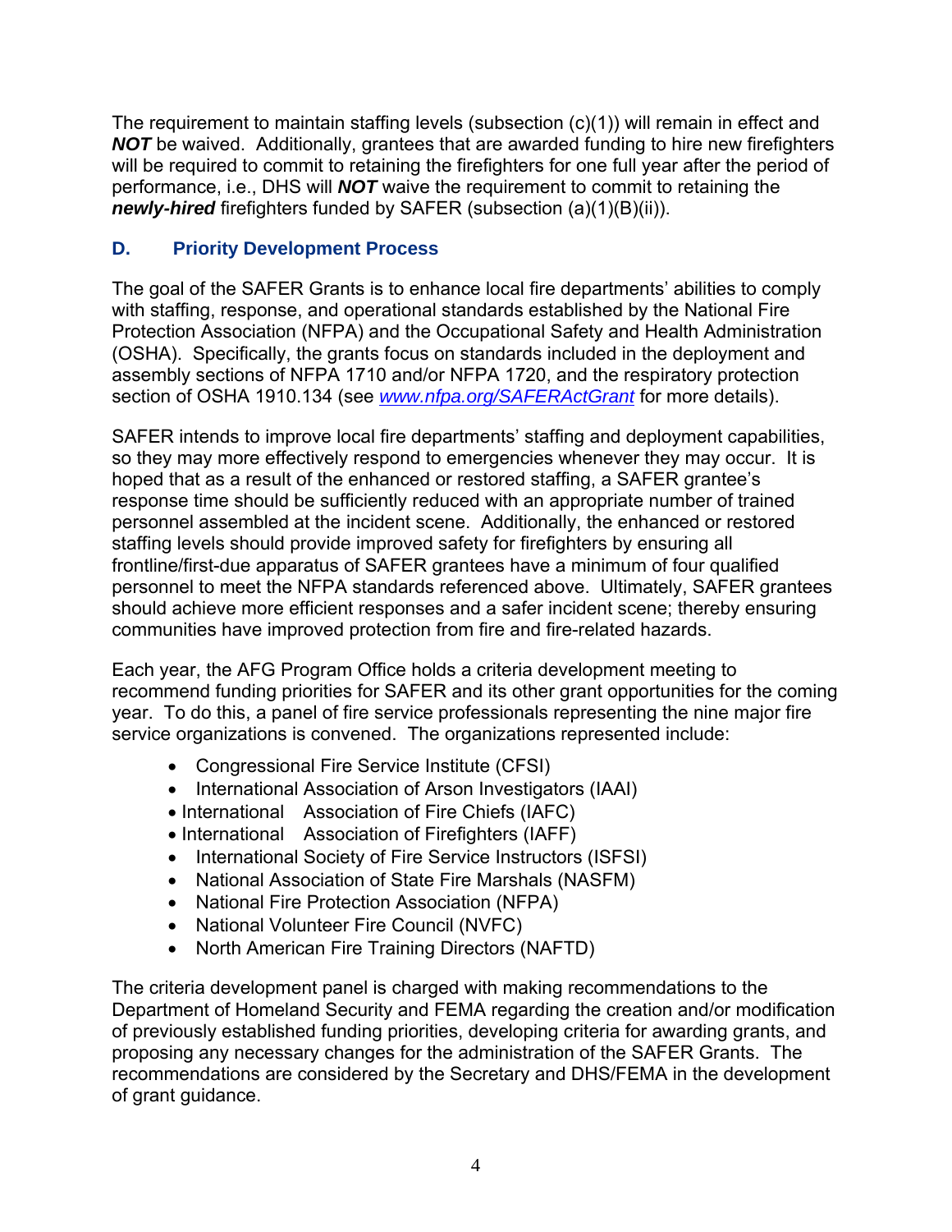The requirement to maintain staffing levels (subsection (c)(1)) will remain in effect and ***NOT*** be waived. Additionally, grantees that are awarded funding to hire new firefighters will be required to commit to retaining the firefighters for one full year after the period of performance, i.e., DHS will ***NOT*** waive the requirement to commit to retaining the ***newly-hired*** firefighters funded by SAFER (subsection (a)(1)(B)(ii)).

## D. Priority Development Process

The goal of the SAFER Grants is to enhance local fire departments' abilities to comply with staffing, response, and operational standards established by the National Fire Protection Association (NFPA) and the Occupational Safety and Health Administration (OSHA). Specifically, the grants focus on standards included in the deployment and assembly sections of NFPA 1710 and/or NFPA 1720, and the respiratory protection section of OSHA 1910.134 (see *www.nfpa.org/SAFERActGrant* for more details).

SAFER intends to improve local fire departments' staffing and deployment capabilities, so they may more effectively respond to emergencies whenever they may occur. It is hoped that as a result of the enhanced or restored staffing, a SAFER grantee's response time should be sufficiently reduced with an appropriate number of trained personnel assembled at the incident scene. Additionally, the enhanced or restored staffing levels should provide improved safety for firefighters by ensuring all frontline/first-due apparatus of SAFER grantees have a minimum of four qualified personnel to meet the NFPA standards referenced above. Ultimately, SAFER grantees should achieve more efficient responses and a safer incident scene; thereby ensuring communities have improved protection from fire and fire-related hazards.

Each year, the AFG Program Office holds a criteria development meeting to recommend funding priorities for SAFER and its other grant opportunities for the coming year. To do this, a panel of fire service professionals representing the nine major fire service organizations is convened. The organizations represented include:

- Congressional Fire Service Institute (CFSI)
- International Association of Arson Investigators (IAAI)
- International Association of Fire Chiefs (IAFC)
- International Association of Firefighters (IAFF)
- International Society of Fire Service Instructors (ISFSI)
- National Association of State Fire Marshals (NASFM)
- National Fire Protection Association (NFPA)
- National Volunteer Fire Council (NVFC)
- North American Fire Training Directors (NAFTD)

The criteria development panel is charged with making recommendations to the Department of Homeland Security and FEMA regarding the creation and/or modification of previously established funding priorities, developing criteria for awarding grants, and proposing any necessary changes for the administration of the SAFER Grants. The recommendations are considered by the Secretary and DHS/FEMA in the development of grant guidance.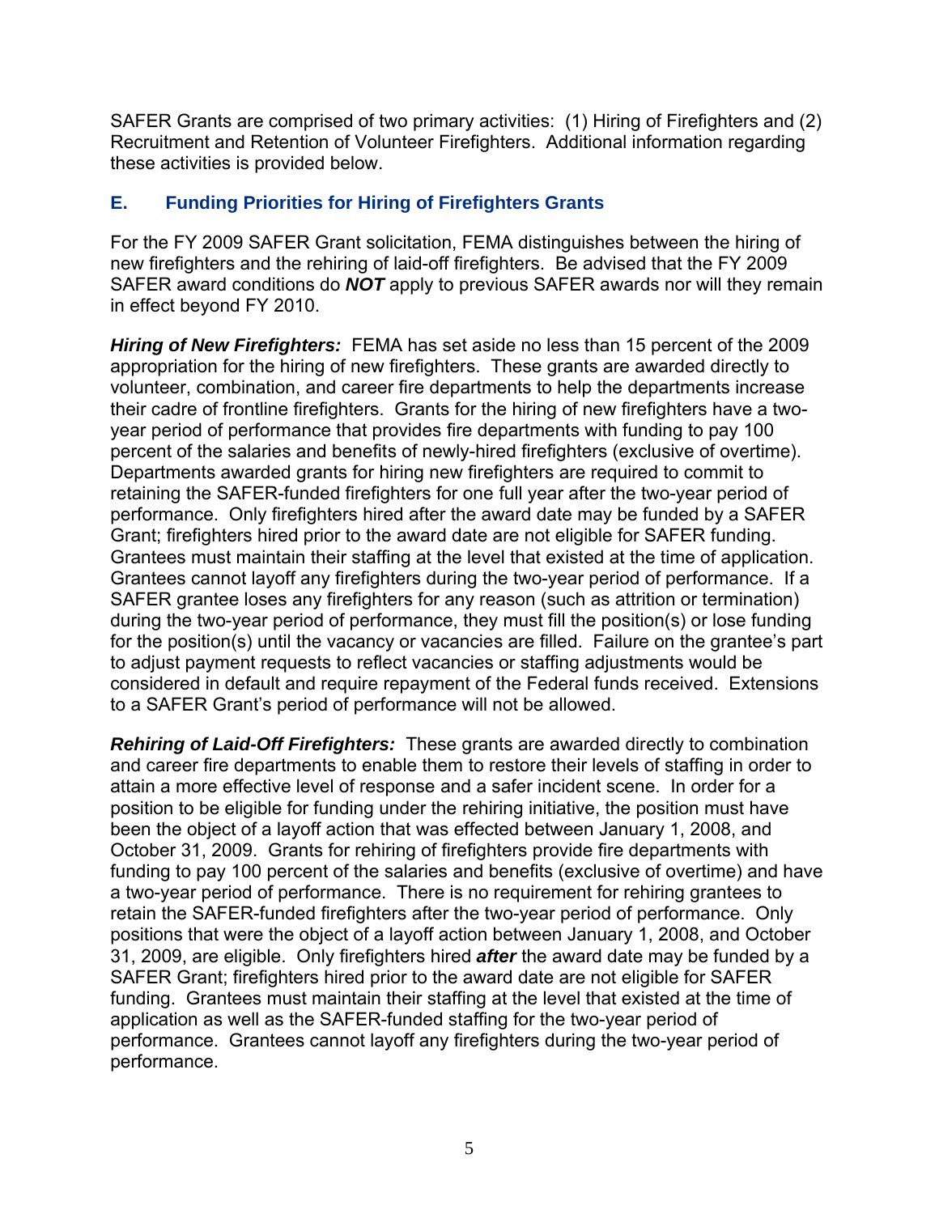SAFER Grants are comprised of two primary activities: (1) Hiring of Firefighters and (2) Recruitment and Retention of Volunteer Firefighters. Additional information regarding these activities is provided below.

## E. Funding Priorities for Hiring of Firefighters Grants

For the FY 2009 SAFER Grant solicitation, FEMA distinguishes between the hiring of new firefighters and the rehiring of laid-off firefighters. Be advised that the FY 2009 SAFER award conditions do ***NOT*** apply to previous SAFER awards nor will they remain in effect beyond FY 2010.

***Hiring of New Firefighters:*** FEMA has set aside no less than 15 percent of the 2009 appropriation for the hiring of new firefighters. These grants are awarded directly to volunteer, combination, and career fire departments to help the departments increase their cadre of frontline firefighters. Grants for the hiring of new firefighters have a two-year period of performance that provides fire departments with funding to pay 100 percent of the salaries and benefits of newly-hired firefighters (exclusive of overtime). Departments awarded grants for hiring new firefighters are required to commit to retaining the SAFER-funded firefighters for one full year after the two-year period of performance. Only firefighters hired after the award date may be funded by a SAFER Grant; firefighters hired prior to the award date are not eligible for SAFER funding. Grantees must maintain their staffing at the level that existed at the time of application. Grantees cannot layoff any firefighters during the two-year period of performance. If a SAFER grantee loses any firefighters for any reason (such as attrition or termination) during the two-year period of performance, they must fill the position(s) or lose funding for the position(s) until the vacancy or vacancies are filled. Failure on the grantee's part to adjust payment requests to reflect vacancies or staffing adjustments would be considered in default and require repayment of the Federal funds received. Extensions to a SAFER Grant's period of performance will not be allowed.

***Rehiring of Laid-Off Firefighters:*** These grants are awarded directly to combination and career fire departments to enable them to restore their levels of staffing in order to attain a more effective level of response and a safer incident scene. In order for a position to be eligible for funding under the rehiring initiative, the position must have been the object of a layoff action that was effected between January 1, 2008, and October 31, 2009. Grants for rehiring of firefighters provide fire departments with funding to pay 100 percent of the salaries and benefits (exclusive of overtime) and have a two-year period of performance. There is no requirement for rehiring grantees to retain the SAFER-funded firefighters after the two-year period of performance. Only positions that were the object of a layoff action between January 1, 2008, and October 31, 2009, are eligible. Only firefighters hired ***after*** the award date may be funded by a SAFER Grant; firefighters hired prior to the award date are not eligible for SAFER funding. Grantees must maintain their staffing at the level that existed at the time of application as well as the SAFER-funded staffing for the two-year period of performance. Grantees cannot layoff any firefighters during the two-year period of performance.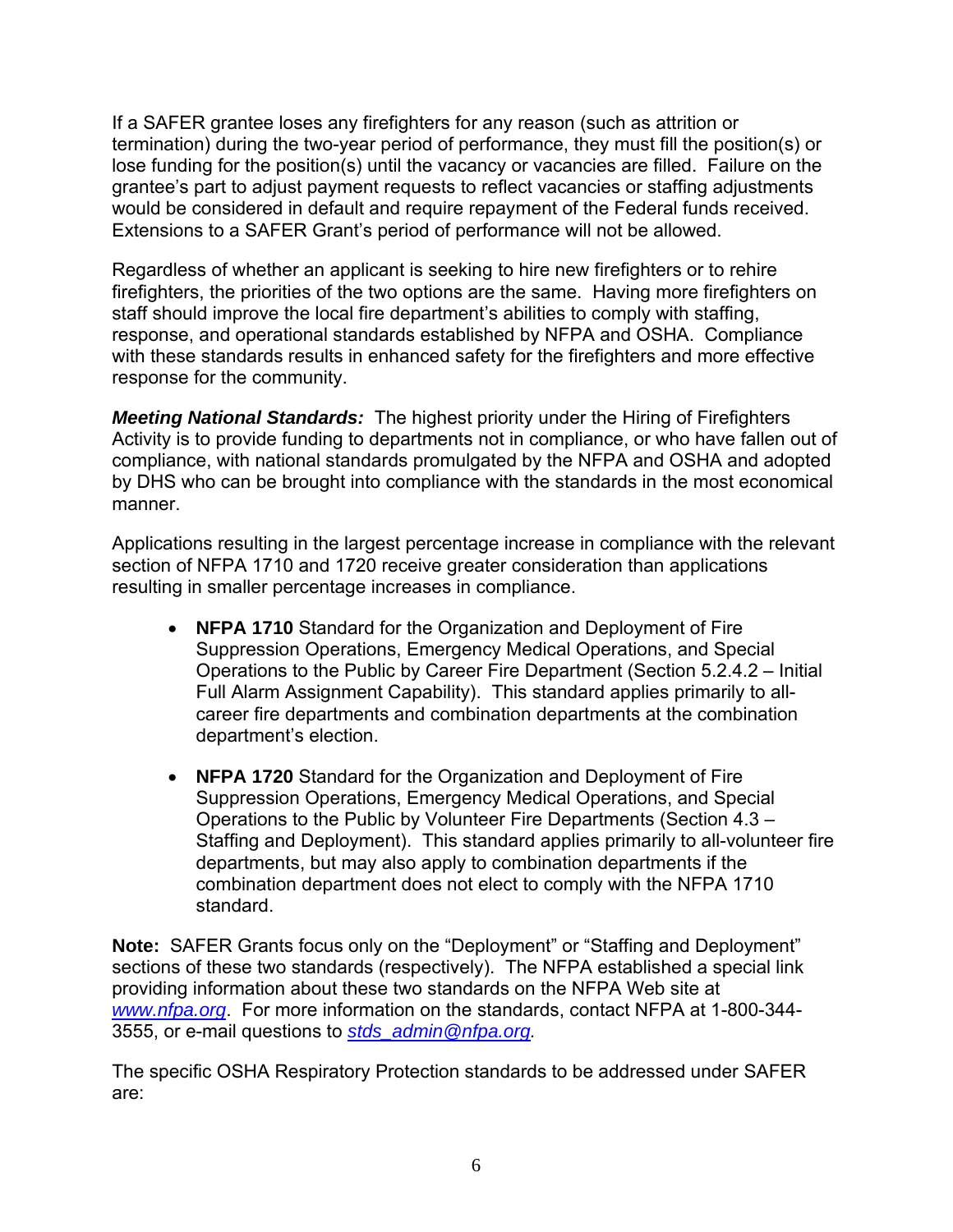If a SAFER grantee loses any firefighters for any reason (such as attrition or termination) during the two-year period of performance, they must fill the position(s) or lose funding for the position(s) until the vacancy or vacancies are filled. Failure on the grantee's part to adjust payment requests to reflect vacancies or staffing adjustments would be considered in default and require repayment of the Federal funds received. Extensions to a SAFER Grant's period of performance will not be allowed.

Regardless of whether an applicant is seeking to hire new firefighters or to rehire firefighters, the priorities of the two options are the same. Having more firefighters on staff should improve the local fire department's abilities to comply with staffing, response, and operational standards established by NFPA and OSHA. Compliance with these standards results in enhanced safety for the firefighters and more effective response for the community.

***Meeting National Standards:*** The highest priority under the Hiring of Firefighters Activity is to provide funding to departments not in compliance, or who have fallen out of compliance, with national standards promulgated by the NFPA and OSHA and adopted by DHS who can be brought into compliance with the standards in the most economical manner.

Applications resulting in the largest percentage increase in compliance with the relevant section of NFPA 1710 and 1720 receive greater consideration than applications resulting in smaller percentage increases in compliance.

- **NFPA 1710** Standard for the Organization and Deployment of Fire Suppression Operations, Emergency Medical Operations, and Special Operations to the Public by Career Fire Department (Section 5.2.4.2 – Initial Full Alarm Assignment Capability). This standard applies primarily to all-career fire departments and combination departments at the combination department's election.

- **NFPA 1720** Standard for the Organization and Deployment of Fire Suppression Operations, Emergency Medical Operations, and Special Operations to the Public by Volunteer Fire Departments (Section 4.3 – Staffing and Deployment). This standard applies primarily to all-volunteer fire departments, but may also apply to combination departments if the combination department does not elect to comply with the NFPA 1710 standard.

**Note:** SAFER Grants focus only on the "Deployment" or "Staffing and Deployment" sections of these two standards (respectively). The NFPA established a special link providing information about these two standards on the NFPA Web site at *www.nfpa.org*. For more information on the standards, contact NFPA at 1-800-344-3555, or e-mail questions to *stds_admin@nfpa.org*.

The specific OSHA Respiratory Protection standards to be addressed under SAFER are: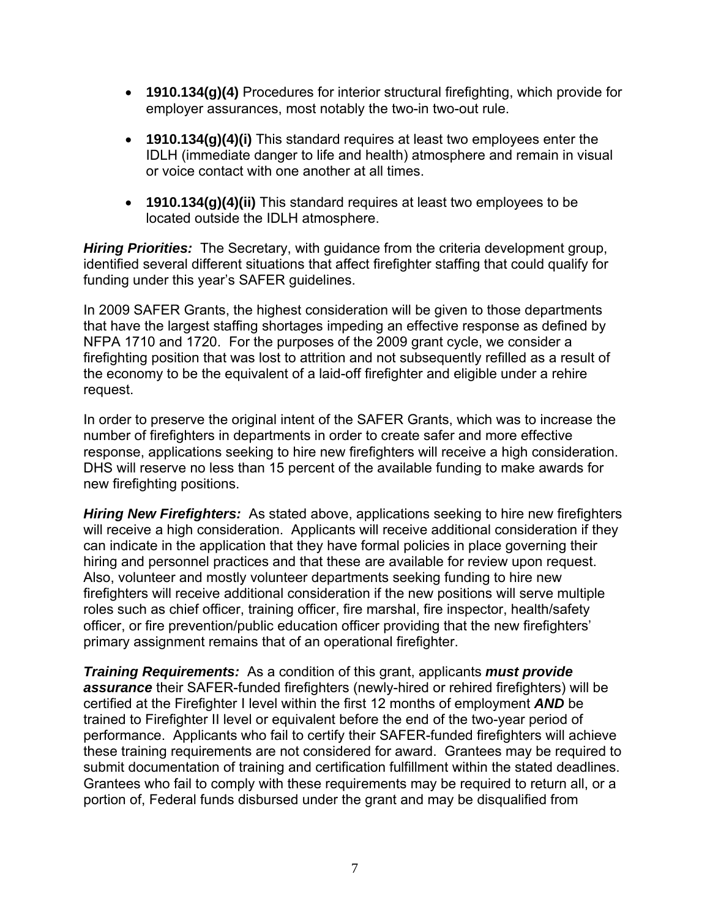- **1910.134(g)(4)** Procedures for interior structural firefighting, which provide for employer assurances, most notably the two-in two-out rule.
- **1910.134(g)(4)(i)** This standard requires at least two employees enter the IDLH (immediate danger to life and health) atmosphere and remain in visual or voice contact with one another at all times.
- **1910.134(g)(4)(ii)** This standard requires at least two employees to be located outside the IDLH atmosphere.

***Hiring Priorities:*** The Secretary, with guidance from the criteria development group, identified several different situations that affect firefighter staffing that could qualify for funding under this year's SAFER guidelines.

In 2009 SAFER Grants, the highest consideration will be given to those departments that have the largest staffing shortages impeding an effective response as defined by NFPA 1710 and 1720. For the purposes of the 2009 grant cycle, we consider a firefighting position that was lost to attrition and not subsequently refilled as a result of the economy to be the equivalent of a laid-off firefighter and eligible under a rehire request.

In order to preserve the original intent of the SAFER Grants, which was to increase the number of firefighters in departments in order to create safer and more effective response, applications seeking to hire new firefighters will receive a high consideration. DHS will reserve no less than 15 percent of the available funding to make awards for new firefighting positions.

***Hiring New Firefighters:*** As stated above, applications seeking to hire new firefighters will receive a high consideration. Applicants will receive additional consideration if they can indicate in the application that they have formal policies in place governing their hiring and personnel practices and that these are available for review upon request. Also, volunteer and mostly volunteer departments seeking funding to hire new firefighters will receive additional consideration if the new positions will serve multiple roles such as chief officer, training officer, fire marshal, fire inspector, health/safety officer, or fire prevention/public education officer providing that the new firefighters' primary assignment remains that of an operational firefighter.

***Training Requirements:*** As a condition of this grant, applicants ***must provide assurance*** their SAFER-funded firefighters (newly-hired or rehired firefighters) will be certified at the Firefighter I level within the first 12 months of employment ***AND*** be trained to Firefighter II level or equivalent before the end of the two-year period of performance. Applicants who fail to certify their SAFER-funded firefighters will achieve these training requirements are not considered for award. Grantees may be required to submit documentation of training and certification fulfillment within the stated deadlines. Grantees who fail to comply with these requirements may be required to return all, or a portion of, Federal funds disbursed under the grant and may be disqualified from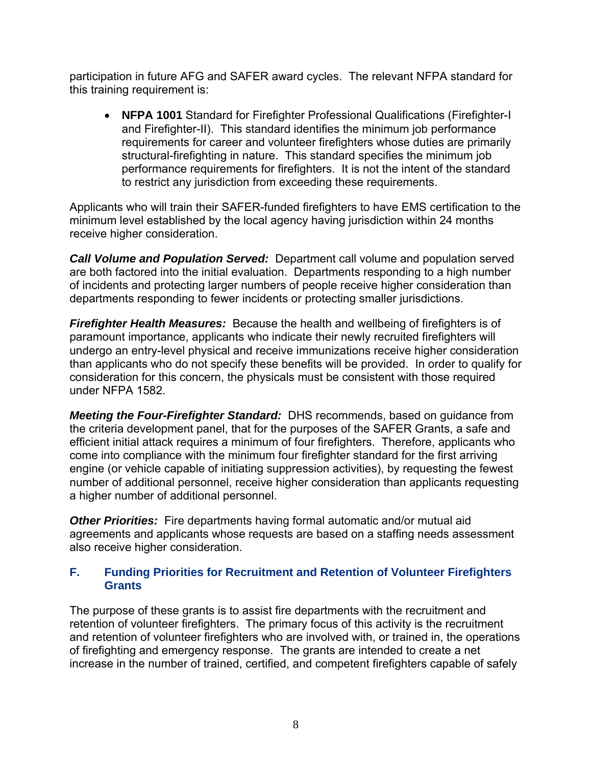participation in future AFG and SAFER award cycles. The relevant NFPA standard for this training requirement is:

- **NFPA 1001** Standard for Firefighter Professional Qualifications (Firefighter-I and Firefighter-II). This standard identifies the minimum job performance requirements for career and volunteer firefighters whose duties are primarily structural-firefighting in nature. This standard specifies the minimum job performance requirements for firefighters. It is not the intent of the standard to restrict any jurisdiction from exceeding these requirements.

Applicants who will train their SAFER-funded firefighters to have EMS certification to the minimum level established by the local agency having jurisdiction within 24 months receive higher consideration.

***Call Volume and Population Served:*** Department call volume and population served are both factored into the initial evaluation. Departments responding to a high number of incidents and protecting larger numbers of people receive higher consideration than departments responding to fewer incidents or protecting smaller jurisdictions.

***Firefighter Health Measures:*** Because the health and wellbeing of firefighters is of paramount importance, applicants who indicate their newly recruited firefighters will undergo an entry-level physical and receive immunizations receive higher consideration than applicants who do not specify these benefits will be provided. In order to qualify for consideration for this concern, the physicals must be consistent with those required under NFPA 1582.

***Meeting the Four-Firefighter Standard:*** DHS recommends, based on guidance from the criteria development panel, that for the purposes of the SAFER Grants, a safe and efficient initial attack requires a minimum of four firefighters. Therefore, applicants who come into compliance with the minimum four firefighter standard for the first arriving engine (or vehicle capable of initiating suppression activities), by requesting the fewest number of additional personnel, receive higher consideration than applicants requesting a higher number of additional personnel.

***Other Priorities:*** Fire departments having formal automatic and/or mutual aid agreements and applicants whose requests are based on a staffing needs assessment also receive higher consideration.

### F. Funding Priorities for Recruitment and Retention of Volunteer Firefighters Grants

The purpose of these grants is to assist fire departments with the recruitment and retention of volunteer firefighters. The primary focus of this activity is the recruitment and retention of volunteer firefighters who are involved with, or trained in, the operations of firefighting and emergency response. The grants are intended to create a net increase in the number of trained, certified, and competent firefighters capable of safely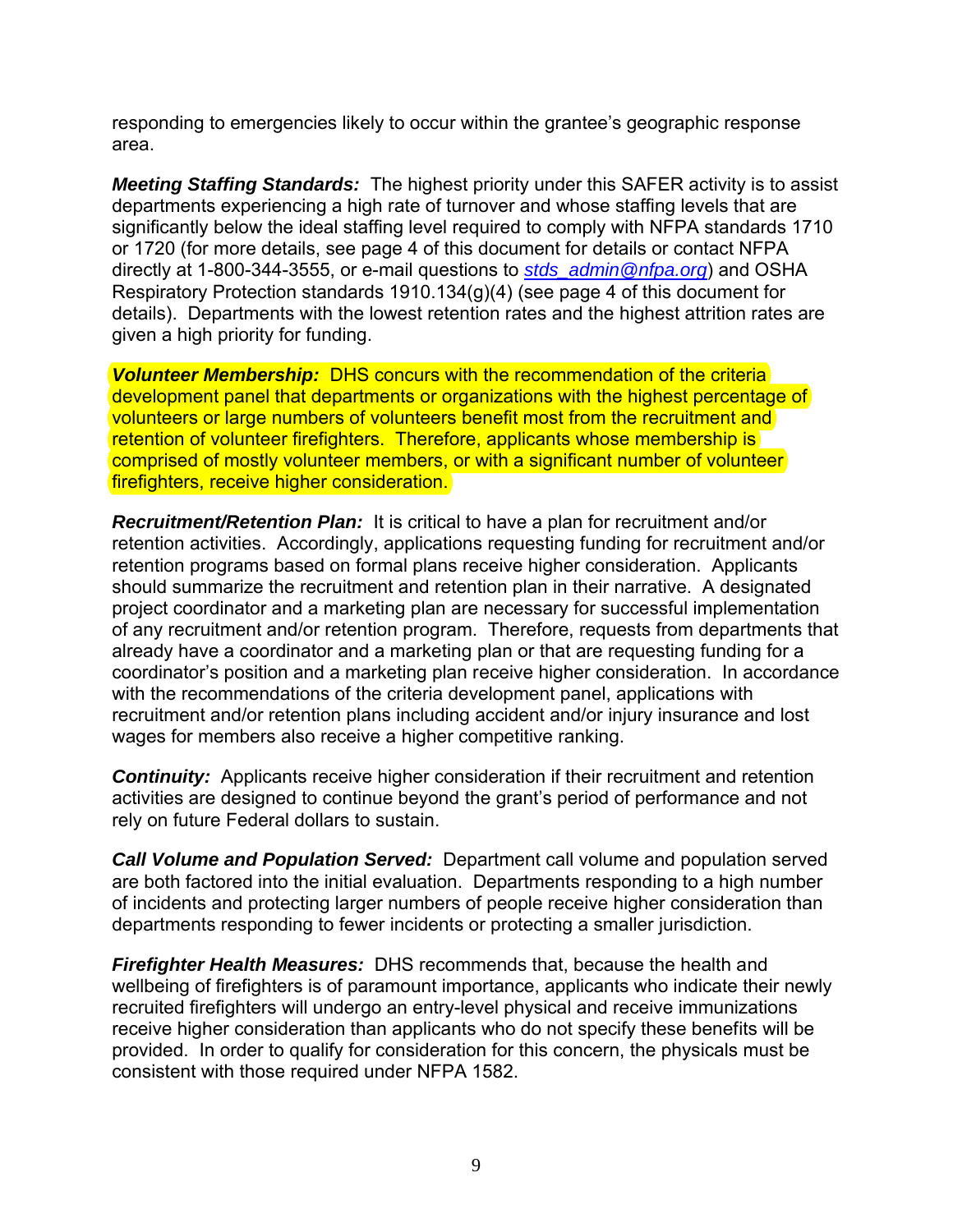responding to emergencies likely to occur within the grantee's geographic response area.

***Meeting Staffing Standards:*** The highest priority under this SAFER activity is to assist departments experiencing a high rate of turnover and whose staffing levels that are significantly below the ideal staffing level required to comply with NFPA standards 1710 or 1720 (for more details, see page 4 of this document for details or contact NFPA directly at 1-800-344-3555, or e-mail questions to *stds_admin@nfpa.org*) and OSHA Respiratory Protection standards 1910.134(g)(4) (see page 4 of this document for details). Departments with the lowest retention rates and the highest attrition rates are given a high priority for funding.

***Volunteer Membership:*** DHS concurs with the recommendation of the criteria development panel that departments or organizations with the highest percentage of volunteers or large numbers of volunteers benefit most from the recruitment and retention of volunteer firefighters. Therefore, applicants whose membership is comprised of mostly volunteer members, or with a significant number of volunteer firefighters, receive higher consideration.

***Recruitment/Retention Plan:*** It is critical to have a plan for recruitment and/or retention activities. Accordingly, applications requesting funding for recruitment and/or retention programs based on formal plans receive higher consideration. Applicants should summarize the recruitment and retention plan in their narrative. A designated project coordinator and a marketing plan are necessary for successful implementation of any recruitment and/or retention program. Therefore, requests from departments that already have a coordinator and a marketing plan or that are requesting funding for a coordinator's position and a marketing plan receive higher consideration. In accordance with the recommendations of the criteria development panel, applications with recruitment and/or retention plans including accident and/or injury insurance and lost wages for members also receive a higher competitive ranking.

***Continuity:*** Applicants receive higher consideration if their recruitment and retention activities are designed to continue beyond the grant's period of performance and not rely on future Federal dollars to sustain.

***Call Volume and Population Served:*** Department call volume and population served are both factored into the initial evaluation. Departments responding to a high number of incidents and protecting larger numbers of people receive higher consideration than departments responding to fewer incidents or protecting a smaller jurisdiction.

***Firefighter Health Measures:*** DHS recommends that, because the health and wellbeing of firefighters is of paramount importance, applicants who indicate their newly recruited firefighters will undergo an entry-level physical and receive immunizations receive higher consideration than applicants who do not specify these benefits will be provided. In order to qualify for consideration for this concern, the physicals must be consistent with those required under NFPA 1582.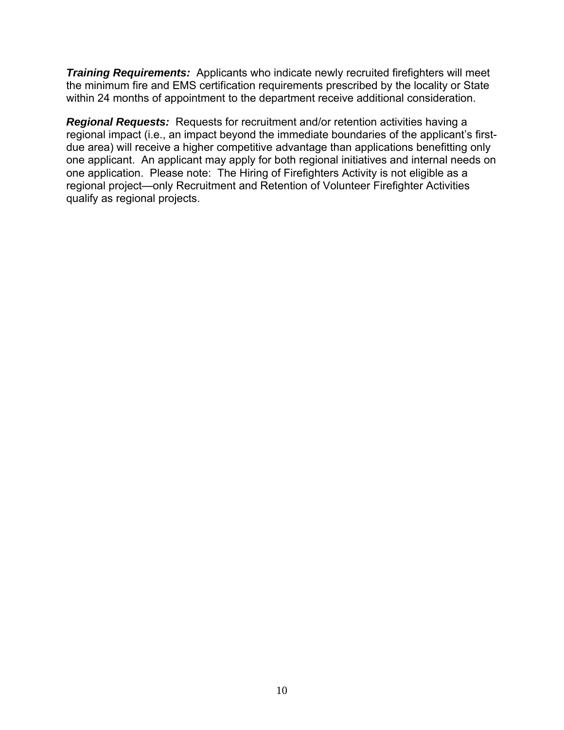***Training Requirements:*** Applicants who indicate newly recruited firefighters will meet the minimum fire and EMS certification requirements prescribed by the locality or State within 24 months of appointment to the department receive additional consideration.

***Regional Requests:*** Requests for recruitment and/or retention activities having a regional impact (i.e., an impact beyond the immediate boundaries of the applicant's first-due area) will receive a higher competitive advantage than applications benefitting only one applicant. An applicant may apply for both regional initiatives and internal needs on one application. Please note: The Hiring of Firefighters Activity is not eligible as a regional project—only Recruitment and Retention of Volunteer Firefighter Activities qualify as regional projects.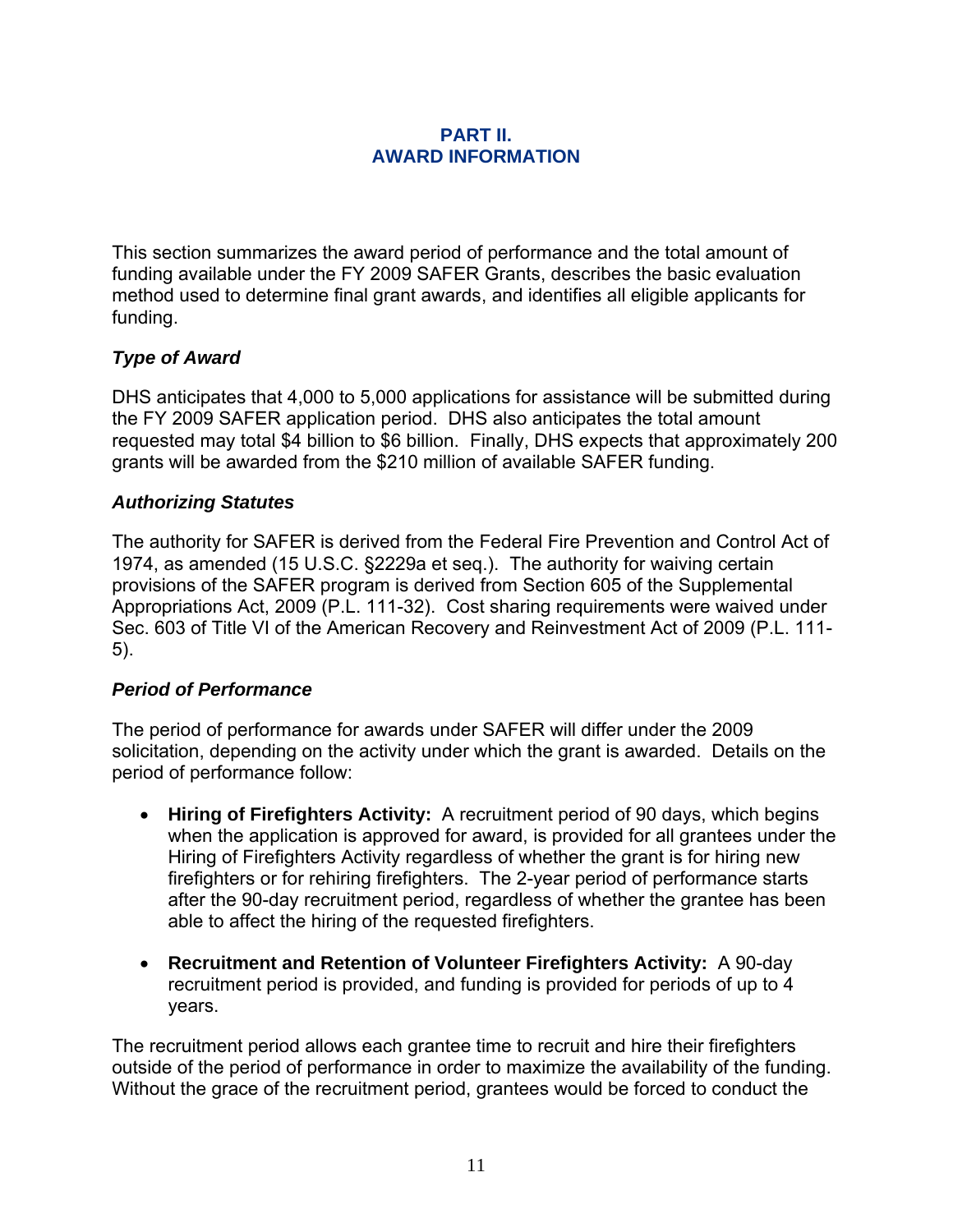## PART II.
## AWARD INFORMATION

This section summarizes the award period of performance and the total amount of funding available under the FY 2009 SAFER Grants, describes the basic evaluation method used to determine final grant awards, and identifies all eligible applicants for funding.

### *Type of Award*

DHS anticipates that 4,000 to 5,000 applications for assistance will be submitted during the FY 2009 SAFER application period. DHS also anticipates the total amount requested may total $4 billion to $6 billion. Finally, DHS expects that approximately 200 grants will be awarded from the $210 million of available SAFER funding.

### *Authorizing Statutes*

The authority for SAFER is derived from the Federal Fire Prevention and Control Act of 1974, as amended (15 U.S.C. §2229a et seq.). The authority for waiving certain provisions of the SAFER program is derived from Section 605 of the Supplemental Appropriations Act, 2009 (P.L. 111-32). Cost sharing requirements were waived under Sec. 603 of Title VI of the American Recovery and Reinvestment Act of 2009 (P.L. 111-5).

### *Period of Performance*

The period of performance for awards under SAFER will differ under the 2009 solicitation, depending on the activity under which the grant is awarded. Details on the period of performance follow:

- **Hiring of Firefighters Activity:** A recruitment period of 90 days, which begins when the application is approved for award, is provided for all grantees under the Hiring of Firefighters Activity regardless of whether the grant is for hiring new firefighters or for rehiring firefighters. The 2-year period of performance starts after the 90-day recruitment period, regardless of whether the grantee has been able to affect the hiring of the requested firefighters.

- **Recruitment and Retention of Volunteer Firefighters Activity:** A 90-day recruitment period is provided, and funding is provided for periods of up to 4 years.

The recruitment period allows each grantee time to recruit and hire their firefighters outside of the period of performance in order to maximize the availability of the funding. Without the grace of the recruitment period, grantees would be forced to conduct the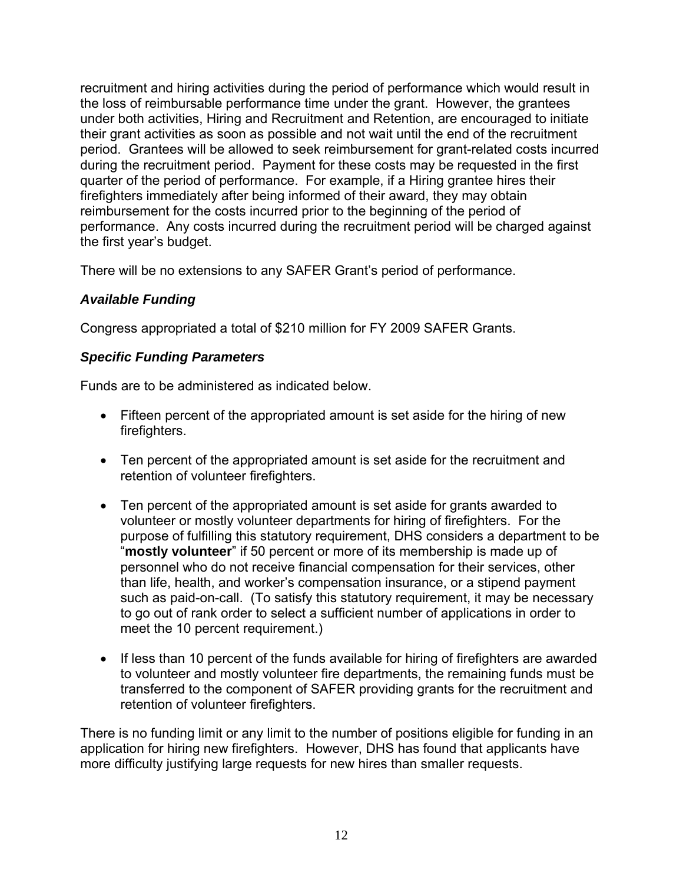recruitment and hiring activities during the period of performance which would result in the loss of reimbursable performance time under the grant. However, the grantees under both activities, Hiring and Recruitment and Retention, are encouraged to initiate their grant activities as soon as possible and not wait until the end of the recruitment period. Grantees will be allowed to seek reimbursement for grant-related costs incurred during the recruitment period. Payment for these costs may be requested in the first quarter of the period of performance. For example, if a Hiring grantee hires their firefighters immediately after being informed of their award, they may obtain reimbursement for the costs incurred prior to the beginning of the period of performance. Any costs incurred during the recruitment period will be charged against the first year's budget.

There will be no extensions to any SAFER Grant's period of performance.

### *Available Funding*

Congress appropriated a total of $210 million for FY 2009 SAFER Grants.

### *Specific Funding Parameters*

Funds are to be administered as indicated below.

- Fifteen percent of the appropriated amount is set aside for the hiring of new firefighters.
- Ten percent of the appropriated amount is set aside for the recruitment and retention of volunteer firefighters.
- Ten percent of the appropriated amount is set aside for grants awarded to volunteer or mostly volunteer departments for hiring of firefighters. For the purpose of fulfilling this statutory requirement, DHS considers a department to be "**mostly volunteer**" if 50 percent or more of its membership is made up of personnel who do not receive financial compensation for their services, other than life, health, and worker's compensation insurance, or a stipend payment such as paid-on-call. (To satisfy this statutory requirement, it may be necessary to go out of rank order to select a sufficient number of applications in order to meet the 10 percent requirement.)
- If less than 10 percent of the funds available for hiring of firefighters are awarded to volunteer and mostly volunteer fire departments, the remaining funds must be transferred to the component of SAFER providing grants for the recruitment and retention of volunteer firefighters.

There is no funding limit or any limit to the number of positions eligible for funding in an application for hiring new firefighters. However, DHS has found that applicants have more difficulty justifying large requests for new hires than smaller requests.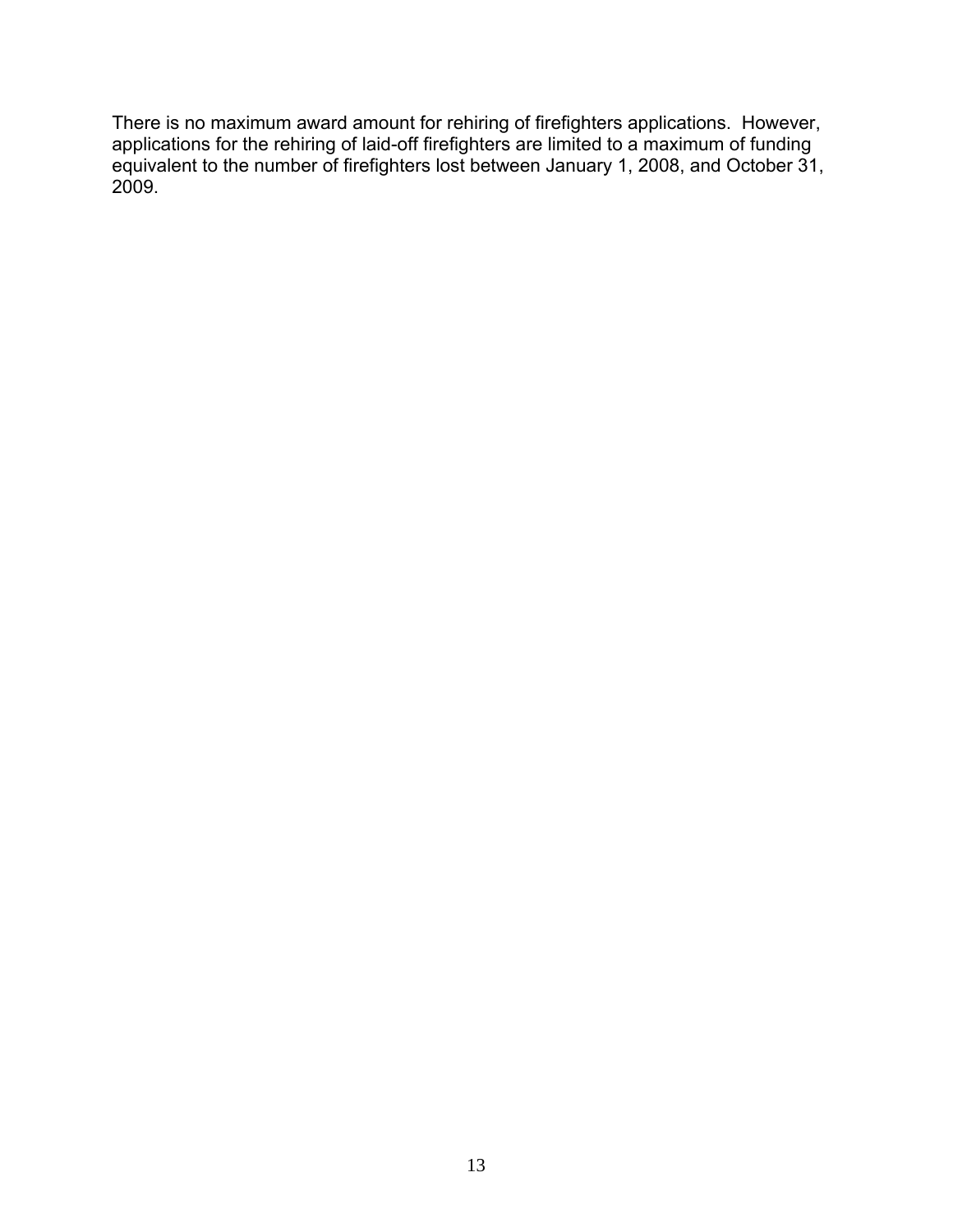There is no maximum award amount for rehiring of firefighters applications. However, applications for the rehiring of laid-off firefighters are limited to a maximum of funding equivalent to the number of firefighters lost between January 1, 2008, and October 31, 2009.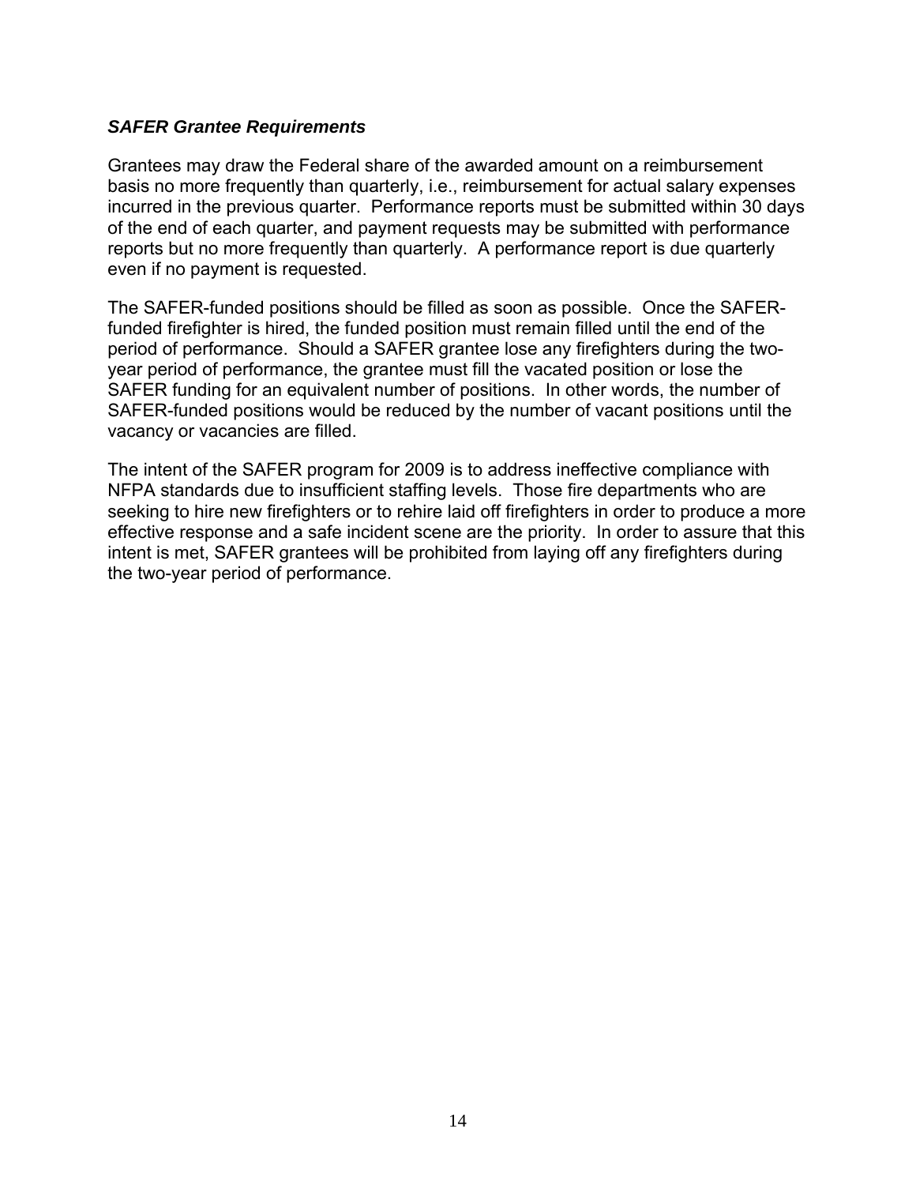### *SAFER Grantee Requirements*

Grantees may draw the Federal share of the awarded amount on a reimbursement basis no more frequently than quarterly, i.e., reimbursement for actual salary expenses incurred in the previous quarter. Performance reports must be submitted within 30 days of the end of each quarter, and payment requests may be submitted with performance reports but no more frequently than quarterly. A performance report is due quarterly even if no payment is requested.

The SAFER-funded positions should be filled as soon as possible. Once the SAFER-funded firefighter is hired, the funded position must remain filled until the end of the period of performance. Should a SAFER grantee lose any firefighters during the two-year period of performance, the grantee must fill the vacated position or lose the SAFER funding for an equivalent number of positions. In other words, the number of SAFER-funded positions would be reduced by the number of vacant positions until the vacancy or vacancies are filled.

The intent of the SAFER program for 2009 is to address ineffective compliance with NFPA standards due to insufficient staffing levels. Those fire departments who are seeking to hire new firefighters or to rehire laid off firefighters in order to produce a more effective response and a safe incident scene are the priority. In order to assure that this intent is met, SAFER grantees will be prohibited from laying off any firefighters during the two-year period of performance.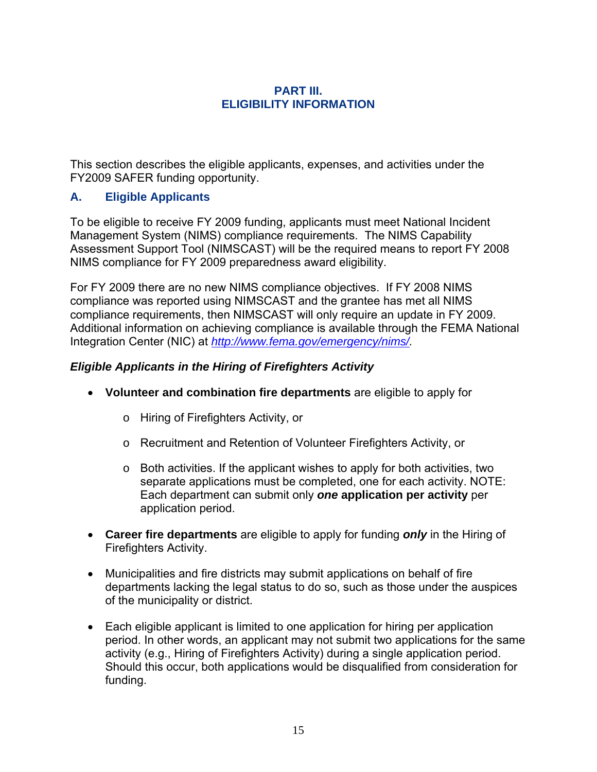# PART III. ELIGIBILITY INFORMATION

This section describes the eligible applicants, expenses, and activities under the FY2009 SAFER funding opportunity.

## A. Eligible Applicants

To be eligible to receive FY 2009 funding, applicants must meet National Incident Management System (NIMS) compliance requirements. The NIMS Capability Assessment Support Tool (NIMSCAST) will be the required means to report FY 2008 NIMS compliance for FY 2009 preparedness award eligibility.

For FY 2009 there are no new NIMS compliance objectives. If FY 2008 NIMS compliance was reported using NIMSCAST and the grantee has met all NIMS compliance requirements, then NIMSCAST will only require an update in FY 2009. Additional information on achieving compliance is available through the FEMA National Integration Center (NIC) at *http://www.fema.gov/emergency/nims/.*

### *Eligible Applicants in the Hiring of Firefighters Activity*

- **Volunteer and combination fire departments** are eligible to apply for
  - Hiring of Firefighters Activity, or
  - Recruitment and Retention of Volunteer Firefighters Activity, or
  - Both activities. If the applicant wishes to apply for both activities, two separate applications must be completed, one for each activity. NOTE: Each department can submit only ***one*** **application per activity** per application period.
- **Career fire departments** are eligible to apply for funding ***only*** in the Hiring of Firefighters Activity.
- Municipalities and fire districts may submit applications on behalf of fire departments lacking the legal status to do so, such as those under the auspices of the municipality or district.
- Each eligible applicant is limited to one application for hiring per application period. In other words, an applicant may not submit two applications for the same activity (e.g., Hiring of Firefighters Activity) during a single application period. Should this occur, both applications would be disqualified from consideration for funding.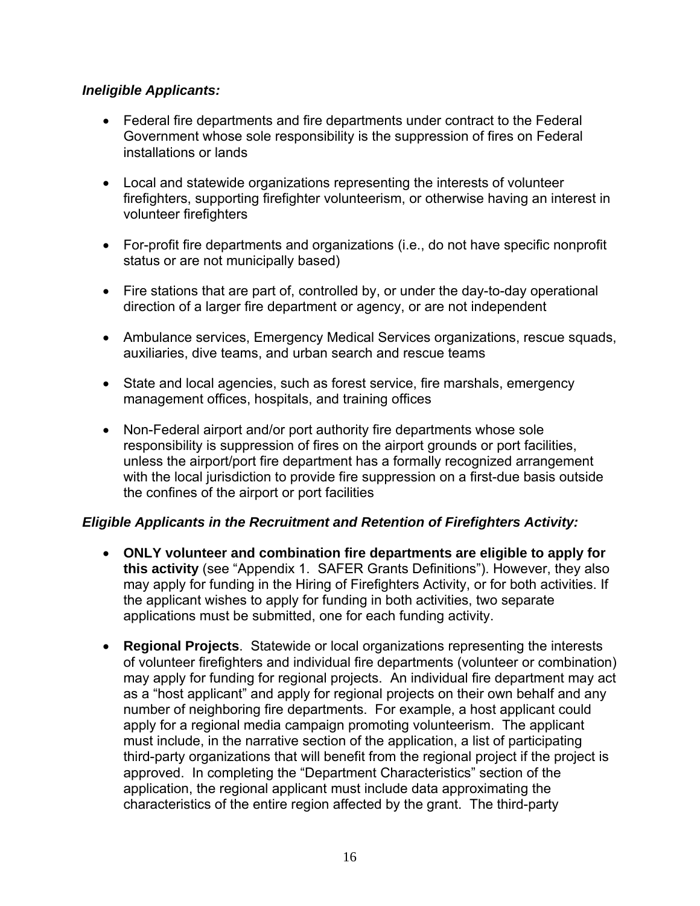***Ineligible Applicants:***

- Federal fire departments and fire departments under contract to the Federal Government whose sole responsibility is the suppression of fires on Federal installations or lands
- Local and statewide organizations representing the interests of volunteer firefighters, supporting firefighter volunteerism, or otherwise having an interest in volunteer firefighters
- For-profit fire departments and organizations (i.e., do not have specific nonprofit status or are not municipally based)
- Fire stations that are part of, controlled by, or under the day-to-day operational direction of a larger fire department or agency, or are not independent
- Ambulance services, Emergency Medical Services organizations, rescue squads, auxiliaries, dive teams, and urban search and rescue teams
- State and local agencies, such as forest service, fire marshals, emergency management offices, hospitals, and training offices
- Non-Federal airport and/or port authority fire departments whose sole responsibility is suppression of fires on the airport grounds or port facilities, unless the airport/port fire department has a formally recognized arrangement with the local jurisdiction to provide fire suppression on a first-due basis outside the confines of the airport or port facilities

***Eligible Applicants in the Recruitment and Retention of Firefighters Activity:***

- **ONLY volunteer and combination fire departments are eligible to apply for this activity** (see "Appendix 1. SAFER Grants Definitions"). However, they also may apply for funding in the Hiring of Firefighters Activity, or for both activities. If the applicant wishes to apply for funding in both activities, two separate applications must be submitted, one for each funding activity.
- **Regional Projects**. Statewide or local organizations representing the interests of volunteer firefighters and individual fire departments (volunteer or combination) may apply for funding for regional projects. An individual fire department may act as a "host applicant" and apply for regional projects on their own behalf and any number of neighboring fire departments. For example, a host applicant could apply for a regional media campaign promoting volunteerism. The applicant must include, in the narrative section of the application, a list of participating third-party organizations that will benefit from the regional project if the project is approved. In completing the "Department Characteristics" section of the application, the regional applicant must include data approximating the characteristics of the entire region affected by the grant. The third-party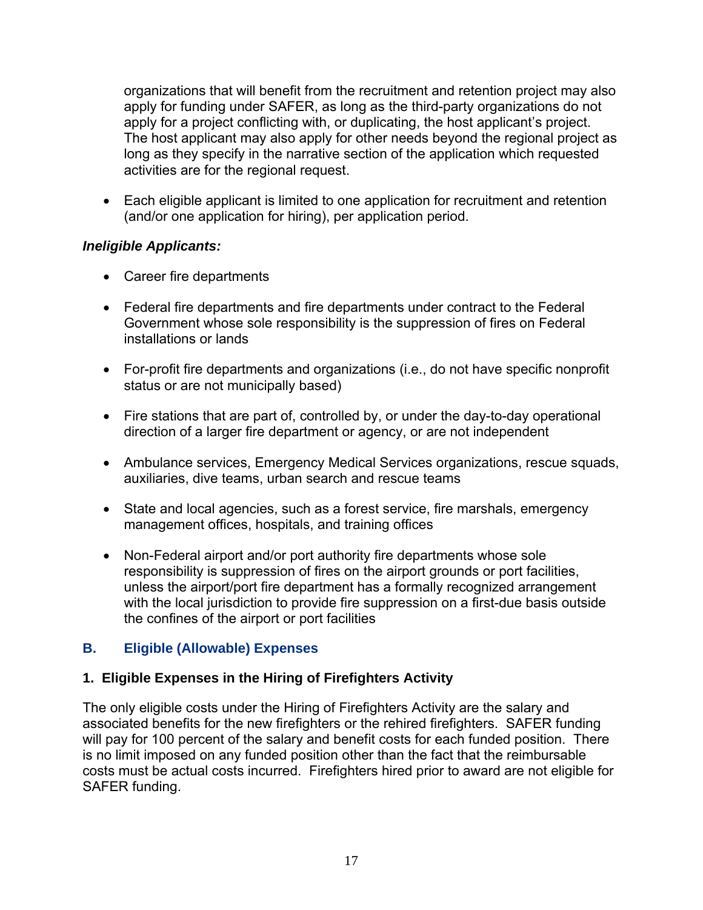organizations that will benefit from the recruitment and retention project may also apply for funding under SAFER, as long as the third-party organizations do not apply for a project conflicting with, or duplicating, the host applicant's project. The host applicant may also apply for other needs beyond the regional project as long as they specify in the narrative section of the application which requested activities are for the regional request.

- Each eligible applicant is limited to one application for recruitment and retention (and/or one application for hiring), per application period.

***Ineligible Applicants:***

- Career fire departments
- Federal fire departments and fire departments under contract to the Federal Government whose sole responsibility is the suppression of fires on Federal installations or lands
- For-profit fire departments and organizations (i.e., do not have specific nonprofit status or are not municipally based)
- Fire stations that are part of, controlled by, or under the day-to-day operational direction of a larger fire department or agency, or are not independent
- Ambulance services, Emergency Medical Services organizations, rescue squads, auxiliaries, dive teams, urban search and rescue teams
- State and local agencies, such as a forest service, fire marshals, emergency management offices, hospitals, and training offices
- Non-Federal airport and/or port authority fire departments whose sole responsibility is suppression of fires on the airport grounds or port facilities, unless the airport/port fire department has a formally recognized arrangement with the local jurisdiction to provide fire suppression on a first-due basis outside the confines of the airport or port facilities

## B. Eligible (Allowable) Expenses

### 1. Eligible Expenses in the Hiring of Firefighters Activity

The only eligible costs under the Hiring of Firefighters Activity are the salary and associated benefits for the new firefighters or the rehired firefighters. SAFER funding will pay for 100 percent of the salary and benefit costs for each funded position. There is no limit imposed on any funded position other than the fact that the reimbursable costs must be actual costs incurred. Firefighters hired prior to award are not eligible for SAFER funding.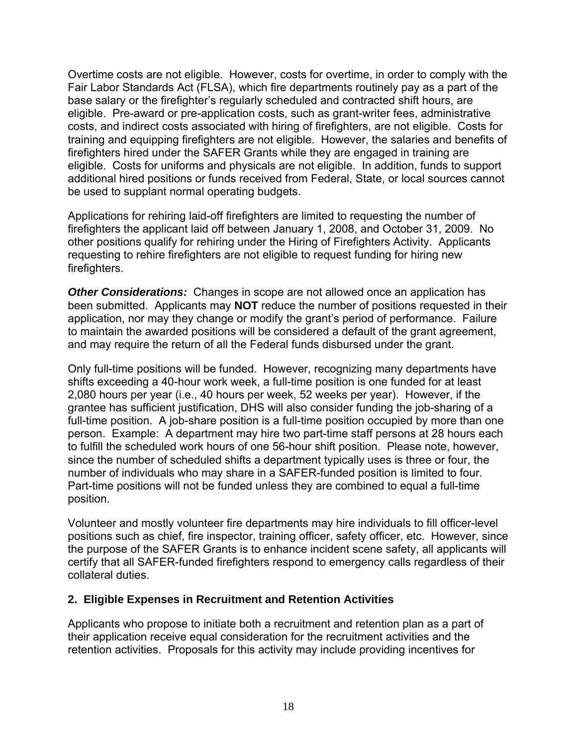Overtime costs are not eligible. However, costs for overtime, in order to comply with the Fair Labor Standards Act (FLSA), which fire departments routinely pay as a part of the base salary or the firefighter's regularly scheduled and contracted shift hours, are eligible. Pre-award or pre-application costs, such as grant-writer fees, administrative costs, and indirect costs associated with hiring of firefighters, are not eligible. Costs for training and equipping firefighters are not eligible. However, the salaries and benefits of firefighters hired under the SAFER Grants while they are engaged in training are eligible. Costs for uniforms and physicals are not eligible. In addition, funds to support additional hired positions or funds received from Federal, State, or local sources cannot be used to supplant normal operating budgets.

Applications for rehiring laid-off firefighters are limited to requesting the number of firefighters the applicant laid off between January 1, 2008, and October 31, 2009. No other positions qualify for rehiring under the Hiring of Firefighters Activity. Applicants requesting to rehire firefighters are not eligible to request funding for hiring new firefighters.

***Other Considerations:*** Changes in scope are not allowed once an application has been submitted. Applicants may **NOT** reduce the number of positions requested in their application, nor may they change or modify the grant's period of performance. Failure to maintain the awarded positions will be considered a default of the grant agreement, and may require the return of all the Federal funds disbursed under the grant.

Only full-time positions will be funded. However, recognizing many departments have shifts exceeding a 40-hour work week, a full-time position is one funded for at least 2,080 hours per year (i.e., 40 hours per week, 52 weeks per year). However, if the grantee has sufficient justification, DHS will also consider funding the job-sharing of a full-time position. A job-share position is a full-time position occupied by more than one person. Example: A department may hire two part-time staff persons at 28 hours each to fulfill the scheduled work hours of one 56-hour shift position. Please note, however, since the number of scheduled shifts a department typically uses is three or four, the number of individuals who may share in a SAFER-funded position is limited to four. Part-time positions will not be funded unless they are combined to equal a full-time position.

Volunteer and mostly volunteer fire departments may hire individuals to fill officer-level positions such as chief, fire inspector, training officer, safety officer, etc. However, since the purpose of the SAFER Grants is to enhance incident scene safety, all applicants will certify that all SAFER-funded firefighters respond to emergency calls regardless of their collateral duties.

### 2. Eligible Expenses in Recruitment and Retention Activities

Applicants who propose to initiate both a recruitment and retention plan as a part of their application receive equal consideration for the recruitment activities and the retention activities. Proposals for this activity may include providing incentives for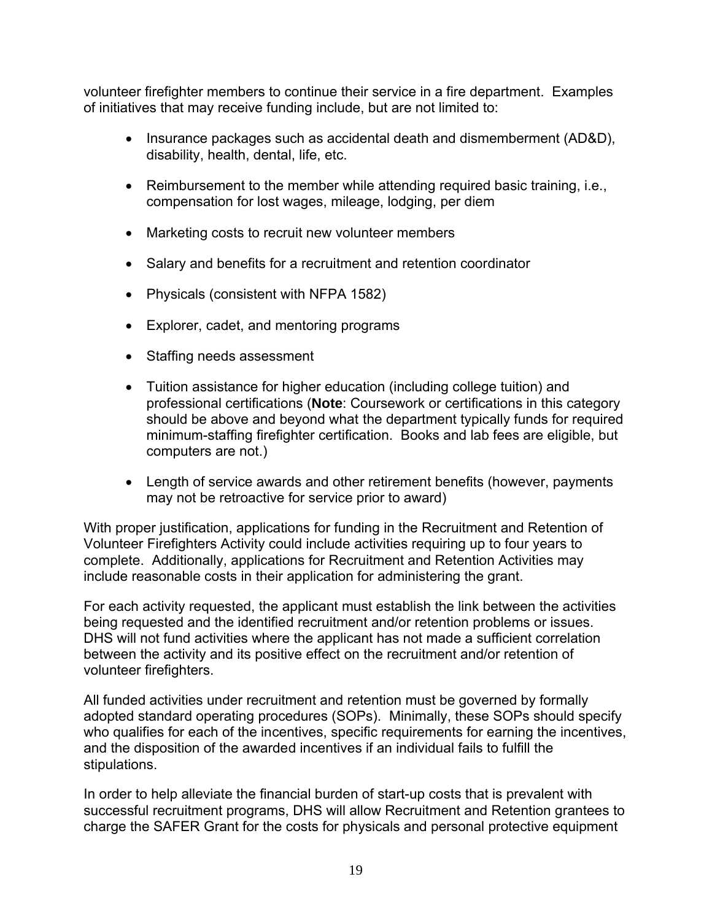volunteer firefighter members to continue their service in a fire department. Examples of initiatives that may receive funding include, but are not limited to:

- Insurance packages such as accidental death and dismemberment (AD&D), disability, health, dental, life, etc.
- Reimbursement to the member while attending required basic training, i.e., compensation for lost wages, mileage, lodging, per diem
- Marketing costs to recruit new volunteer members
- Salary and benefits for a recruitment and retention coordinator
- Physicals (consistent with NFPA 1582)
- Explorer, cadet, and mentoring programs
- Staffing needs assessment
- Tuition assistance for higher education (including college tuition) and professional certifications (**Note**: Coursework or certifications in this category should be above and beyond what the department typically funds for required minimum-staffing firefighter certification. Books and lab fees are eligible, but computers are not.)
- Length of service awards and other retirement benefits (however, payments may not be retroactive for service prior to award)

With proper justification, applications for funding in the Recruitment and Retention of Volunteer Firefighters Activity could include activities requiring up to four years to complete. Additionally, applications for Recruitment and Retention Activities may include reasonable costs in their application for administering the grant.

For each activity requested, the applicant must establish the link between the activities being requested and the identified recruitment and/or retention problems or issues. DHS will not fund activities where the applicant has not made a sufficient correlation between the activity and its positive effect on the recruitment and/or retention of volunteer firefighters.

All funded activities under recruitment and retention must be governed by formally adopted standard operating procedures (SOPs). Minimally, these SOPs should specify who qualifies for each of the incentives, specific requirements for earning the incentives, and the disposition of the awarded incentives if an individual fails to fulfill the stipulations.

In order to help alleviate the financial burden of start-up costs that is prevalent with successful recruitment programs, DHS will allow Recruitment and Retention grantees to charge the SAFER Grant for the costs for physicals and personal protective equipment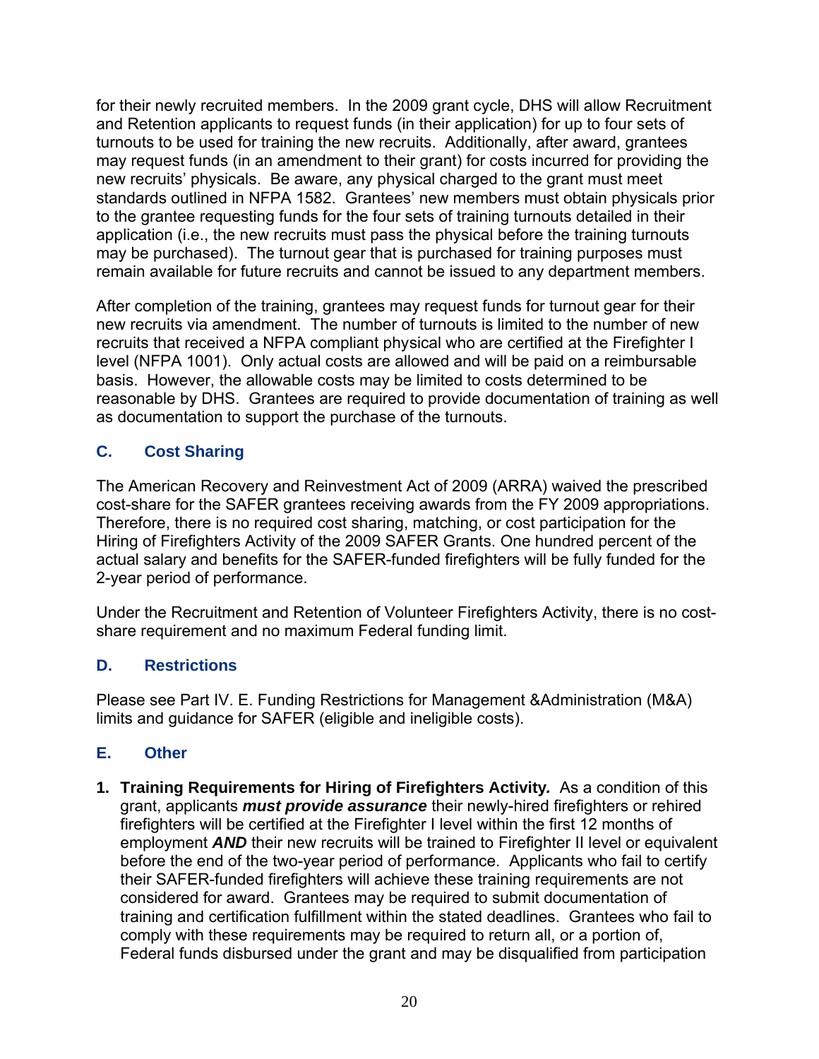for their newly recruited members. In the 2009 grant cycle, DHS will allow Recruitment and Retention applicants to request funds (in their application) for up to four sets of turnouts to be used for training the new recruits. Additionally, after award, grantees may request funds (in an amendment to their grant) for costs incurred for providing the new recruits' physicals. Be aware, any physical charged to the grant must meet standards outlined in NFPA 1582. Grantees' new members must obtain physicals prior to the grantee requesting funds for the four sets of training turnouts detailed in their application (i.e., the new recruits must pass the physical before the training turnouts may be purchased). The turnout gear that is purchased for training purposes must remain available for future recruits and cannot be issued to any department members.

After completion of the training, grantees may request funds for turnout gear for their new recruits via amendment. The number of turnouts is limited to the number of new recruits that received a NFPA compliant physical who are certified at the Firefighter I level (NFPA 1001). Only actual costs are allowed and will be paid on a reimbursable basis. However, the allowable costs may be limited to costs determined to be reasonable by DHS. Grantees are required to provide documentation of training as well as documentation to support the purchase of the turnouts.

### C. Cost Sharing

The American Recovery and Reinvestment Act of 2009 (ARRA) waived the prescribed cost-share for the SAFER grantees receiving awards from the FY 2009 appropriations. Therefore, there is no required cost sharing, matching, or cost participation for the Hiring of Firefighters Activity of the 2009 SAFER Grants. One hundred percent of the actual salary and benefits for the SAFER-funded firefighters will be fully funded for the 2-year period of performance.

Under the Recruitment and Retention of Volunteer Firefighters Activity, there is no cost-share requirement and no maximum Federal funding limit.

### D. Restrictions

Please see Part IV. E. Funding Restrictions for Management &Administration (M&A) limits and guidance for SAFER (eligible and ineligible costs).

### E. Other

1. **Training Requirements for Hiring of Firefighters Activity.** As a condition of this grant, applicants ***must provide assurance*** their newly-hired firefighters or rehired firefighters will be certified at the Firefighter I level within the first 12 months of employment ***AND*** their new recruits will be trained to Firefighter II level or equivalent before the end of the two-year period of performance. Applicants who fail to certify their SAFER-funded firefighters will achieve these training requirements are not considered for award. Grantees may be required to submit documentation of training and certification fulfillment within the stated deadlines. Grantees who fail to comply with these requirements may be required to return all, or a portion of, Federal funds disbursed under the grant and may be disqualified from participation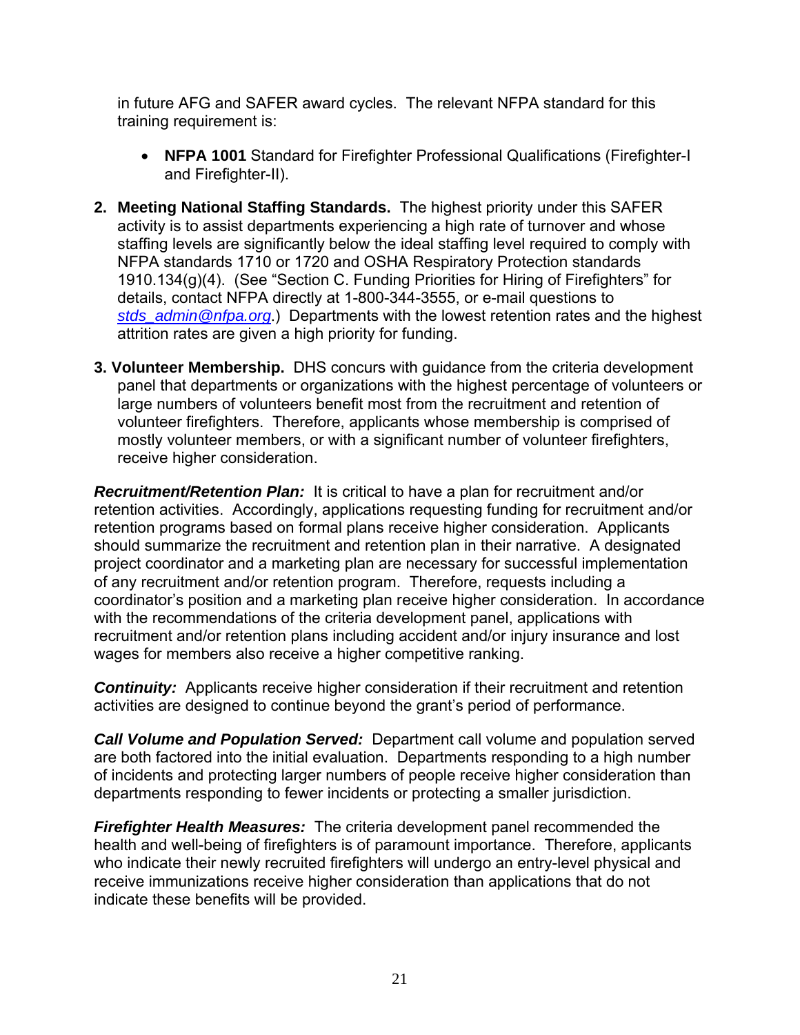in future AFG and SAFER award cycles.  The relevant NFPA standard for this training requirement is:

- **NFPA 1001** Standard for Firefighter Professional Qualifications (Firefighter-I and Firefighter-II).

2. **Meeting National Staffing Standards.** The highest priority under this SAFER activity is to assist departments experiencing a high rate of turnover and whose staffing levels are significantly below the ideal staffing level required to comply with NFPA standards 1710 or 1720 and OSHA Respiratory Protection standards 1910.134(g)(4).  (See "Section C. Funding Priorities for Hiring of Firefighters" for details, contact NFPA directly at 1-800-344-3555, or e-mail questions to *stds_admin@nfpa.org*.)  Departments with the lowest retention rates and the highest attrition rates are given a high priority for funding.

3. **Volunteer Membership.** DHS concurs with guidance from the criteria development panel that departments or organizations with the highest percentage of volunteers or large numbers of volunteers benefit most from the recruitment and retention of volunteer firefighters.  Therefore, applicants whose membership is comprised of mostly volunteer members, or with a significant number of volunteer firefighters, receive higher consideration.

***Recruitment/Retention Plan:*** It is critical to have a plan for recruitment and/or retention activities.  Accordingly, applications requesting funding for recruitment and/or retention programs based on formal plans receive higher consideration.  Applicants should summarize the recruitment and retention plan in their narrative.  A designated project coordinator and a marketing plan are necessary for successful implementation of any recruitment and/or retention program.  Therefore, requests including a coordinator's position and a marketing plan receive higher consideration.  In accordance with the recommendations of the criteria development panel, applications with recruitment and/or retention plans including accident and/or injury insurance and lost wages for members also receive a higher competitive ranking.

***Continuity:*** Applicants receive higher consideration if their recruitment and retention activities are designed to continue beyond the grant's period of performance.

***Call Volume and Population Served:*** Department call volume and population served are both factored into the initial evaluation.  Departments responding to a high number of incidents and protecting larger numbers of people receive higher consideration than departments responding to fewer incidents or protecting a smaller jurisdiction.

***Firefighter Health Measures:*** The criteria development panel recommended the health and well-being of firefighters is of paramount importance.  Therefore, applicants who indicate their newly recruited firefighters will undergo an entry-level physical and receive immunizations receive higher consideration than applications that do not indicate these benefits will be provided.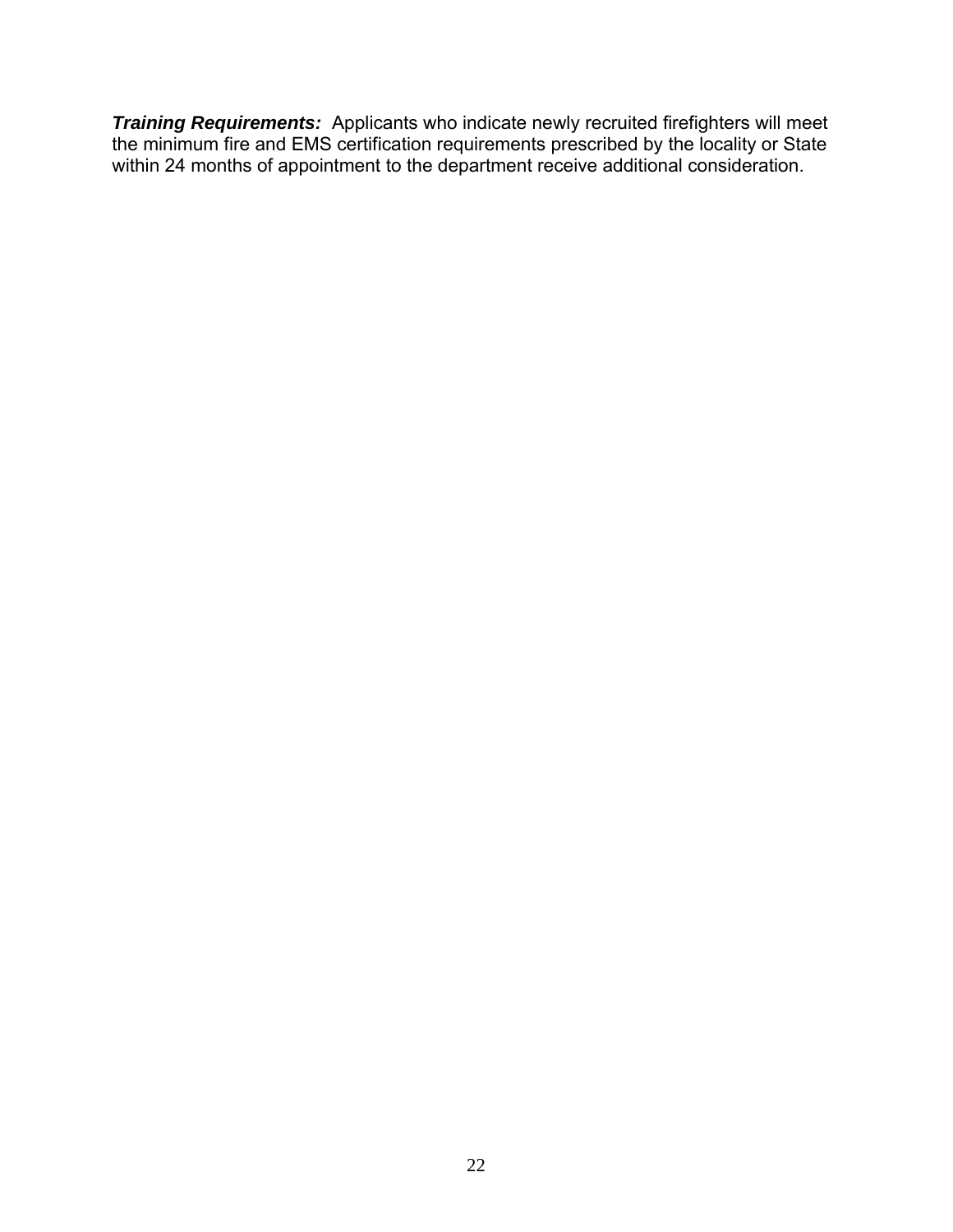***Training Requirements:*** Applicants who indicate newly recruited firefighters will meet the minimum fire and EMS certification requirements prescribed by the locality or State within 24 months of appointment to the department receive additional consideration.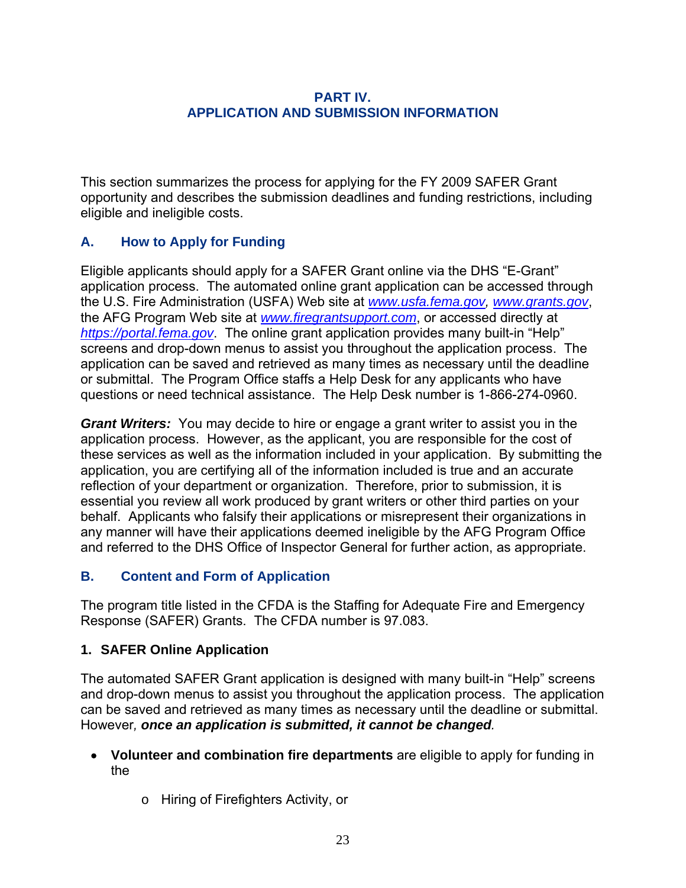## PART IV.
## APPLICATION AND SUBMISSION INFORMATION

This section summarizes the process for applying for the FY 2009 SAFER Grant opportunity and describes the submission deadlines and funding restrictions, including eligible and ineligible costs.

### A. How to Apply for Funding

Eligible applicants should apply for a SAFER Grant online via the DHS "E-Grant" application process. The automated online grant application can be accessed through the U.S. Fire Administration (USFA) Web site at *www.usfa.fema.gov*, *www.grants.gov*, the AFG Program Web site at *www.firegrantsupport.com*, or accessed directly at *https://portal.fema.gov*. The online grant application provides many built-in "Help" screens and drop-down menus to assist you throughout the application process. The application can be saved and retrieved as many times as necessary until the deadline or submittal. The Program Office staffs a Help Desk for any applicants who have questions or need technical assistance. The Help Desk number is 1-866-274-0960.

***Grant Writers:*** You may decide to hire or engage a grant writer to assist you in the application process. However, as the applicant, you are responsible for the cost of these services as well as the information included in your application. By submitting the application, you are certifying all of the information included is true and an accurate reflection of your department or organization. Therefore, prior to submission, it is essential you review all work produced by grant writers or other third parties on your behalf. Applicants who falsify their applications or misrepresent their organizations in any manner will have their applications deemed ineligible by the AFG Program Office and referred to the DHS Office of Inspector General for further action, as appropriate.

### B. Content and Form of Application

The program title listed in the CFDA is the Staffing for Adequate Fire and Emergency Response (SAFER) Grants. The CFDA number is 97.083.

#### 1. SAFER Online Application

The automated SAFER Grant application is designed with many built-in "Help" screens and drop-down menus to assist you throughout the application process. The application can be saved and retrieved as many times as necessary until the deadline or submittal. However, ***once an application is submitted, it cannot be changed***.

- **Volunteer and combination fire departments** are eligible to apply for funding in the
  - Hiring of Firefighters Activity, or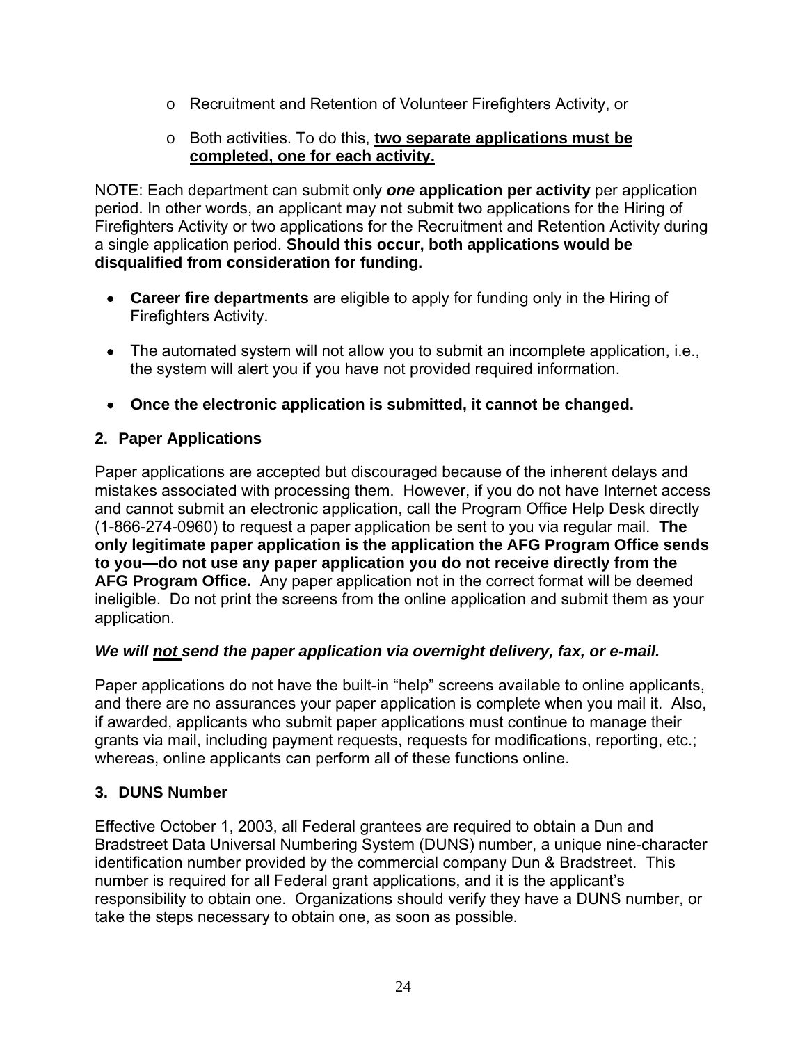- Recruitment and Retention of Volunteer Firefighters Activity, or
- Both activities. To do this, **two separate applications must be completed, one for each activity.**

NOTE: Each department can submit only ***one* application per activity** per application period. In other words, an applicant may not submit two applications for the Hiring of Firefighters Activity or two applications for the Recruitment and Retention Activity during a single application period. **Should this occur, both applications would be disqualified from consideration for funding.**

- **Career fire departments** are eligible to apply for funding only in the Hiring of Firefighters Activity.
- The automated system will not allow you to submit an incomplete application, i.e., the system will alert you if you have not provided required information.
- **Once the electronic application is submitted, it cannot be changed.**

### 2. Paper Applications

Paper applications are accepted but discouraged because of the inherent delays and mistakes associated with processing them. However, if you do not have Internet access and cannot submit an electronic application, call the Program Office Help Desk directly (1-866-274-0960) to request a paper application be sent to you via regular mail. **The only legitimate paper application is the application the AFG Program Office sends to you—do not use any paper application you do not receive directly from the AFG Program Office.** Any paper application not in the correct format will be deemed ineligible. Do not print the screens from the online application and submit them as your application.

***We will not send the paper application via overnight delivery, fax, or e-mail.***

Paper applications do not have the built-in "help" screens available to online applicants, and there are no assurances your paper application is complete when you mail it. Also, if awarded, applicants who submit paper applications must continue to manage their grants via mail, including payment requests, requests for modifications, reporting, etc.; whereas, online applicants can perform all of these functions online.

### 3. DUNS Number

Effective October 1, 2003, all Federal grantees are required to obtain a Dun and Bradstreet Data Universal Numbering System (DUNS) number, a unique nine-character identification number provided by the commercial company Dun & Bradstreet. This number is required for all Federal grant applications, and it is the applicant's responsibility to obtain one. Organizations should verify they have a DUNS number, or take the steps necessary to obtain one, as soon as possible.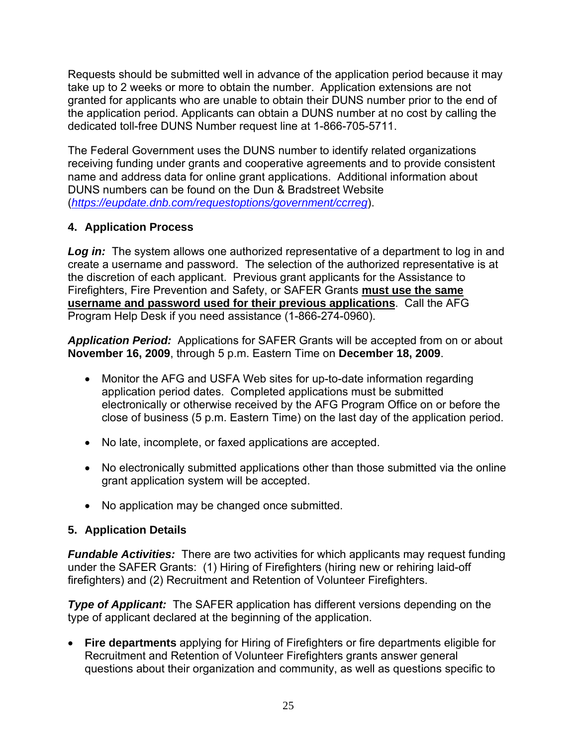Requests should be submitted well in advance of the application period because it may take up to 2 weeks or more to obtain the number. Application extensions are not granted for applicants who are unable to obtain their DUNS number prior to the end of the application period. Applicants can obtain a DUNS number at no cost by calling the dedicated toll-free DUNS Number request line at 1-866-705-5711.

The Federal Government uses the DUNS number to identify related organizations receiving funding under grants and cooperative agreements and to provide consistent name and address data for online grant applications. Additional information about DUNS numbers can be found on the Dun & Bradstreet Website (*https://eupdate.dnb.com/requestoptions/government/ccrreg*).

### 4. Application Process

***Log in:*** The system allows one authorized representative of a department to log in and create a username and password. The selection of the authorized representative is at the discretion of each applicant. Previous grant applicants for the Assistance to Firefighters, Fire Prevention and Safety, or SAFER Grants **must use the same username and password used for their previous applications**. Call the AFG Program Help Desk if you need assistance (1-866-274-0960).

***Application Period:*** Applications for SAFER Grants will be accepted from on or about **November 16, 2009**, through 5 p.m. Eastern Time on **December 18, 2009**.

- Monitor the AFG and USFA Web sites for up-to-date information regarding application period dates. Completed applications must be submitted electronically or otherwise received by the AFG Program Office on or before the close of business (5 p.m. Eastern Time) on the last day of the application period.
- No late, incomplete, or faxed applications are accepted.
- No electronically submitted applications other than those submitted via the online grant application system will be accepted.
- No application may be changed once submitted.

### 5. Application Details

***Fundable Activities:*** There are two activities for which applicants may request funding under the SAFER Grants: (1) Hiring of Firefighters (hiring new or rehiring laid-off firefighters) and (2) Recruitment and Retention of Volunteer Firefighters.

***Type of Applicant:*** The SAFER application has different versions depending on the type of applicant declared at the beginning of the application.

- **Fire departments** applying for Hiring of Firefighters or fire departments eligible for Recruitment and Retention of Volunteer Firefighters grants answer general questions about their organization and community, as well as questions specific to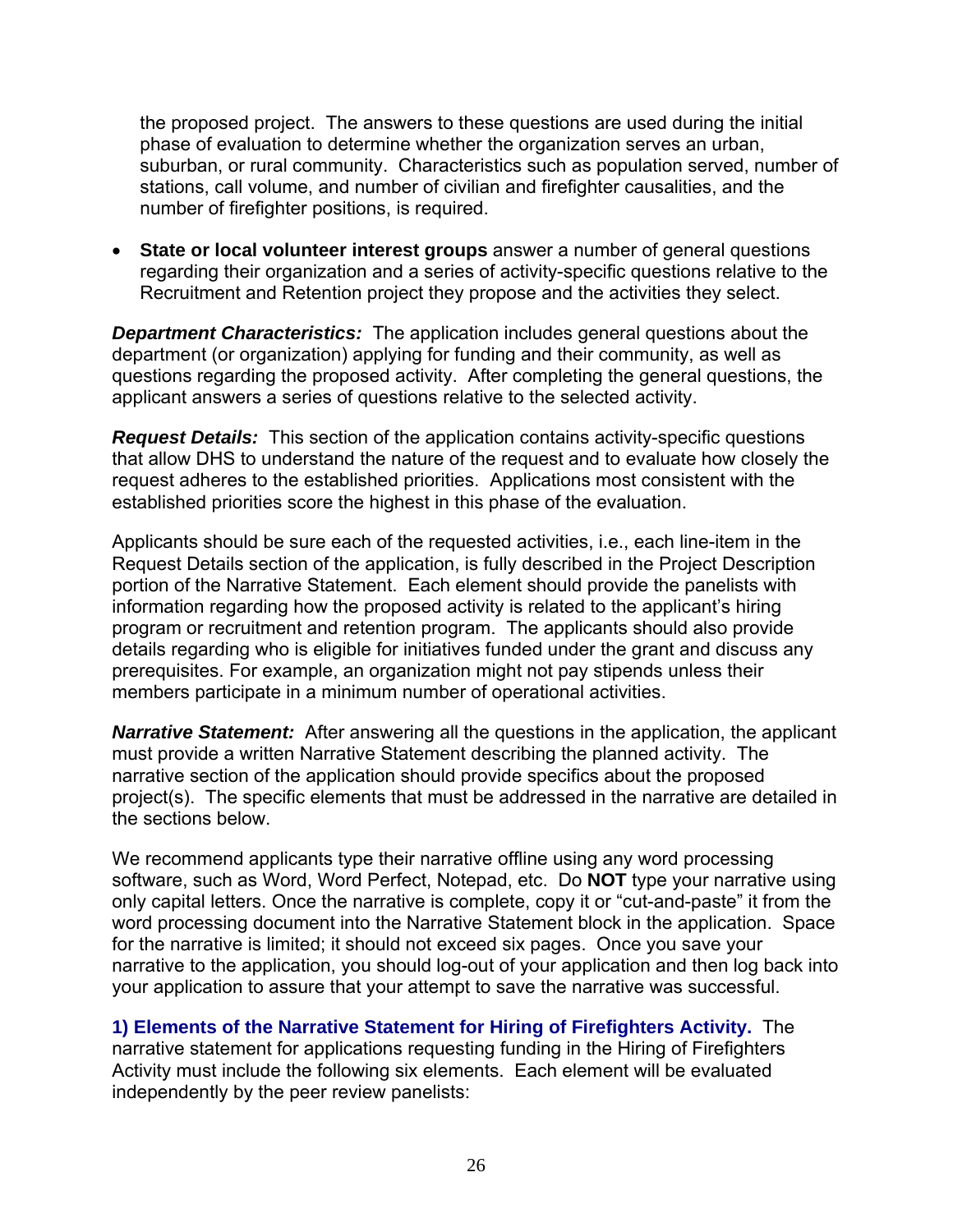the proposed project. The answers to these questions are used during the initial phase of evaluation to determine whether the organization serves an urban, suburban, or rural community. Characteristics such as population served, number of stations, call volume, and number of civilian and firefighter causalities, and the number of firefighter positions, is required.

- **State or local volunteer interest groups** answer a number of general questions regarding their organization and a series of activity-specific questions relative to the Recruitment and Retention project they propose and the activities they select.

***Department Characteristics:*** The application includes general questions about the department (or organization) applying for funding and their community, as well as questions regarding the proposed activity. After completing the general questions, the applicant answers a series of questions relative to the selected activity.

***Request Details:*** This section of the application contains activity-specific questions that allow DHS to understand the nature of the request and to evaluate how closely the request adheres to the established priorities. Applications most consistent with the established priorities score the highest in this phase of the evaluation.

Applicants should be sure each of the requested activities, i.e., each line-item in the Request Details section of the application, is fully described in the Project Description portion of the Narrative Statement. Each element should provide the panelists with information regarding how the proposed activity is related to the applicant's hiring program or recruitment and retention program. The applicants should also provide details regarding who is eligible for initiatives funded under the grant and discuss any prerequisites. For example, an organization might not pay stipends unless their members participate in a minimum number of operational activities.

***Narrative Statement:*** After answering all the questions in the application, the applicant must provide a written Narrative Statement describing the planned activity. The narrative section of the application should provide specifics about the proposed project(s). The specific elements that must be addressed in the narrative are detailed in the sections below.

We recommend applicants type their narrative offline using any word processing software, such as Word, Word Perfect, Notepad, etc. Do **NOT** type your narrative using only capital letters. Once the narrative is complete, copy it or "cut-and-paste" it from the word processing document into the Narrative Statement block in the application. Space for the narrative is limited; it should not exceed six pages. Once you save your narrative to the application, you should log-out of your application and then log back into your application to assure that your attempt to save the narrative was successful.

**1) Elements of the Narrative Statement for Hiring of Firefighters Activity.** The narrative statement for applications requesting funding in the Hiring of Firefighters Activity must include the following six elements. Each element will be evaluated independently by the peer review panelists: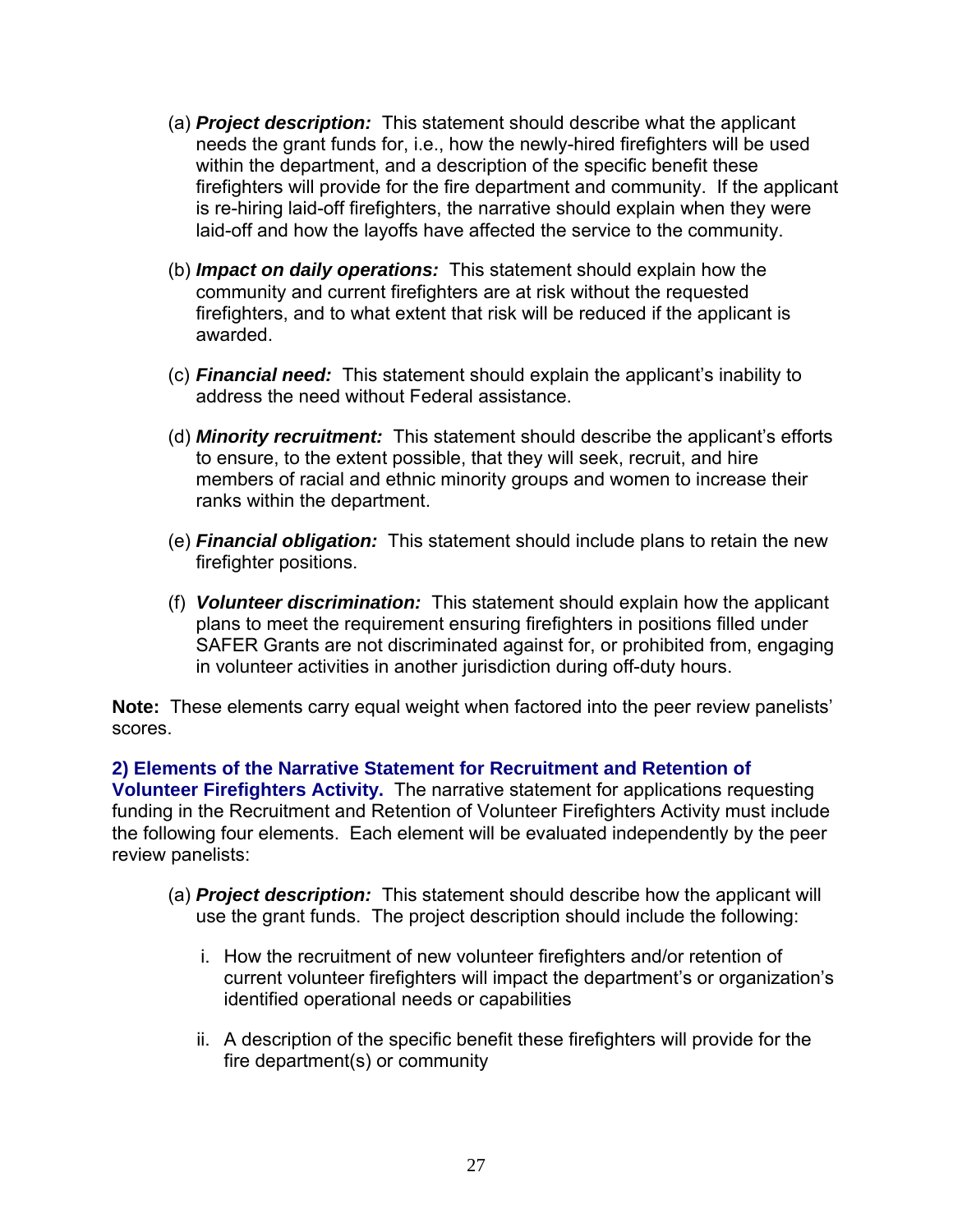(a) ***Project description:*** This statement should describe what the applicant needs the grant funds for, i.e., how the newly-hired firefighters will be used within the department, and a description of the specific benefit these firefighters will provide for the fire department and community. If the applicant is re-hiring laid-off firefighters, the narrative should explain when they were laid-off and how the layoffs have affected the service to the community.

(b) ***Impact on daily operations:*** This statement should explain how the community and current firefighters are at risk without the requested firefighters, and to what extent that risk will be reduced if the applicant is awarded.

(c) ***Financial need:*** This statement should explain the applicant's inability to address the need without Federal assistance.

(d) ***Minority recruitment:*** This statement should describe the applicant's efforts to ensure, to the extent possible, that they will seek, recruit, and hire members of racial and ethnic minority groups and women to increase their ranks within the department.

(e) ***Financial obligation:*** This statement should include plans to retain the new firefighter positions.

(f) ***Volunteer discrimination:*** This statement should explain how the applicant plans to meet the requirement ensuring firefighters in positions filled under SAFER Grants are not discriminated against for, or prohibited from, engaging in volunteer activities in another jurisdiction during off-duty hours.

**Note:** These elements carry equal weight when factored into the peer review panelists' scores.

**2) Elements of the Narrative Statement for Recruitment and Retention of Volunteer Firefighters Activity.** The narrative statement for applications requesting funding in the Recruitment and Retention of Volunteer Firefighters Activity must include the following four elements. Each element will be evaluated independently by the peer review panelists:

(a) ***Project description:*** This statement should describe how the applicant will use the grant funds. The project description should include the following:

i. How the recruitment of new volunteer firefighters and/or retention of current volunteer firefighters will impact the department's or organization's identified operational needs or capabilities

ii. A description of the specific benefit these firefighters will provide for the fire department(s) or community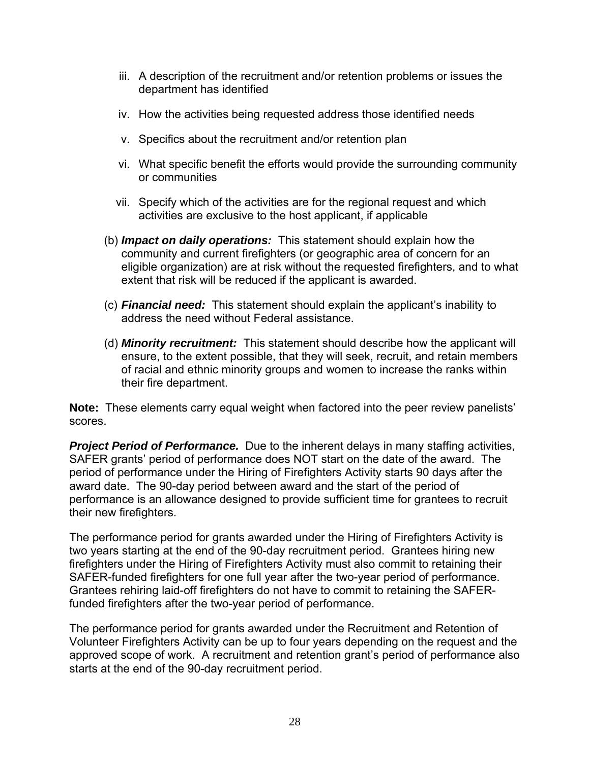iii. A description of the recruitment and/or retention problems or issues the department has identified

  iv. How the activities being requested address those identified needs

  v. Specifics about the recruitment and/or retention plan

  vi. What specific benefit the efforts would provide the surrounding community or communities

  vii. Specify which of the activities are for the regional request and which activities are exclusive to the host applicant, if applicable

(b) ***Impact on daily operations:*** This statement should explain how the community and current firefighters (or geographic area of concern for an eligible organization) are at risk without the requested firefighters, and to what extent that risk will be reduced if the applicant is awarded.

(c) ***Financial need:*** This statement should explain the applicant's inability to address the need without Federal assistance.

(d) ***Minority recruitment:*** This statement should describe how the applicant will ensure, to the extent possible, that they will seek, recruit, and retain members of racial and ethnic minority groups and women to increase the ranks within their fire department.

**Note:** These elements carry equal weight when factored into the peer review panelists' scores.

***Project Period of Performance.*** Due to the inherent delays in many staffing activities, SAFER grants' period of performance does NOT start on the date of the award. The period of performance under the Hiring of Firefighters Activity starts 90 days after the award date. The 90-day period between award and the start of the period of performance is an allowance designed to provide sufficient time for grantees to recruit their new firefighters.

The performance period for grants awarded under the Hiring of Firefighters Activity is two years starting at the end of the 90-day recruitment period. Grantees hiring new firefighters under the Hiring of Firefighters Activity must also commit to retaining their SAFER-funded firefighters for one full year after the two-year period of performance. Grantees rehiring laid-off firefighters do not have to commit to retaining the SAFER-funded firefighters after the two-year period of performance.

The performance period for grants awarded under the Recruitment and Retention of Volunteer Firefighters Activity can be up to four years depending on the request and the approved scope of work. A recruitment and retention grant's period of performance also starts at the end of the 90-day recruitment period.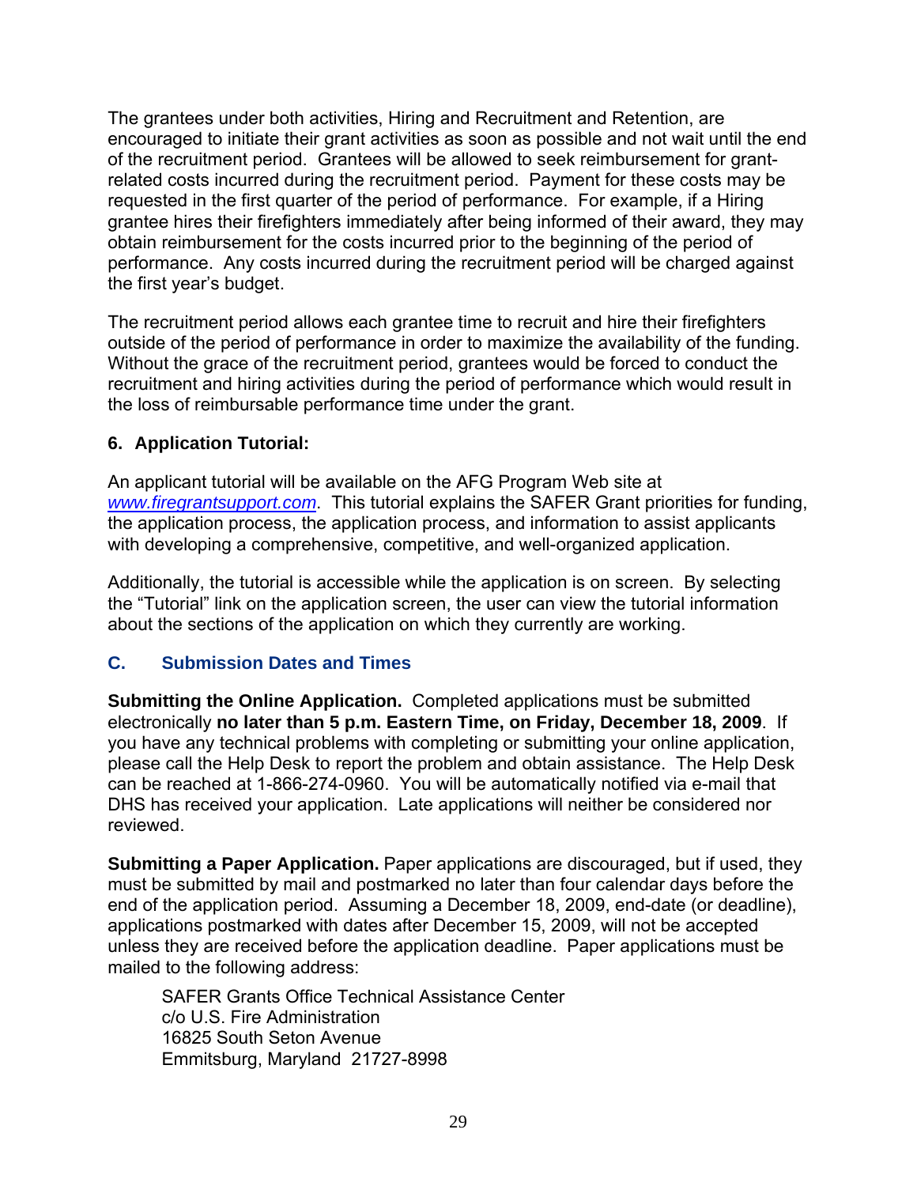The grantees under both activities, Hiring and Recruitment and Retention, are encouraged to initiate their grant activities as soon as possible and not wait until the end of the recruitment period. Grantees will be allowed to seek reimbursement for grant-related costs incurred during the recruitment period. Payment for these costs may be requested in the first quarter of the period of performance. For example, if a Hiring grantee hires their firefighters immediately after being informed of their award, they may obtain reimbursement for the costs incurred prior to the beginning of the period of performance. Any costs incurred during the recruitment period will be charged against the first year's budget.

The recruitment period allows each grantee time to recruit and hire their firefighters outside of the period of performance in order to maximize the availability of the funding. Without the grace of the recruitment period, grantees would be forced to conduct the recruitment and hiring activities during the period of performance which would result in the loss of reimbursable performance time under the grant.

**6. Application Tutorial:**

An applicant tutorial will be available on the AFG Program Web site at *www.firegrantsupport.com*. This tutorial explains the SAFER Grant priorities for funding, the application process, the application process, and information to assist applicants with developing a comprehensive, competitive, and well-organized application.

Additionally, the tutorial is accessible while the application is on screen. By selecting the "Tutorial" link on the application screen, the user can view the tutorial information about the sections of the application on which they currently are working.

## C. Submission Dates and Times

**Submitting the Online Application.** Completed applications must be submitted electronically **no later than 5 p.m. Eastern Time, on Friday, December 18, 2009**. If you have any technical problems with completing or submitting your online application, please call the Help Desk to report the problem and obtain assistance. The Help Desk can be reached at 1-866-274-0960. You will be automatically notified via e-mail that DHS has received your application. Late applications will neither be considered nor reviewed.

**Submitting a Paper Application.** Paper applications are discouraged, but if used, they must be submitted by mail and postmarked no later than four calendar days before the end of the application period. Assuming a December 18, 2009, end-date (or deadline), applications postmarked with dates after December 15, 2009, will not be accepted unless they are received before the application deadline. Paper applications must be mailed to the following address:

SAFER Grants Office Technical Assistance Center
c/o U.S. Fire Administration
16825 South Seton Avenue
Emmitsburg, Maryland 21727-8998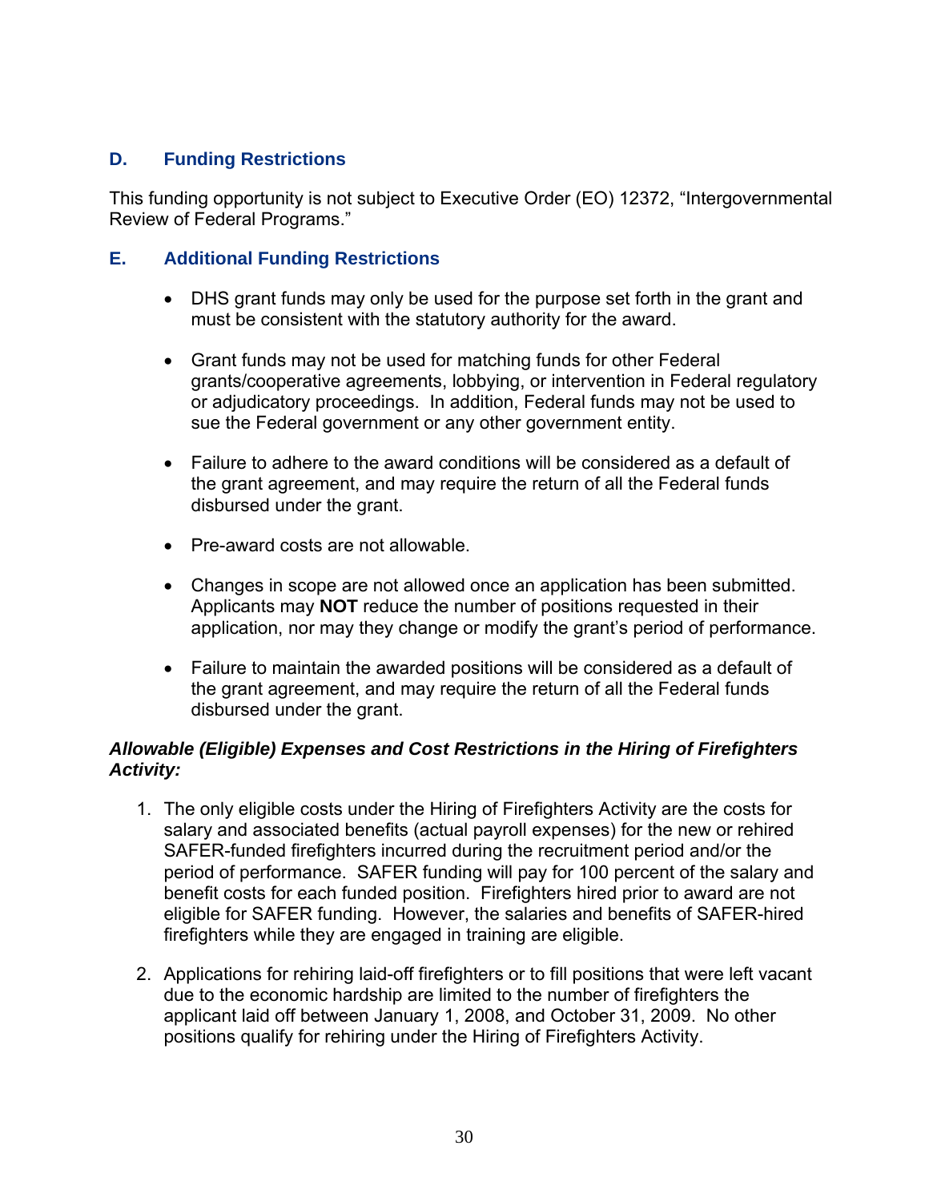## D. Funding Restrictions

This funding opportunity is not subject to Executive Order (EO) 12372, "Intergovernmental Review of Federal Programs."

## E. Additional Funding Restrictions

- DHS grant funds may only be used for the purpose set forth in the grant and must be consistent with the statutory authority for the award.
- Grant funds may not be used for matching funds for other Federal grants/cooperative agreements, lobbying, or intervention in Federal regulatory or adjudicatory proceedings. In addition, Federal funds may not be used to sue the Federal government or any other government entity.
- Failure to adhere to the award conditions will be considered as a default of the grant agreement, and may require the return of all the Federal funds disbursed under the grant.
- Pre-award costs are not allowable.
- Changes in scope are not allowed once an application has been submitted. Applicants may **NOT** reduce the number of positions requested in their application, nor may they change or modify the grant's period of performance.
- Failure to maintain the awarded positions will be considered as a default of the grant agreement, and may require the return of all the Federal funds disbursed under the grant.

***Allowable (Eligible) Expenses and Cost Restrictions in the Hiring of Firefighters Activity:***

1. The only eligible costs under the Hiring of Firefighters Activity are the costs for salary and associated benefits (actual payroll expenses) for the new or rehired SAFER-funded firefighters incurred during the recruitment period and/or the period of performance. SAFER funding will pay for 100 percent of the salary and benefit costs for each funded position. Firefighters hired prior to award are not eligible for SAFER funding. However, the salaries and benefits of SAFER-hired firefighters while they are engaged in training are eligible.
2. Applications for rehiring laid-off firefighters or to fill positions that were left vacant due to the economic hardship are limited to the number of firefighters the applicant laid off between January 1, 2008, and October 31, 2009. No other positions qualify for rehiring under the Hiring of Firefighters Activity.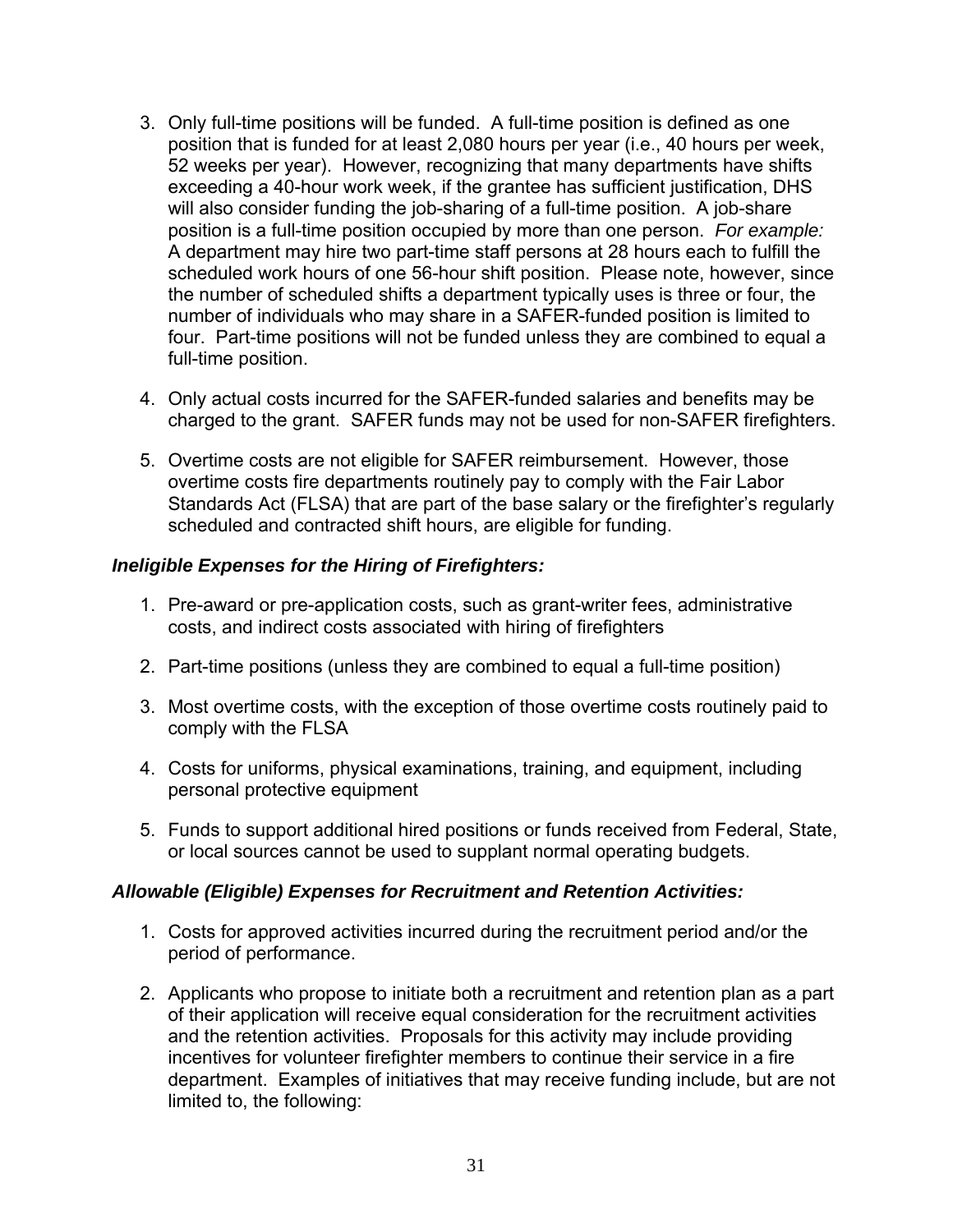3. Only full-time positions will be funded. A full-time position is defined as one position that is funded for at least 2,080 hours per year (i.e., 40 hours per week, 52 weeks per year). However, recognizing that many departments have shifts exceeding a 40-hour work week, if the grantee has sufficient justification, DHS will also consider funding the job-sharing of a full-time position. A job-share position is a full-time position occupied by more than one person. *For example:* A department may hire two part-time staff persons at 28 hours each to fulfill the scheduled work hours of one 56-hour shift position. Please note, however, since the number of scheduled shifts a department typically uses is three or four, the number of individuals who may share in a SAFER-funded position is limited to four. Part-time positions will not be funded unless they are combined to equal a full-time position.

4. Only actual costs incurred for the SAFER-funded salaries and benefits may be charged to the grant. SAFER funds may not be used for non-SAFER firefighters.

5. Overtime costs are not eligible for SAFER reimbursement. However, those overtime costs fire departments routinely pay to comply with the Fair Labor Standards Act (FLSA) that are part of the base salary or the firefighter's regularly scheduled and contracted shift hours, are eligible for funding.

***Ineligible Expenses for the Hiring of Firefighters:***

1. Pre-award or pre-application costs, such as grant-writer fees, administrative costs, and indirect costs associated with hiring of firefighters

2. Part-time positions (unless they are combined to equal a full-time position)

3. Most overtime costs, with the exception of those overtime costs routinely paid to comply with the FLSA

4. Costs for uniforms, physical examinations, training, and equipment, including personal protective equipment

5. Funds to support additional hired positions or funds received from Federal, State, or local sources cannot be used to supplant normal operating budgets.

***Allowable (Eligible) Expenses for Recruitment and Retention Activities:***

1. Costs for approved activities incurred during the recruitment period and/or the period of performance.

2. Applicants who propose to initiate both a recruitment and retention plan as a part of their application will receive equal consideration for the recruitment activities and the retention activities. Proposals for this activity may include providing incentives for volunteer firefighter members to continue their service in a fire department. Examples of initiatives that may receive funding include, but are not limited to, the following: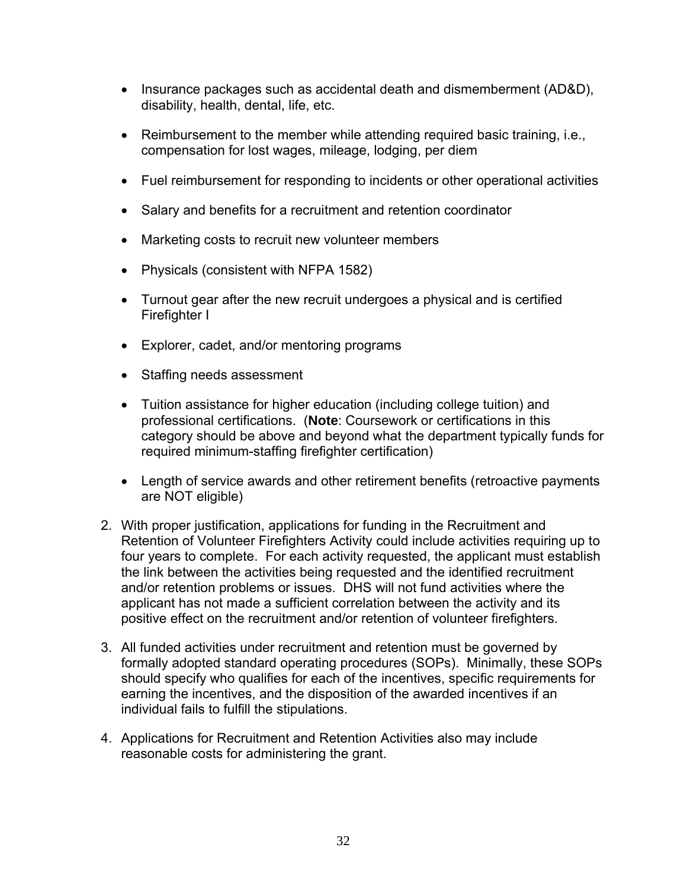- Insurance packages such as accidental death and dismemberment (AD&D), disability, health, dental, life, etc.

- Reimbursement to the member while attending required basic training, i.e., compensation for lost wages, mileage, lodging, per diem

- Fuel reimbursement for responding to incidents or other operational activities

- Salary and benefits for a recruitment and retention coordinator

- Marketing costs to recruit new volunteer members

- Physicals (consistent with NFPA 1582)

- Turnout gear after the new recruit undergoes a physical and is certified Firefighter I

- Explorer, cadet, and/or mentoring programs

- Staffing needs assessment

- Tuition assistance for higher education (including college tuition) and professional certifications. (**Note**: Coursework or certifications in this category should be above and beyond what the department typically funds for required minimum-staffing firefighter certification)

- Length of service awards and other retirement benefits (retroactive payments are NOT eligible)

2. With proper justification, applications for funding in the Recruitment and Retention of Volunteer Firefighters Activity could include activities requiring up to four years to complete. For each activity requested, the applicant must establish the link between the activities being requested and the identified recruitment and/or retention problems or issues. DHS will not fund activities where the applicant has not made a sufficient correlation between the activity and its positive effect on the recruitment and/or retention of volunteer firefighters.

3. All funded activities under recruitment and retention must be governed by formally adopted standard operating procedures (SOPs). Minimally, these SOPs should specify who qualifies for each of the incentives, specific requirements for earning the incentives, and the disposition of the awarded incentives if an individual fails to fulfill the stipulations.

4. Applications for Recruitment and Retention Activities also may include reasonable costs for administering the grant.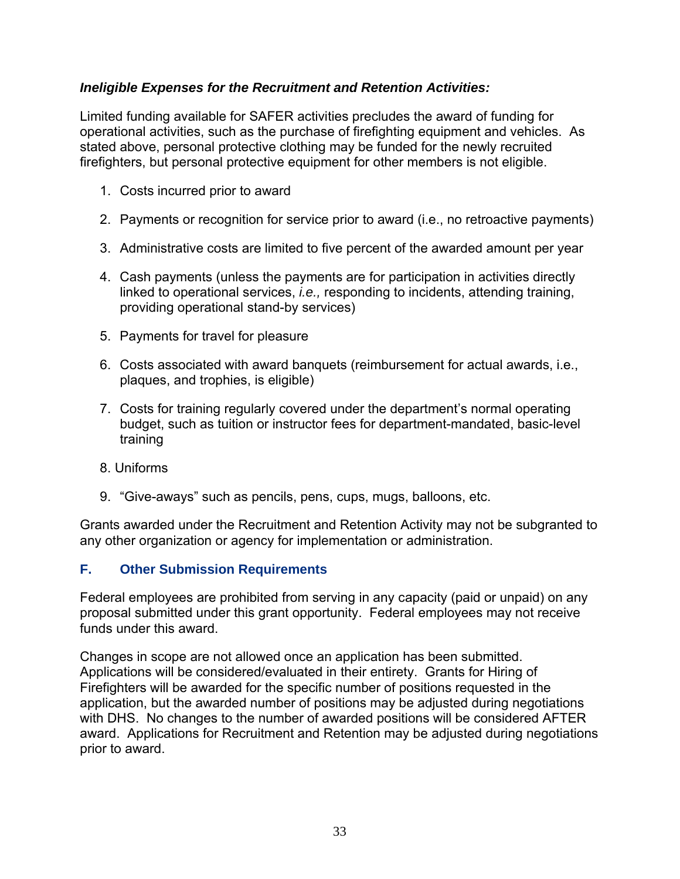***Ineligible Expenses for the Recruitment and Retention Activities:***

Limited funding available for SAFER activities precludes the award of funding for operational activities, such as the purchase of firefighting equipment and vehicles. As stated above, personal protective clothing may be funded for the newly recruited firefighters, but personal protective equipment for other members is not eligible.

1. Costs incurred prior to award
2. Payments or recognition for service prior to award (i.e., no retroactive payments)
3. Administrative costs are limited to five percent of the awarded amount per year
4. Cash payments (unless the payments are for participation in activities directly linked to operational services, *i.e.,* responding to incidents, attending training, providing operational stand-by services)
5. Payments for travel for pleasure
6. Costs associated with award banquets (reimbursement for actual awards, i.e., plaques, and trophies, is eligible)
7. Costs for training regularly covered under the department's normal operating budget, such as tuition or instructor fees for department-mandated, basic-level training
8. Uniforms
9. "Give-aways" such as pencils, pens, cups, mugs, balloons, etc.

Grants awarded under the Recruitment and Retention Activity may not be subgranted to any other organization or agency for implementation or administration.

## F. Other Submission Requirements

Federal employees are prohibited from serving in any capacity (paid or unpaid) on any proposal submitted under this grant opportunity. Federal employees may not receive funds under this award.

Changes in scope are not allowed once an application has been submitted. Applications will be considered/evaluated in their entirety. Grants for Hiring of Firefighters will be awarded for the specific number of positions requested in the application, but the awarded number of positions may be adjusted during negotiations with DHS. No changes to the number of awarded positions will be considered AFTER award. Applications for Recruitment and Retention may be adjusted during negotiations prior to award.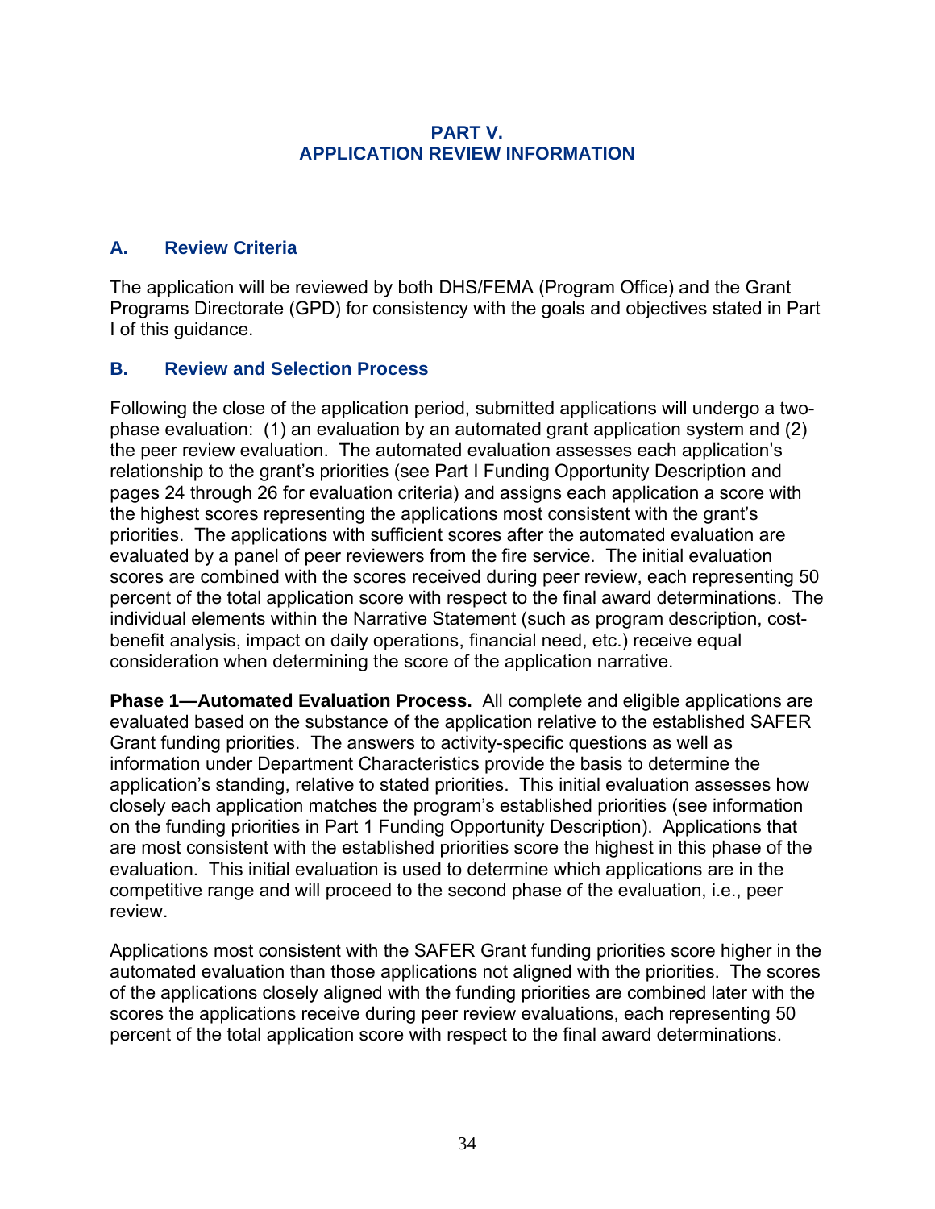# PART V.
# APPLICATION REVIEW INFORMATION

## A. Review Criteria

The application will be reviewed by both DHS/FEMA (Program Office) and the Grant Programs Directorate (GPD) for consistency with the goals and objectives stated in Part I of this guidance.

## B. Review and Selection Process

Following the close of the application period, submitted applications will undergo a two-phase evaluation: (1) an evaluation by an automated grant application system and (2) the peer review evaluation. The automated evaluation assesses each application's relationship to the grant's priorities (see Part I Funding Opportunity Description and pages 24 through 26 for evaluation criteria) and assigns each application a score with the highest scores representing the applications most consistent with the grant's priorities. The applications with sufficient scores after the automated evaluation are evaluated by a panel of peer reviewers from the fire service. The initial evaluation scores are combined with the scores received during peer review, each representing 50 percent of the total application score with respect to the final award determinations. The individual elements within the Narrative Statement (such as program description, cost-benefit analysis, impact on daily operations, financial need, etc.) receive equal consideration when determining the score of the application narrative.

**Phase 1—Automated Evaluation Process.** All complete and eligible applications are evaluated based on the substance of the application relative to the established SAFER Grant funding priorities. The answers to activity-specific questions as well as information under Department Characteristics provide the basis to determine the application's standing, relative to stated priorities. This initial evaluation assesses how closely each application matches the program's established priorities (see information on the funding priorities in Part 1 Funding Opportunity Description). Applications that are most consistent with the established priorities score the highest in this phase of the evaluation. This initial evaluation is used to determine which applications are in the competitive range and will proceed to the second phase of the evaluation, i.e., peer review.

Applications most consistent with the SAFER Grant funding priorities score higher in the automated evaluation than those applications not aligned with the priorities. The scores of the applications closely aligned with the funding priorities are combined later with the scores the applications receive during peer review evaluations, each representing 50 percent of the total application score with respect to the final award determinations.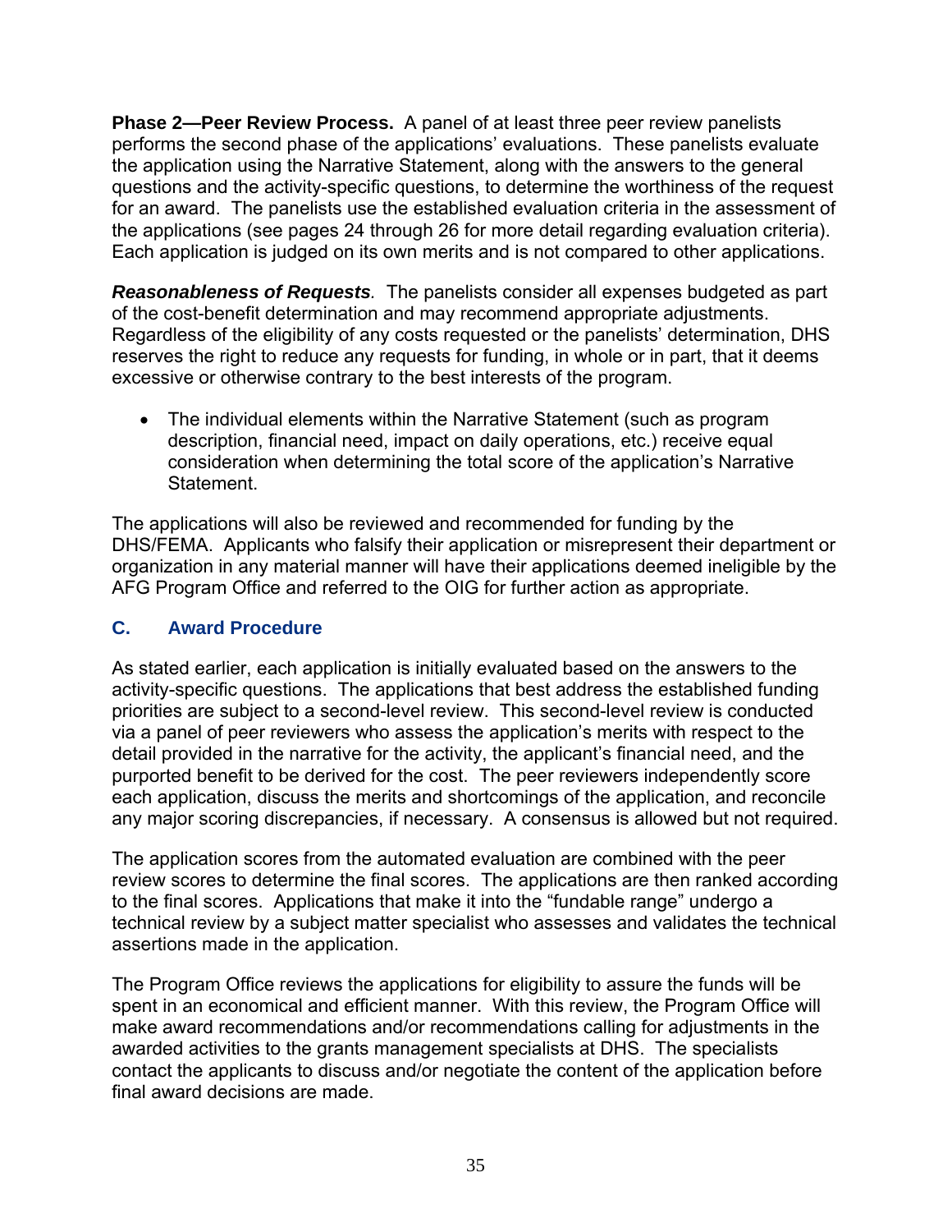**Phase 2—Peer Review Process.** A panel of at least three peer review panelists performs the second phase of the applications' evaluations. These panelists evaluate the application using the Narrative Statement, along with the answers to the general questions and the activity-specific questions, to determine the worthiness of the request for an award. The panelists use the established evaluation criteria in the assessment of the applications (see pages 24 through 26 for more detail regarding evaluation criteria). Each application is judged on its own merits and is not compared to other applications.

***Reasonableness of Requests**.* The panelists consider all expenses budgeted as part of the cost-benefit determination and may recommend appropriate adjustments. Regardless of the eligibility of any costs requested or the panelists' determination, DHS reserves the right to reduce any requests for funding, in whole or in part, that it deems excessive or otherwise contrary to the best interests of the program.

- The individual elements within the Narrative Statement (such as program description, financial need, impact on daily operations, etc.) receive equal consideration when determining the total score of the application's Narrative Statement.

The applications will also be reviewed and recommended for funding by the DHS/FEMA. Applicants who falsify their application or misrepresent their department or organization in any material manner will have their applications deemed ineligible by the AFG Program Office and referred to the OIG for further action as appropriate.

## C. Award Procedure

As stated earlier, each application is initially evaluated based on the answers to the activity-specific questions. The applications that best address the established funding priorities are subject to a second-level review. This second-level review is conducted via a panel of peer reviewers who assess the application's merits with respect to the detail provided in the narrative for the activity, the applicant's financial need, and the purported benefit to be derived for the cost. The peer reviewers independently score each application, discuss the merits and shortcomings of the application, and reconcile any major scoring discrepancies, if necessary. A consensus is allowed but not required.

The application scores from the automated evaluation are combined with the peer review scores to determine the final scores. The applications are then ranked according to the final scores. Applications that make it into the "fundable range" undergo a technical review by a subject matter specialist who assesses and validates the technical assertions made in the application.

The Program Office reviews the applications for eligibility to assure the funds will be spent in an economical and efficient manner. With this review, the Program Office will make award recommendations and/or recommendations calling for adjustments in the awarded activities to the grants management specialists at DHS. The specialists contact the applicants to discuss and/or negotiate the content of the application before final award decisions are made.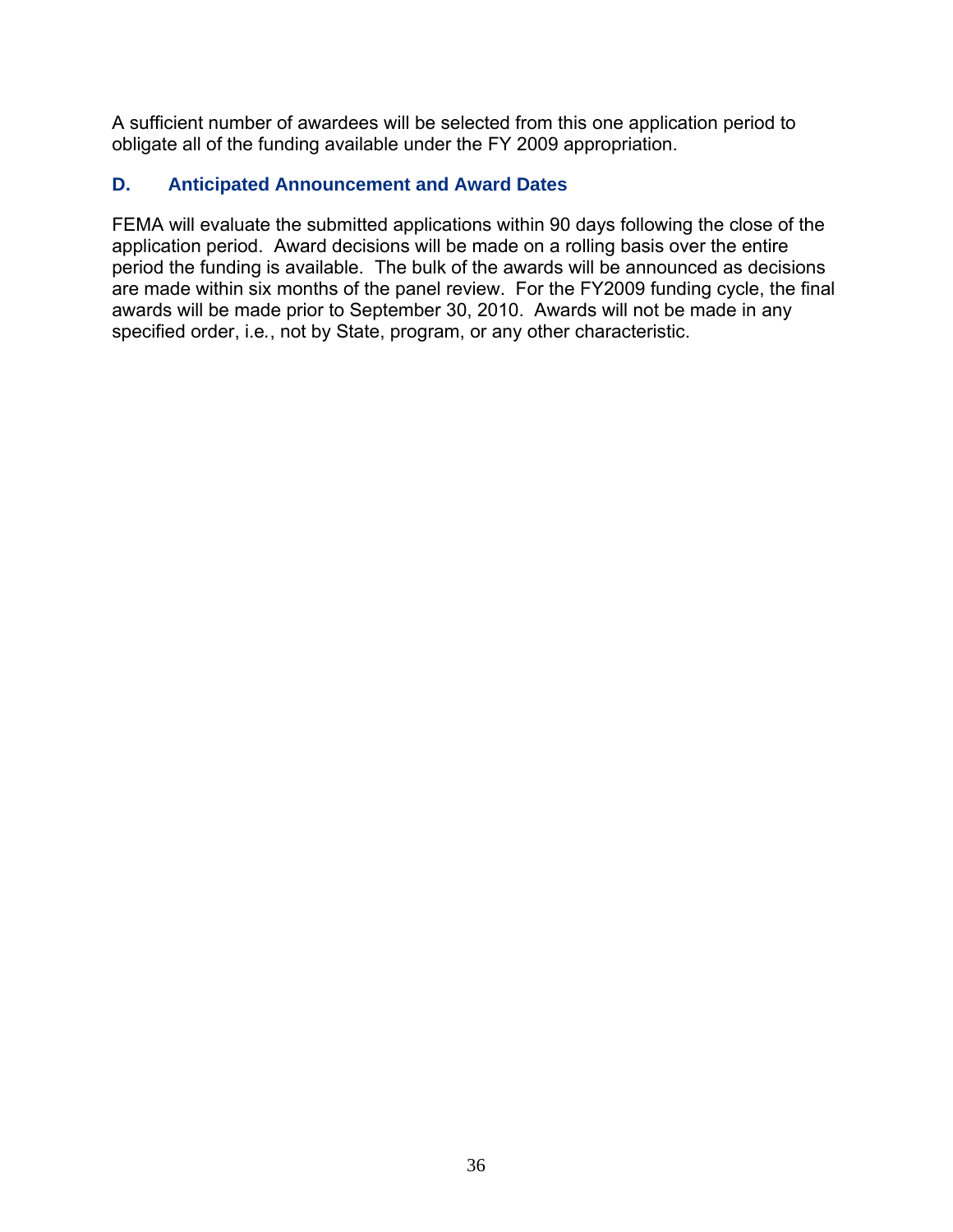A sufficient number of awardees will be selected from this one application period to obligate all of the funding available under the FY 2009 appropriation.

### D. Anticipated Announcement and Award Dates

FEMA will evaluate the submitted applications within 90 days following the close of the application period. Award decisions will be made on a rolling basis over the entire period the funding is available. The bulk of the awards will be announced as decisions are made within six months of the panel review. For the FY2009 funding cycle, the final awards will be made prior to September 30, 2010. Awards will not be made in any specified order, i.e., not by State, program, or any other characteristic.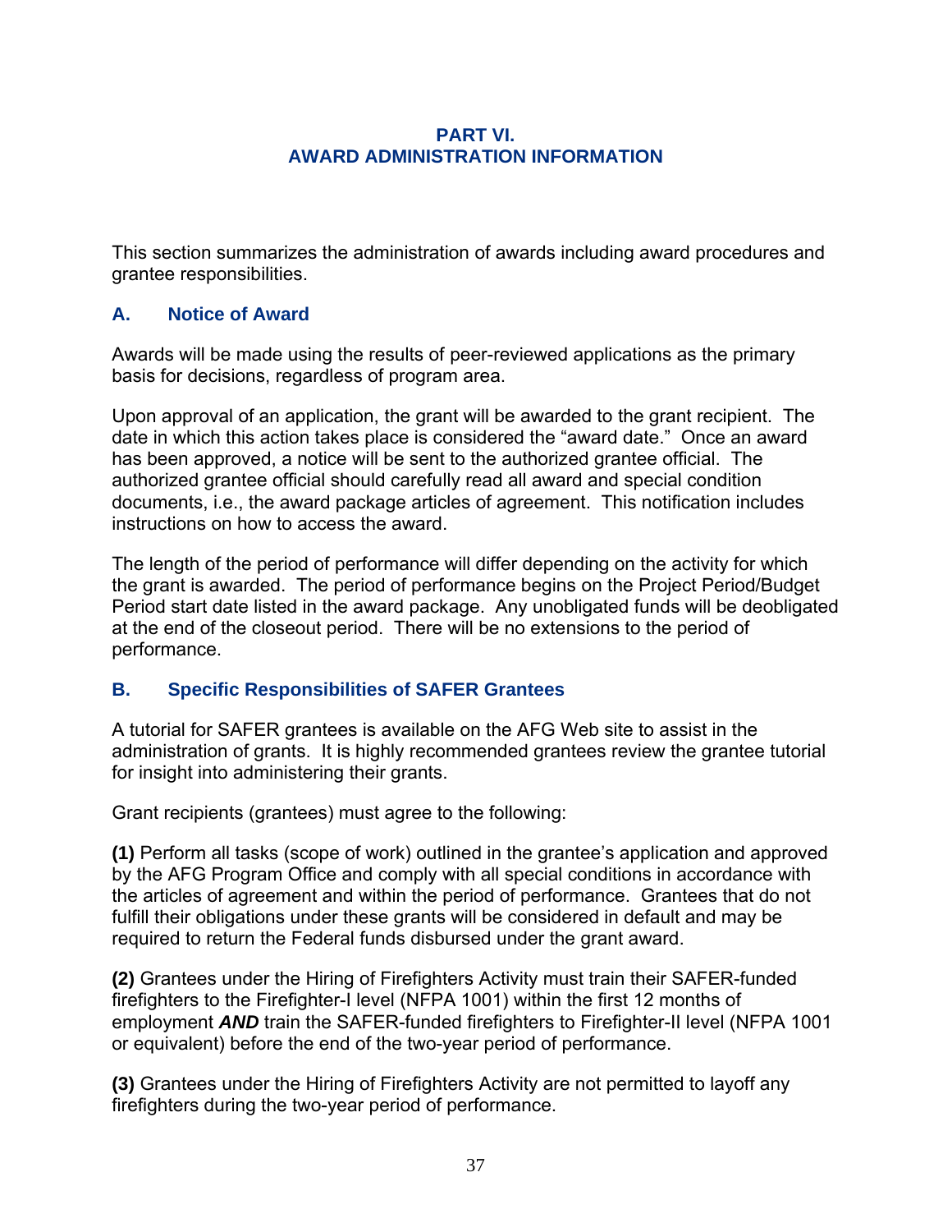# PART VI.
# AWARD ADMINISTRATION INFORMATION

This section summarizes the administration of awards including award procedures and grantee responsibilities.

## A. Notice of Award

Awards will be made using the results of peer-reviewed applications as the primary basis for decisions, regardless of program area.

Upon approval of an application, the grant will be awarded to the grant recipient. The date in which this action takes place is considered the "award date." Once an award has been approved, a notice will be sent to the authorized grantee official. The authorized grantee official should carefully read all award and special condition documents, i.e., the award package articles of agreement. This notification includes instructions on how to access the award.

The length of the period of performance will differ depending on the activity for which the grant is awarded. The period of performance begins on the Project Period/Budget Period start date listed in the award package. Any unobligated funds will be deobligated at the end of the closeout period. There will be no extensions to the period of performance.

## B. Specific Responsibilities of SAFER Grantees

A tutorial for SAFER grantees is available on the AFG Web site to assist in the administration of grants. It is highly recommended grantees review the grantee tutorial for insight into administering their grants.

Grant recipients (grantees) must agree to the following:

**(1)** Perform all tasks (scope of work) outlined in the grantee's application and approved by the AFG Program Office and comply with all special conditions in accordance with the articles of agreement and within the period of performance. Grantees that do not fulfill their obligations under these grants will be considered in default and may be required to return the Federal funds disbursed under the grant award.

**(2)** Grantees under the Hiring of Firefighters Activity must train their SAFER-funded firefighters to the Firefighter-I level (NFPA 1001) within the first 12 months of employment ***AND*** train the SAFER-funded firefighters to Firefighter-II level (NFPA 1001 or equivalent) before the end of the two-year period of performance.

**(3)** Grantees under the Hiring of Firefighters Activity are not permitted to layoff any firefighters during the two-year period of performance.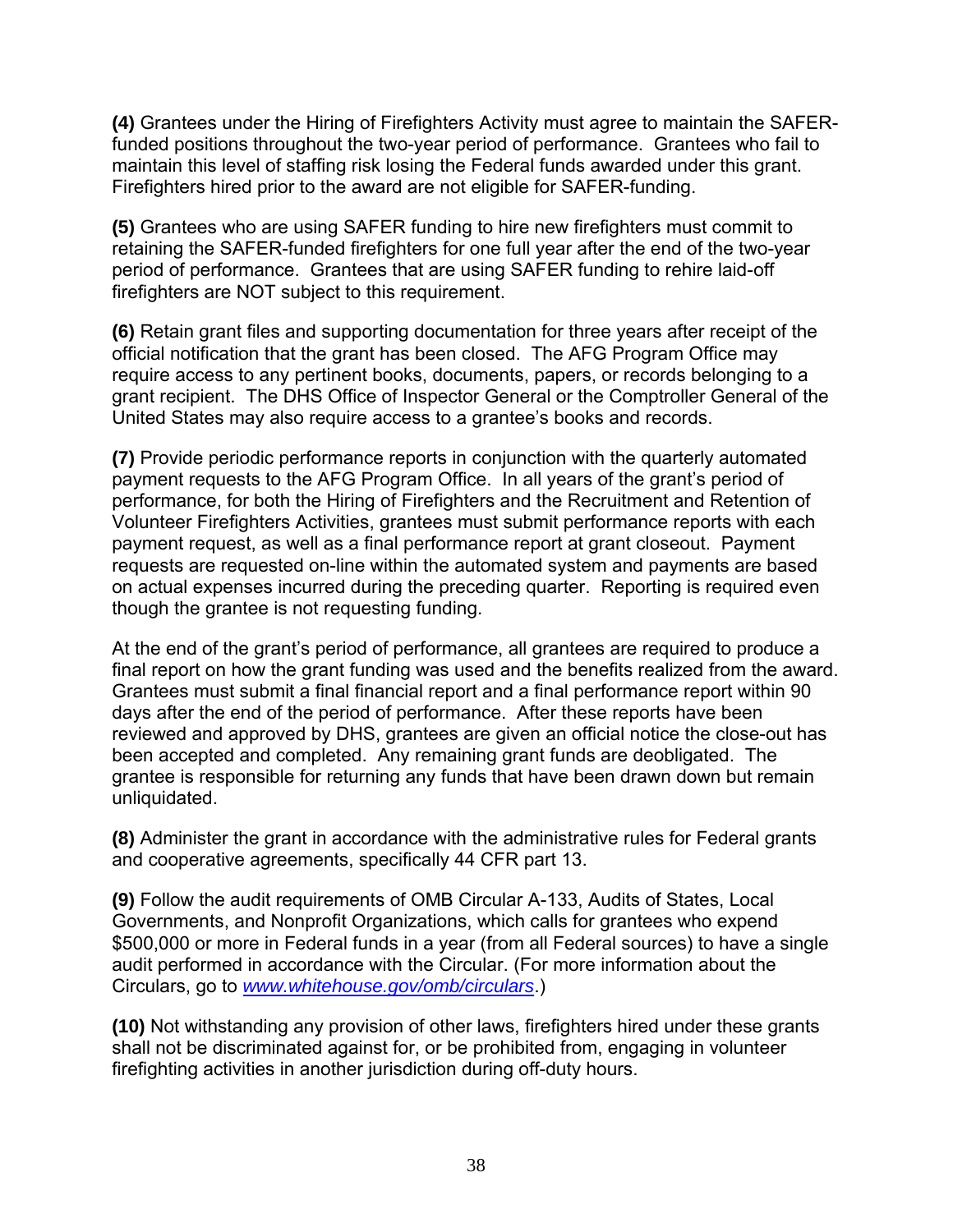**(4)** Grantees under the Hiring of Firefighters Activity must agree to maintain the SAFER-funded positions throughout the two-year period of performance. Grantees who fail to maintain this level of staffing risk losing the Federal funds awarded under this grant. Firefighters hired prior to the award are not eligible for SAFER-funding.

**(5)** Grantees who are using SAFER funding to hire new firefighters must commit to retaining the SAFER-funded firefighters for one full year after the end of the two-year period of performance. Grantees that are using SAFER funding to rehire laid-off firefighters are NOT subject to this requirement.

**(6)** Retain grant files and supporting documentation for three years after receipt of the official notification that the grant has been closed. The AFG Program Office may require access to any pertinent books, documents, papers, or records belonging to a grant recipient. The DHS Office of Inspector General or the Comptroller General of the United States may also require access to a grantee's books and records.

**(7)** Provide periodic performance reports in conjunction with the quarterly automated payment requests to the AFG Program Office. In all years of the grant's period of performance, for both the Hiring of Firefighters and the Recruitment and Retention of Volunteer Firefighters Activities, grantees must submit performance reports with each payment request, as well as a final performance report at grant closeout. Payment requests are requested on-line within the automated system and payments are based on actual expenses incurred during the preceding quarter. Reporting is required even though the grantee is not requesting funding.

At the end of the grant's period of performance, all grantees are required to produce a final report on how the grant funding was used and the benefits realized from the award. Grantees must submit a final financial report and a final performance report within 90 days after the end of the period of performance. After these reports have been reviewed and approved by DHS, grantees are given an official notice the close-out has been accepted and completed. Any remaining grant funds are deobligated. The grantee is responsible for returning any funds that have been drawn down but remain unliquidated.

**(8)** Administer the grant in accordance with the administrative rules for Federal grants and cooperative agreements, specifically 44 CFR part 13.

**(9)** Follow the audit requirements of OMB Circular A-133, Audits of States, Local Governments, and Nonprofit Organizations, which calls for grantees who expend $500,000 or more in Federal funds in a year (from all Federal sources) to have a single audit performed in accordance with the Circular. (For more information about the Circulars, go to *www.whitehouse.gov/omb/circulars*.)

**(10)** Not withstanding any provision of other laws, firefighters hired under these grants shall not be discriminated against for, or be prohibited from, engaging in volunteer firefighting activities in another jurisdiction during off-duty hours.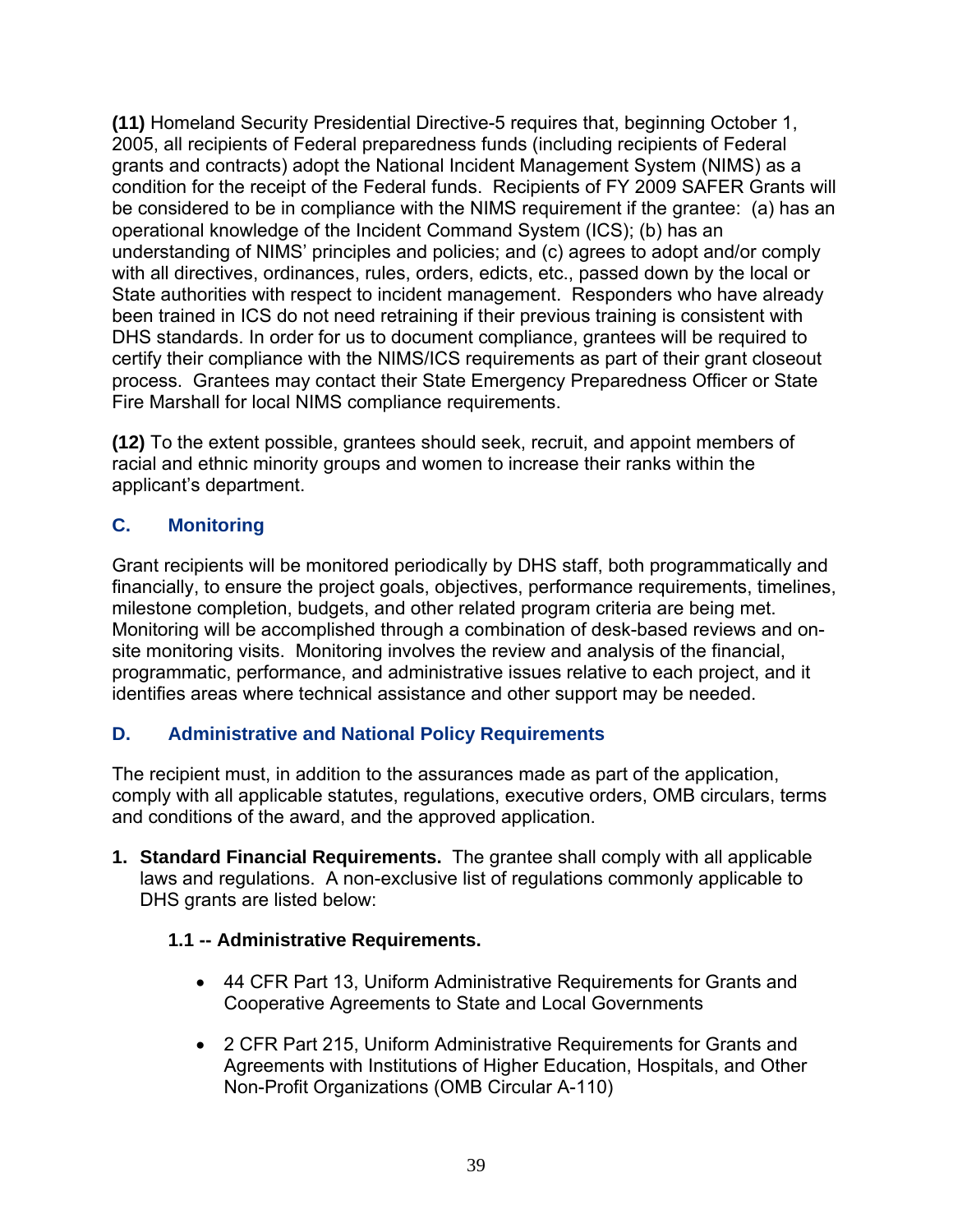**(11)** Homeland Security Presidential Directive-5 requires that, beginning October 1, 2005, all recipients of Federal preparedness funds (including recipients of Federal grants and contracts) adopt the National Incident Management System (NIMS) as a condition for the receipt of the Federal funds. Recipients of FY 2009 SAFER Grants will be considered to be in compliance with the NIMS requirement if the grantee: (a) has an operational knowledge of the Incident Command System (ICS); (b) has an understanding of NIMS' principles and policies; and (c) agrees to adopt and/or comply with all directives, ordinances, rules, orders, edicts, etc., passed down by the local or State authorities with respect to incident management. Responders who have already been trained in ICS do not need retraining if their previous training is consistent with DHS standards. In order for us to document compliance, grantees will be required to certify their compliance with the NIMS/ICS requirements as part of their grant closeout process. Grantees may contact their State Emergency Preparedness Officer or State Fire Marshall for local NIMS compliance requirements.

**(12)** To the extent possible, grantees should seek, recruit, and appoint members of racial and ethnic minority groups and women to increase their ranks within the applicant's department.

### C. Monitoring

Grant recipients will be monitored periodically by DHS staff, both programmatically and financially, to ensure the project goals, objectives, performance requirements, timelines, milestone completion, budgets, and other related program criteria are being met. Monitoring will be accomplished through a combination of desk-based reviews and on-site monitoring visits. Monitoring involves the review and analysis of the financial, programmatic, performance, and administrative issues relative to each project, and it identifies areas where technical assistance and other support may be needed.

### D. Administrative and National Policy Requirements

The recipient must, in addition to the assurances made as part of the application, comply with all applicable statutes, regulations, executive orders, OMB circulars, terms and conditions of the award, and the approved application.

1. **Standard Financial Requirements.** The grantee shall comply with all applicable laws and regulations. A non-exclusive list of regulations commonly applicable to DHS grants are listed below:

   **1.1 -- Administrative Requirements.**

   - 44 CFR Part 13, Uniform Administrative Requirements for Grants and Cooperative Agreements to State and Local Governments
   - 2 CFR Part 215, Uniform Administrative Requirements for Grants and Agreements with Institutions of Higher Education, Hospitals, and Other Non-Profit Organizations (OMB Circular A-110)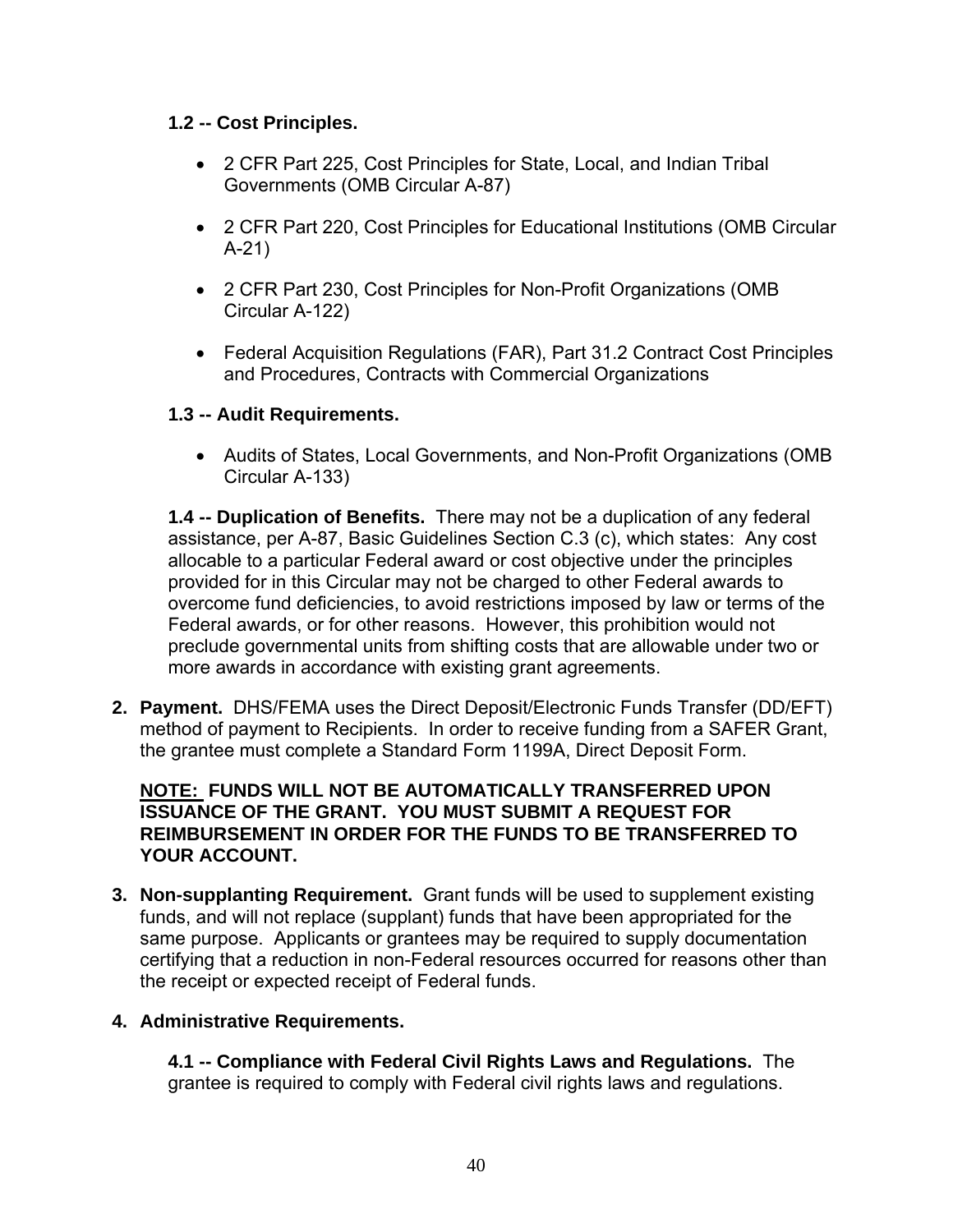**1.2 -- Cost Principles.**

- 2 CFR Part 225, Cost Principles for State, Local, and Indian Tribal Governments (OMB Circular A-87)
- 2 CFR Part 220, Cost Principles for Educational Institutions (OMB Circular A-21)
- 2 CFR Part 230, Cost Principles for Non-Profit Organizations (OMB Circular A-122)
- Federal Acquisition Regulations (FAR), Part 31.2 Contract Cost Principles and Procedures, Contracts with Commercial Organizations

**1.3 -- Audit Requirements.**

- Audits of States, Local Governments, and Non-Profit Organizations (OMB Circular A-133)

**1.4 -- Duplication of Benefits.** There may not be a duplication of any federal assistance, per A-87, Basic Guidelines Section C.3 (c), which states: Any cost allocable to a particular Federal award or cost objective under the principles provided for in this Circular may not be charged to other Federal awards to overcome fund deficiencies, to avoid restrictions imposed by law or terms of the Federal awards, or for other reasons. However, this prohibition would not preclude governmental units from shifting costs that are allowable under two or more awards in accordance with existing grant agreements.

2. **Payment.** DHS/FEMA uses the Direct Deposit/Electronic Funds Transfer (DD/EFT) method of payment to Recipients. In order to receive funding from a SAFER Grant, the grantee must complete a Standard Form 1199A, Direct Deposit Form.

   **<u>NOTE:</u> FUNDS WILL NOT BE AUTOMATICALLY TRANSFERRED UPON ISSUANCE OF THE GRANT. YOU MUST SUBMIT A REQUEST FOR REIMBURSEMENT IN ORDER FOR THE FUNDS TO BE TRANSFERRED TO YOUR ACCOUNT.**

3. **Non-supplanting Requirement.** Grant funds will be used to supplement existing funds, and will not replace (supplant) funds that have been appropriated for the same purpose. Applicants or grantees may be required to supply documentation certifying that a reduction in non-Federal resources occurred for reasons other than the receipt or expected receipt of Federal funds.

4. **Administrative Requirements.**

   **4.1 -- Compliance with Federal Civil Rights Laws and Regulations.** The grantee is required to comply with Federal civil rights laws and regulations.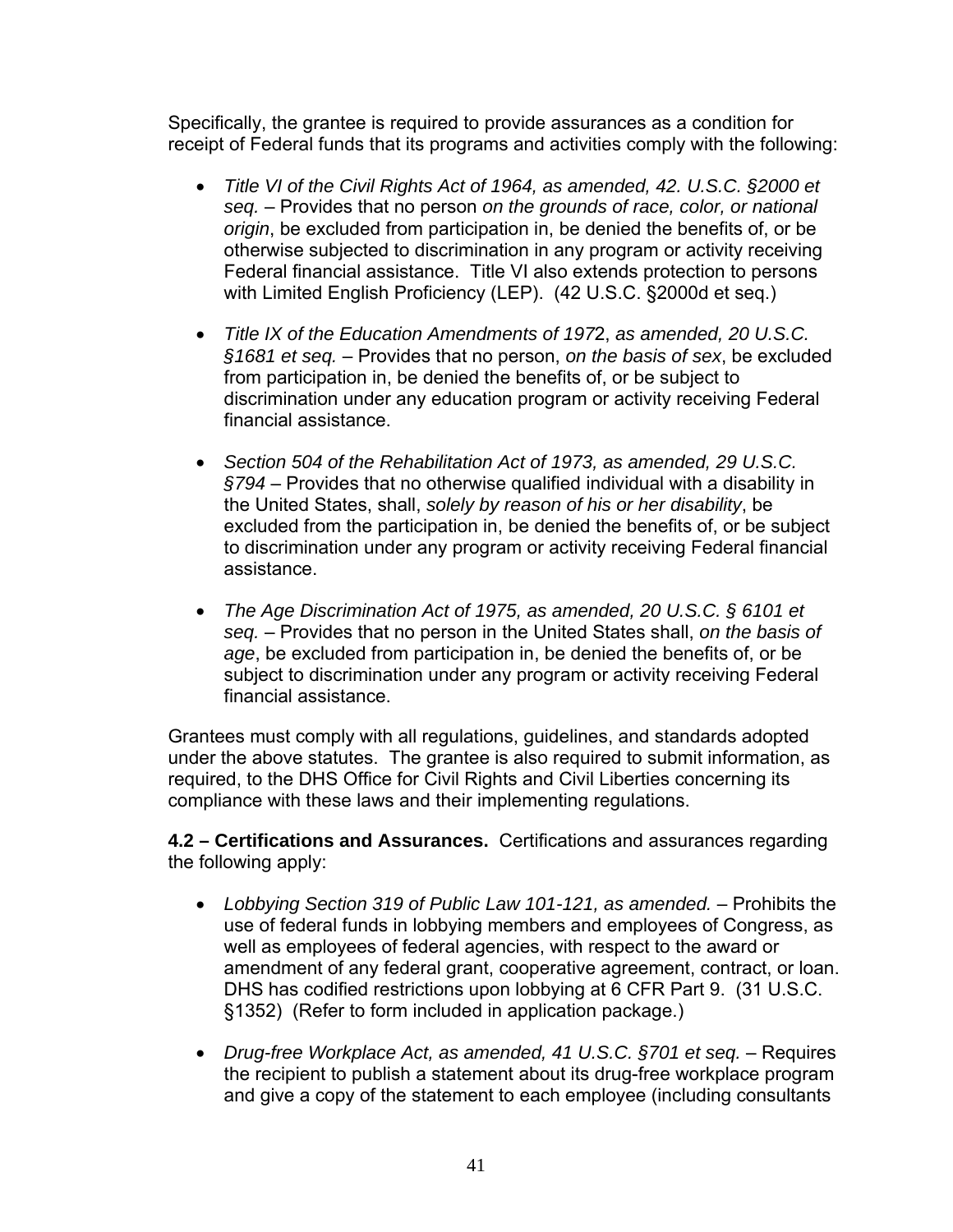Specifically, the grantee is required to provide assurances as a condition for receipt of Federal funds that its programs and activities comply with the following:

- *Title VI of the Civil Rights Act of 1964, as amended, 42. U.S.C. §2000 et seq.* – Provides that no person *on the grounds of race, color, or national origin*, be excluded from participation in, be denied the benefits of, or be otherwise subjected to discrimination in any program or activity receiving Federal financial assistance. Title VI also extends protection to persons with Limited English Proficiency (LEP). (42 U.S.C. §2000d et seq.)

- *Title IX of the Education Amendments of 197*2, *as amended, 20 U.S.C. §1681 et seq.* – Provides that no person, *on the basis of sex*, be excluded from participation in, be denied the benefits of, or be subject to discrimination under any education program or activity receiving Federal financial assistance.

- *Section 504 of the Rehabilitation Act of 1973, as amended, 29 U.S.C. §794* – Provides that no otherwise qualified individual with a disability in the United States, shall, *solely by reason of his or her disability*, be excluded from the participation in, be denied the benefits of, or be subject to discrimination under any program or activity receiving Federal financial assistance.

- *The Age Discrimination Act of 1975, as amended, 20 U.S.C. § 6101 et seq.* – Provides that no person in the United States shall, *on the basis of age*, be excluded from participation in, be denied the benefits of, or be subject to discrimination under any program or activity receiving Federal financial assistance.

Grantees must comply with all regulations, guidelines, and standards adopted under the above statutes. The grantee is also required to submit information, as required, to the DHS Office for Civil Rights and Civil Liberties concerning its compliance with these laws and their implementing regulations.

**4.2 – Certifications and Assurances.** Certifications and assurances regarding the following apply:

- *Lobbying Section 319 of Public Law 101-121, as amended.* – Prohibits the use of federal funds in lobbying members and employees of Congress, as well as employees of federal agencies, with respect to the award or amendment of any federal grant, cooperative agreement, contract, or loan. DHS has codified restrictions upon lobbying at 6 CFR Part 9. (31 U.S.C. §1352) (Refer to form included in application package.)

- *Drug-free Workplace Act, as amended, 41 U.S.C. §701 et seq.* – Requires the recipient to publish a statement about its drug-free workplace program and give a copy of the statement to each employee (including consultants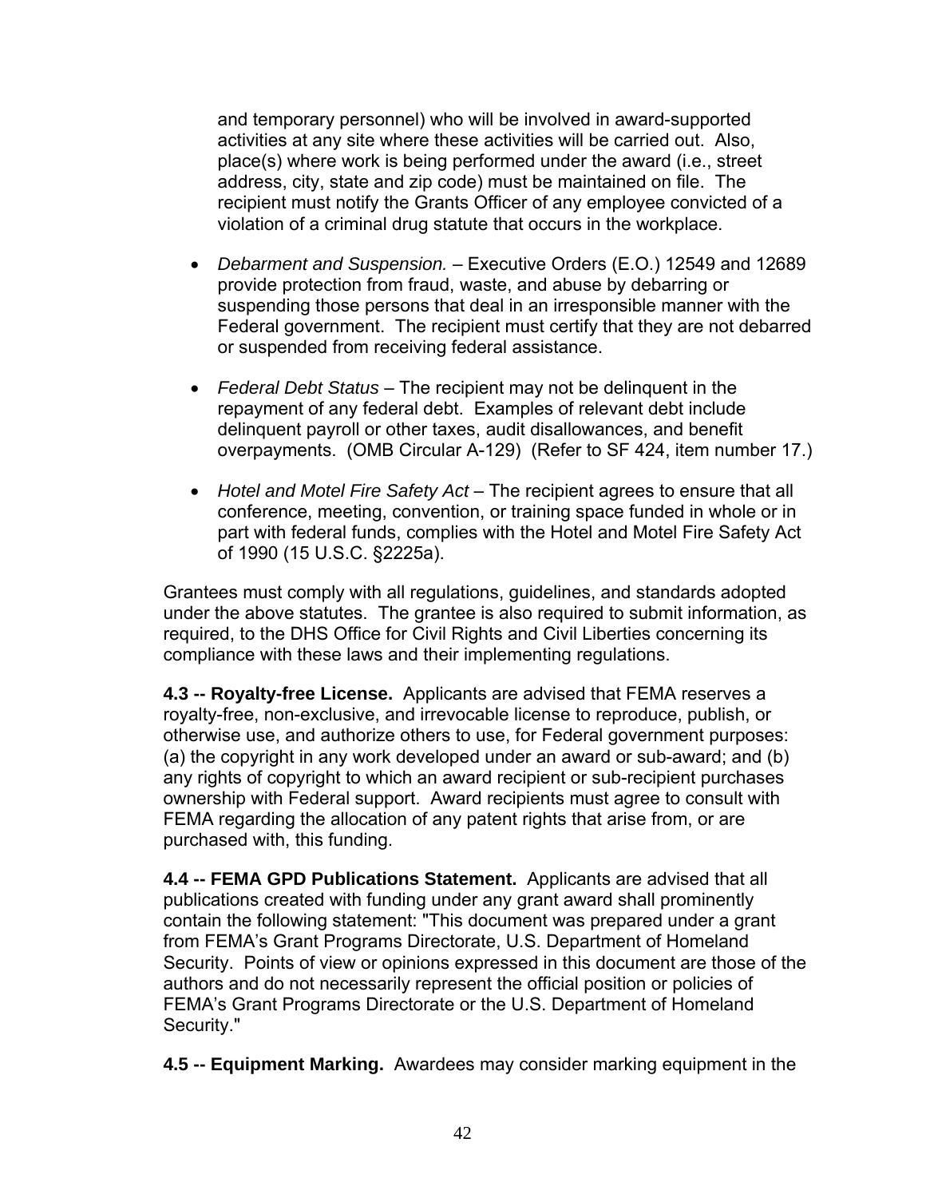and temporary personnel) who will be involved in award-supported activities at any site where these activities will be carried out. Also, place(s) where work is being performed under the award (i.e., street address, city, state and zip code) must be maintained on file. The recipient must notify the Grants Officer of any employee convicted of a violation of a criminal drug statute that occurs in the workplace.

- *Debarment and Suspension.* – Executive Orders (E.O.) 12549 and 12689 provide protection from fraud, waste, and abuse by debarring or suspending those persons that deal in an irresponsible manner with the Federal government. The recipient must certify that they are not debarred or suspended from receiving federal assistance.

- *Federal Debt Status* – The recipient may not be delinquent in the repayment of any federal debt. Examples of relevant debt include delinquent payroll or other taxes, audit disallowances, and benefit overpayments. (OMB Circular A-129) (Refer to SF 424, item number 17.)

- *Hotel and Motel Fire Safety Act* – The recipient agrees to ensure that all conference, meeting, convention, or training space funded in whole or in part with federal funds, complies with the Hotel and Motel Fire Safety Act of 1990 (15 U.S.C. §2225a).

Grantees must comply with all regulations, guidelines, and standards adopted under the above statutes. The grantee is also required to submit information, as required, to the DHS Office for Civil Rights and Civil Liberties concerning its compliance with these laws and their implementing regulations.

**4.3 -- Royalty-free License.** Applicants are advised that FEMA reserves a royalty-free, non-exclusive, and irrevocable license to reproduce, publish, or otherwise use, and authorize others to use, for Federal government purposes: (a) the copyright in any work developed under an award or sub-award; and (b) any rights of copyright to which an award recipient or sub-recipient purchases ownership with Federal support. Award recipients must agree to consult with FEMA regarding the allocation of any patent rights that arise from, or are purchased with, this funding.

**4.4 -- FEMA GPD Publications Statement.** Applicants are advised that all publications created with funding under any grant award shall prominently contain the following statement: "This document was prepared under a grant from FEMA's Grant Programs Directorate, U.S. Department of Homeland Security. Points of view or opinions expressed in this document are those of the authors and do not necessarily represent the official position or policies of FEMA's Grant Programs Directorate or the U.S. Department of Homeland Security."

**4.5 -- Equipment Marking.** Awardees may consider marking equipment in the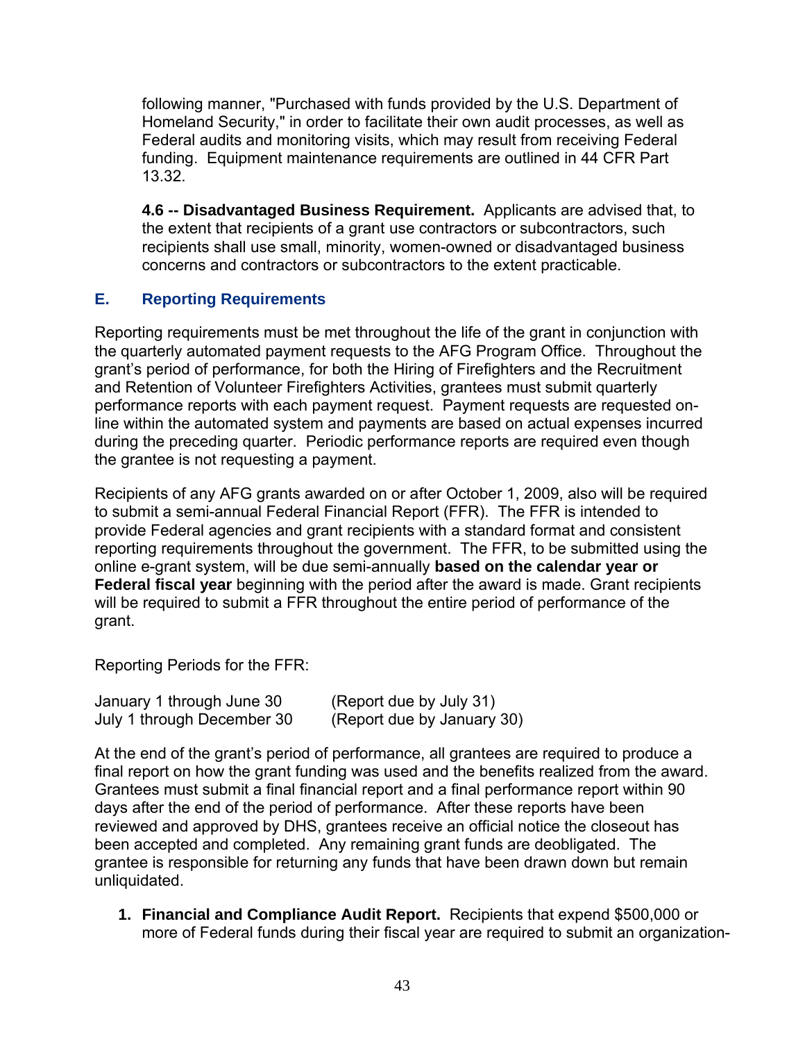following manner, "Purchased with funds provided by the U.S. Department of Homeland Security," in order to facilitate their own audit processes, as well as Federal audits and monitoring visits, which may result from receiving Federal funding. Equipment maintenance requirements are outlined in 44 CFR Part 13.32.

**4.6 -- Disadvantaged Business Requirement.** Applicants are advised that, to the extent that recipients of a grant use contractors or subcontractors, such recipients shall use small, minority, women-owned or disadvantaged business concerns and contractors or subcontractors to the extent practicable.

## E. Reporting Requirements

Reporting requirements must be met throughout the life of the grant in conjunction with the quarterly automated payment requests to the AFG Program Office. Throughout the grant's period of performance, for both the Hiring of Firefighters and the Recruitment and Retention of Volunteer Firefighters Activities, grantees must submit quarterly performance reports with each payment request. Payment requests are requested on-line within the automated system and payments are based on actual expenses incurred during the preceding quarter. Periodic performance reports are required even though the grantee is not requesting a payment.

Recipients of any AFG grants awarded on or after October 1, 2009, also will be required to submit a semi-annual Federal Financial Report (FFR). The FFR is intended to provide Federal agencies and grant recipients with a standard format and consistent reporting requirements throughout the government. The FFR, to be submitted using the online e-grant system, will be due semi-annually **based on the calendar year or Federal fiscal year** beginning with the period after the award is made. Grant recipients will be required to submit a FFR throughout the entire period of performance of the grant.

Reporting Periods for the FFR:

| | |
|---|---|
| January 1 through June 30 | (Report due by July 31) |
| July 1 through December 30 | (Report due by January 30) |

At the end of the grant's period of performance, all grantees are required to produce a final report on how the grant funding was used and the benefits realized from the award. Grantees must submit a final financial report and a final performance report within 90 days after the end of the period of performance. After these reports have been reviewed and approved by DHS, grantees receive an official notice the closeout has been accepted and completed. Any remaining grant funds are deobligated. The grantee is responsible for returning any funds that have been drawn down but remain unliquidated.

1. **Financial and Compliance Audit Report.** Recipients that expend $500,000 or more of Federal funds during their fiscal year are required to submit an organization-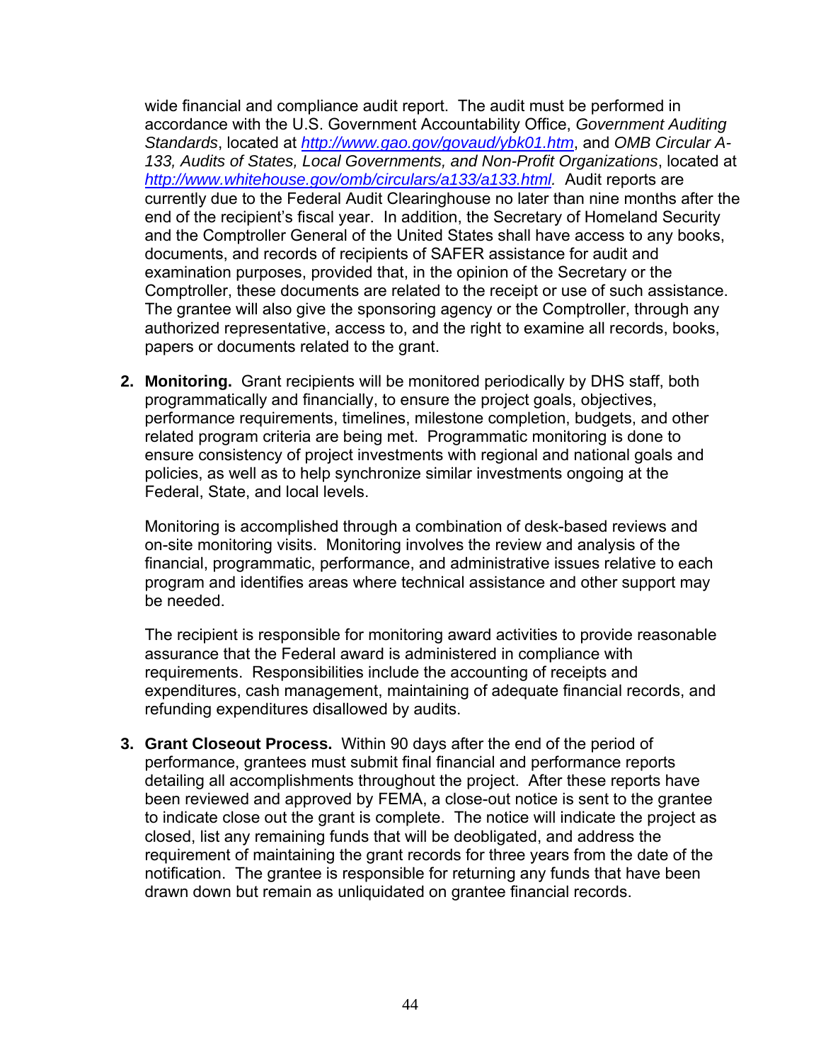wide financial and compliance audit report. The audit must be performed in accordance with the U.S. Government Accountability Office, *Government Auditing Standards*, located at *http://www.gao.gov/govaud/ybk01.htm*, and *OMB Circular A-133, Audits of States, Local Governments, and Non-Profit Organizations*, located at *http://www.whitehouse.gov/omb/circulars/a133/a133.html.* Audit reports are currently due to the Federal Audit Clearinghouse no later than nine months after the end of the recipient's fiscal year. In addition, the Secretary of Homeland Security and the Comptroller General of the United States shall have access to any books, documents, and records of recipients of SAFER assistance for audit and examination purposes, provided that, in the opinion of the Secretary or the Comptroller, these documents are related to the receipt or use of such assistance. The grantee will also give the sponsoring agency or the Comptroller, through any authorized representative, access to, and the right to examine all records, books, papers or documents related to the grant.

2. **Monitoring.** Grant recipients will be monitored periodically by DHS staff, both programmatically and financially, to ensure the project goals, objectives, performance requirements, timelines, milestone completion, budgets, and other related program criteria are being met. Programmatic monitoring is done to ensure consistency of project investments with regional and national goals and policies, as well as to help synchronize similar investments ongoing at the Federal, State, and local levels.

   Monitoring is accomplished through a combination of desk-based reviews and on-site monitoring visits. Monitoring involves the review and analysis of the financial, programmatic, performance, and administrative issues relative to each program and identifies areas where technical assistance and other support may be needed.

   The recipient is responsible for monitoring award activities to provide reasonable assurance that the Federal award is administered in compliance with requirements. Responsibilities include the accounting of receipts and expenditures, cash management, maintaining of adequate financial records, and refunding expenditures disallowed by audits.

3. **Grant Closeout Process.** Within 90 days after the end of the period of performance, grantees must submit final financial and performance reports detailing all accomplishments throughout the project. After these reports have been reviewed and approved by FEMA, a close-out notice is sent to the grantee to indicate close out the grant is complete. The notice will indicate the project as closed, list any remaining funds that will be deobligated, and address the requirement of maintaining the grant records for three years from the date of the notification. The grantee is responsible for returning any funds that have been drawn down but remain as unliquidated on grantee financial records.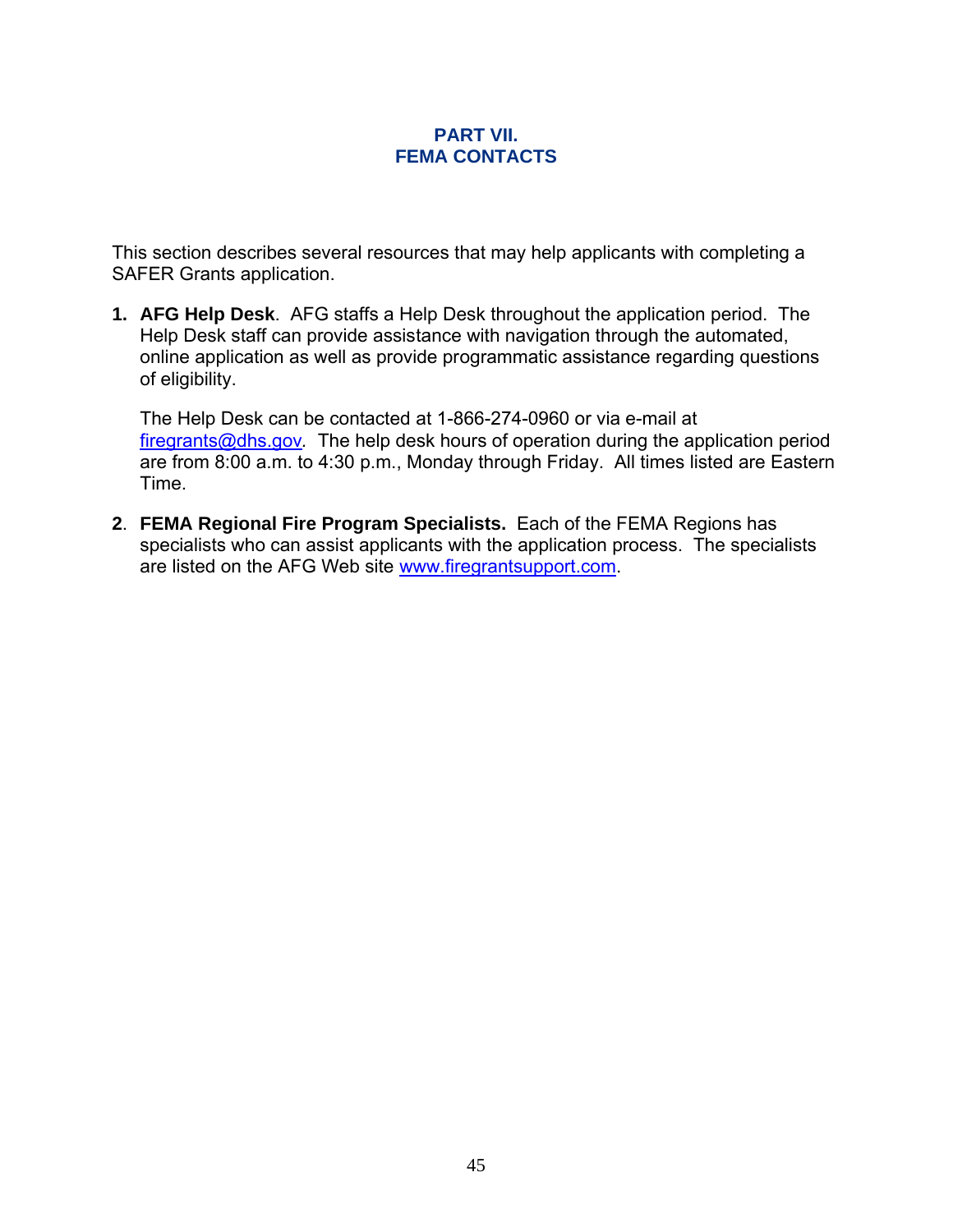# PART VII.
# FEMA CONTACTS

This section describes several resources that may help applicants with completing a SAFER Grants application.

1. **AFG Help Desk**. AFG staffs a Help Desk throughout the application period. The Help Desk staff can provide assistance with navigation through the automated, online application as well as provide programmatic assistance regarding questions of eligibility.

   The Help Desk can be contacted at 1-866-274-0960 or via e-mail at firegrants@dhs.gov. The help desk hours of operation during the application period are from 8:00 a.m. to 4:30 p.m., Monday through Friday. All times listed are Eastern Time.

2. **FEMA Regional Fire Program Specialists.** Each of the FEMA Regions has specialists who can assist applicants with the application process. The specialists are listed on the AFG Web site www.firegrantsupport.com.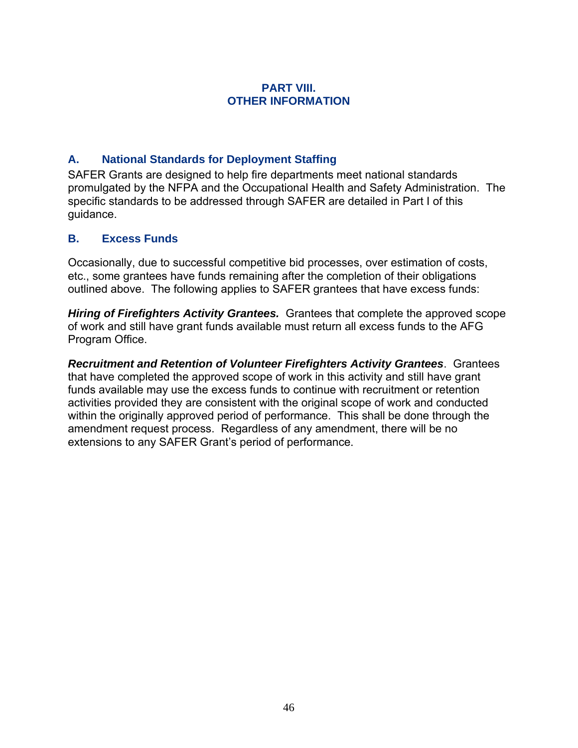# PART VIII.
# OTHER INFORMATION

## A. National Standards for Deployment Staffing

SAFER Grants are designed to help fire departments meet national standards promulgated by the NFPA and the Occupational Health and Safety Administration. The specific standards to be addressed through SAFER are detailed in Part I of this guidance.

## B. Excess Funds

Occasionally, due to successful competitive bid processes, over estimation of costs, etc., some grantees have funds remaining after the completion of their obligations outlined above. The following applies to SAFER grantees that have excess funds:

***Hiring of Firefighters Activity Grantees.*** Grantees that complete the approved scope of work and still have grant funds available must return all excess funds to the AFG Program Office.

***Recruitment and Retention of Volunteer Firefighters Activity Grantees***. Grantees that have completed the approved scope of work in this activity and still have grant funds available may use the excess funds to continue with recruitment or retention activities provided they are consistent with the original scope of work and conducted within the originally approved period of performance. This shall be done through the amendment request process. Regardless of any amendment, there will be no extensions to any SAFER Grant's period of performance.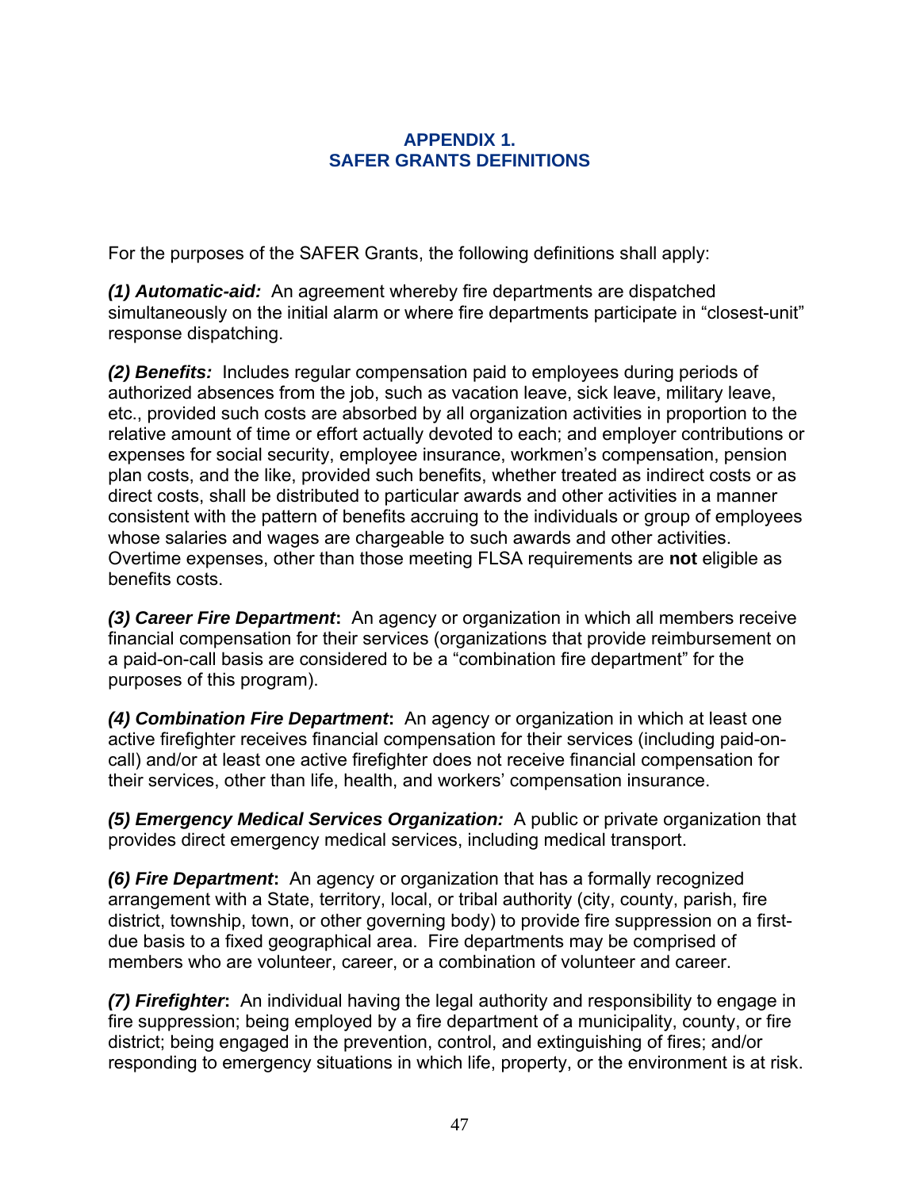# APPENDIX 1.
# SAFER GRANTS DEFINITIONS

For the purposes of the SAFER Grants, the following definitions shall apply:

***(1) Automatic-aid:*** An agreement whereby fire departments are dispatched simultaneously on the initial alarm or where fire departments participate in "closest-unit" response dispatching.

***(2) Benefits:*** Includes regular compensation paid to employees during periods of authorized absences from the job, such as vacation leave, sick leave, military leave, etc., provided such costs are absorbed by all organization activities in proportion to the relative amount of time or effort actually devoted to each; and employer contributions or expenses for social security, employee insurance, workmen's compensation, pension plan costs, and the like, provided such benefits, whether treated as indirect costs or as direct costs, shall be distributed to particular awards and other activities in a manner consistent with the pattern of benefits accruing to the individuals or group of employees whose salaries and wages are chargeable to such awards and other activities. Overtime expenses, other than those meeting FLSA requirements are **not** eligible as benefits costs.

***(3) Career Fire Department*****:** An agency or organization in which all members receive financial compensation for their services (organizations that provide reimbursement on a paid-on-call basis are considered to be a "combination fire department" for the purposes of this program).

***(4) Combination Fire Department*****:** An agency or organization in which at least one active firefighter receives financial compensation for their services (including paid-on-call) and/or at least one active firefighter does not receive financial compensation for their services, other than life, health, and workers' compensation insurance.

***(5) Emergency Medical Services Organization:*** A public or private organization that provides direct emergency medical services, including medical transport.

***(6) Fire Department*****:** An agency or organization that has a formally recognized arrangement with a State, territory, local, or tribal authority (city, county, parish, fire district, township, town, or other governing body) to provide fire suppression on a first-due basis to a fixed geographical area. Fire departments may be comprised of members who are volunteer, career, or a combination of volunteer and career.

***(7) Firefighter*****:** An individual having the legal authority and responsibility to engage in fire suppression; being employed by a fire department of a municipality, county, or fire district; being engaged in the prevention, control, and extinguishing of fires; and/or responding to emergency situations in which life, property, or the environment is at risk.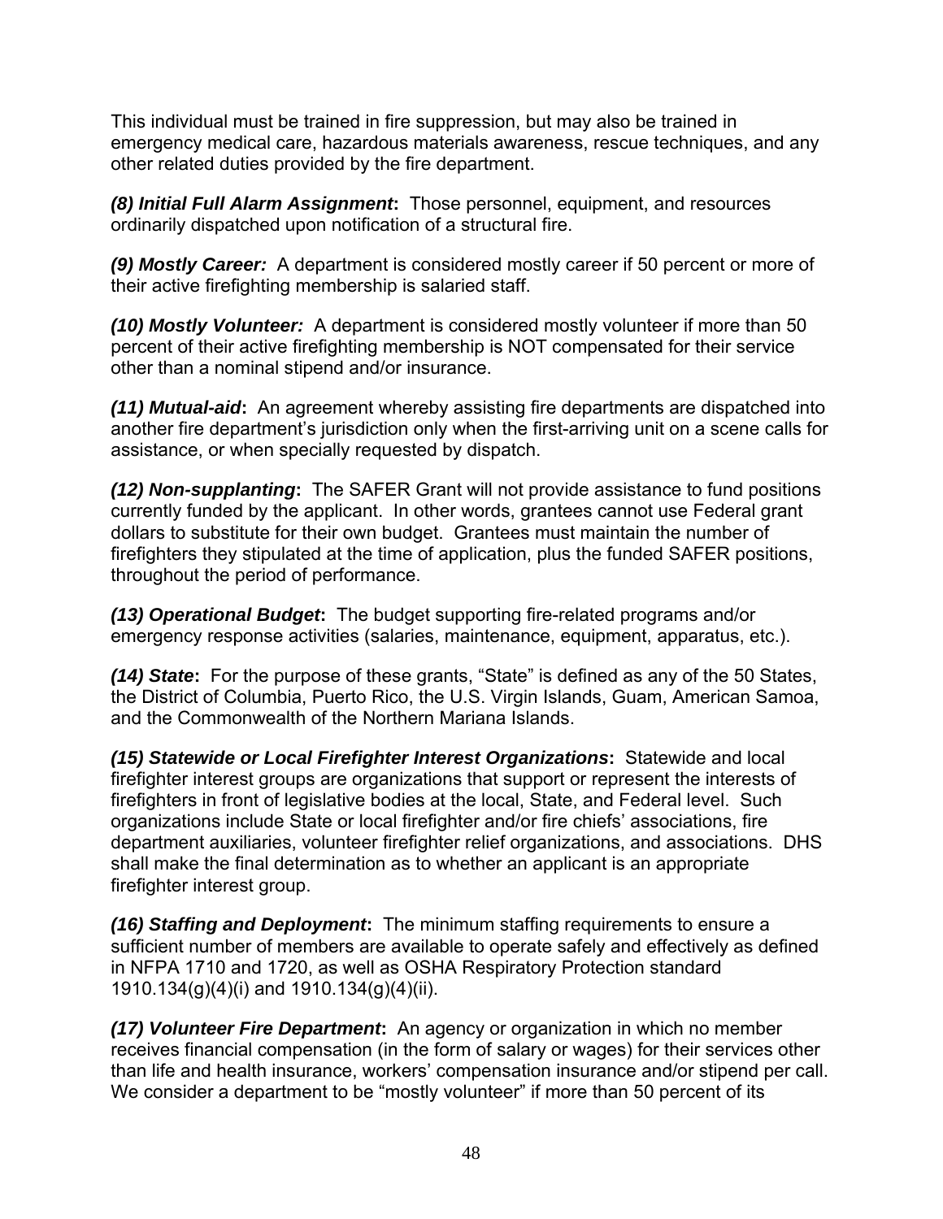This individual must be trained in fire suppression, but may also be trained in emergency medical care, hazardous materials awareness, rescue techniques, and any other related duties provided by the fire department.

***(8) Initial Full Alarm Assignment*****:** Those personnel, equipment, and resources ordinarily dispatched upon notification of a structural fire.

***(9) Mostly Career:*** A department is considered mostly career if 50 percent or more of their active firefighting membership is salaried staff.

***(10) Mostly Volunteer:*** A department is considered mostly volunteer if more than 50 percent of their active firefighting membership is NOT compensated for their service other than a nominal stipend and/or insurance.

***(11) Mutual-aid*****:** An agreement whereby assisting fire departments are dispatched into another fire department's jurisdiction only when the first-arriving unit on a scene calls for assistance, or when specially requested by dispatch.

***(12) Non-supplanting*****:** The SAFER Grant will not provide assistance to fund positions currently funded by the applicant. In other words, grantees cannot use Federal grant dollars to substitute for their own budget. Grantees must maintain the number of firefighters they stipulated at the time of application, plus the funded SAFER positions, throughout the period of performance.

***(13) Operational Budget*****:** The budget supporting fire-related programs and/or emergency response activities (salaries, maintenance, equipment, apparatus, etc.).

***(14) State*****:** For the purpose of these grants, "State" is defined as any of the 50 States, the District of Columbia, Puerto Rico, the U.S. Virgin Islands, Guam, American Samoa, and the Commonwealth of the Northern Mariana Islands.

***(15) Statewide or Local Firefighter Interest Organizations*****:** Statewide and local firefighter interest groups are organizations that support or represent the interests of firefighters in front of legislative bodies at the local, State, and Federal level. Such organizations include State or local firefighter and/or fire chiefs' associations, fire department auxiliaries, volunteer firefighter relief organizations, and associations. DHS shall make the final determination as to whether an applicant is an appropriate firefighter interest group.

***(16) Staffing and Deployment*****:** The minimum staffing requirements to ensure a sufficient number of members are available to operate safely and effectively as defined in NFPA 1710 and 1720, as well as OSHA Respiratory Protection standard 1910.134(g)(4)(i) and 1910.134(g)(4)(ii).

***(17) Volunteer Fire Department*****:** An agency or organization in which no member receives financial compensation (in the form of salary or wages) for their services other than life and health insurance, workers' compensation insurance and/or stipend per call. We consider a department to be "mostly volunteer" if more than 50 percent of its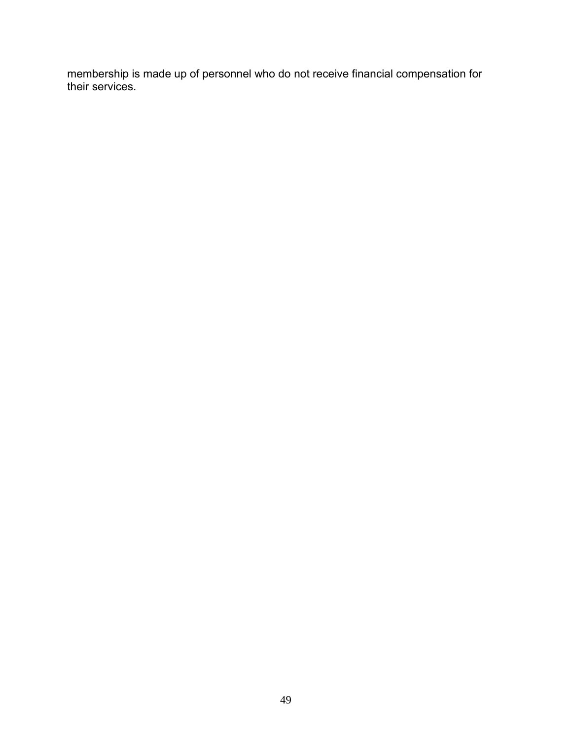membership is made up of personnel who do not receive financial compensation for their services.